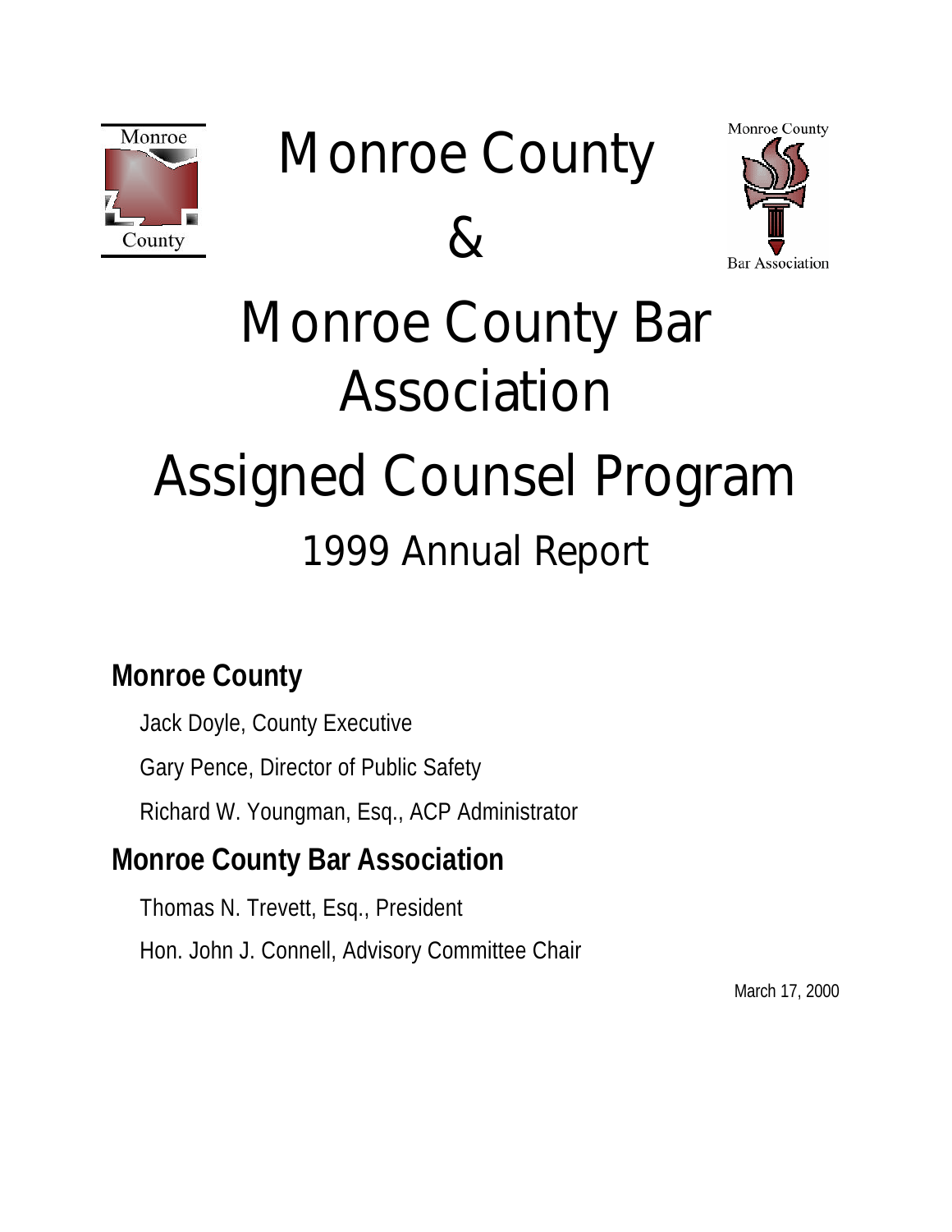# Monroe County

# &

# Monroe County Bar Association

# Assigned Counsel Program

## 1999 Annual Report

### Monroe County

Jack Doyle, County Executive

Gary Pence, Director of Public Safety

Richard W. Youngman, Esq., ACP Administrator

### Monroe County Bar Association

Thomas N. Trevett, Esq., President

Hon. John J. Connell, Advisory Committee Chair

March 17, 2000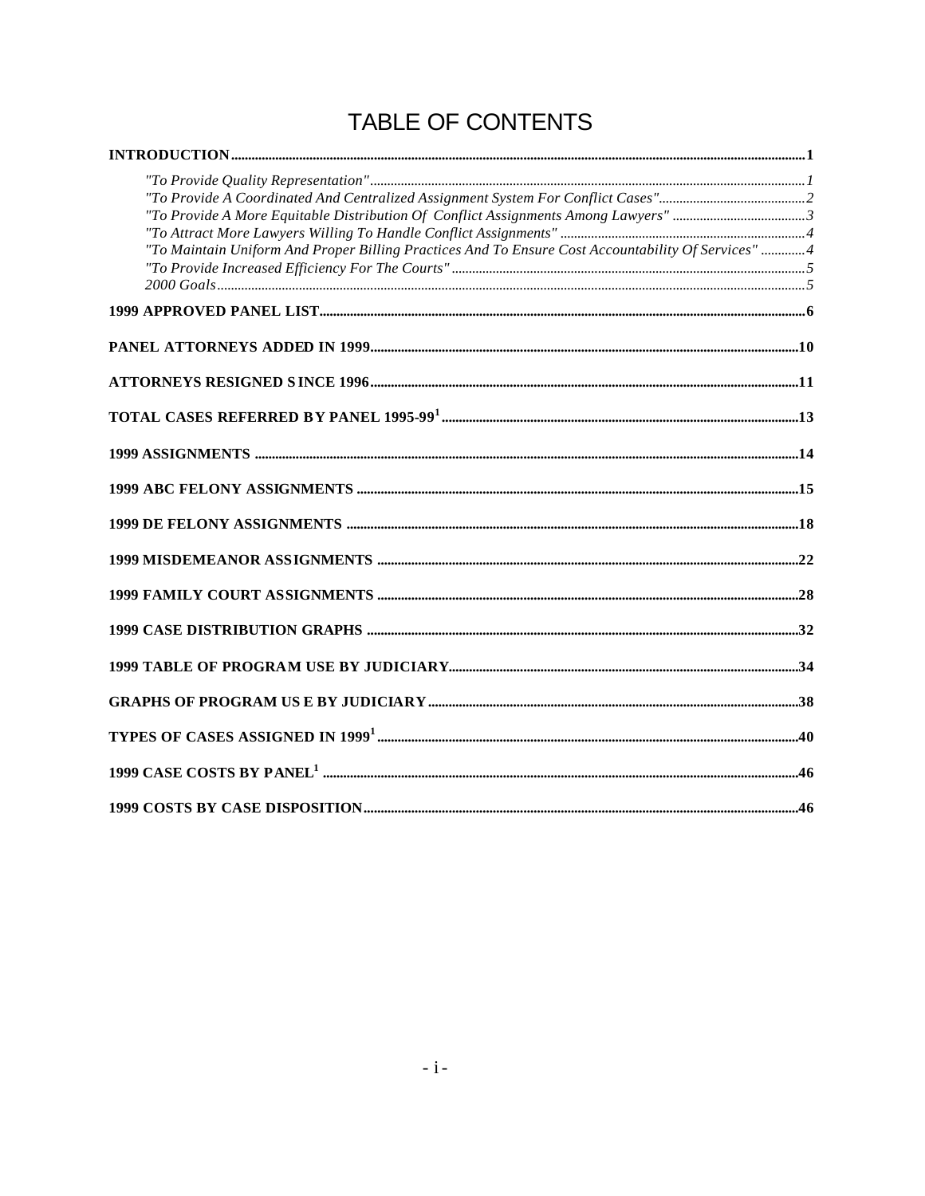# TABLE OF CONTENTS

**INTRODUCTION** .......... **1**

*"To Provide Quality Representation"* .......... *1*

*"To Provide A Coordinated And Centralized Assignment System For Conflict Cases"* .......... *2*

*"To Provide A More Equitable Distribution Of Conflict Assignments Among Lawyers"* .......... *3*

*"To Attract More Lawyers Willing To Handle Conflict Assignments"* .......... *4*

*"To Maintain Uniform And Proper Billing Practices And To Ensure Cost Accountability Of Services"* .......... *4*

*"To Provide Increased Efficiency For The Courts"* .......... *5*

*2000 Goals* .......... *5*

**1999 APPROVED PANEL LIST** .......... **6**

**PANEL ATTORNEYS ADDED IN 1999** .......... **10**

**ATTORNEYS RESIGNED SINCE 1996** .......... **11**

**TOTAL CASES REFERRED BY PANEL 1995-99[1]** .......... **13**

**1999 ASSIGNMENTS** .......... **14**

**1999 ABC FELONY ASSIGNMENTS** .......... **15**

**1999 DE FELONY ASSIGNMENTS** .......... **18**

**1999 MISDEMEANOR ASSIGNMENTS** .......... **22**

**1999 FAMILY COURT ASSIGNMENTS** .......... **28**

**1999 CASE DISTRIBUTION GRAPHS** .......... **32**

**1999 TABLE OF PROGRAM USE BY JUDICIARY** .......... **34**

**GRAPHS OF PROGRAM USE BY JUDICIARY** .......... **38**

**TYPES OF CASES ASSIGNED IN 1999[1]** .......... **40**

**1999 CASE COSTS BY PANEL[1]** .......... **46**

**1999 COSTS BY CASE DISPOSITION** .......... **46**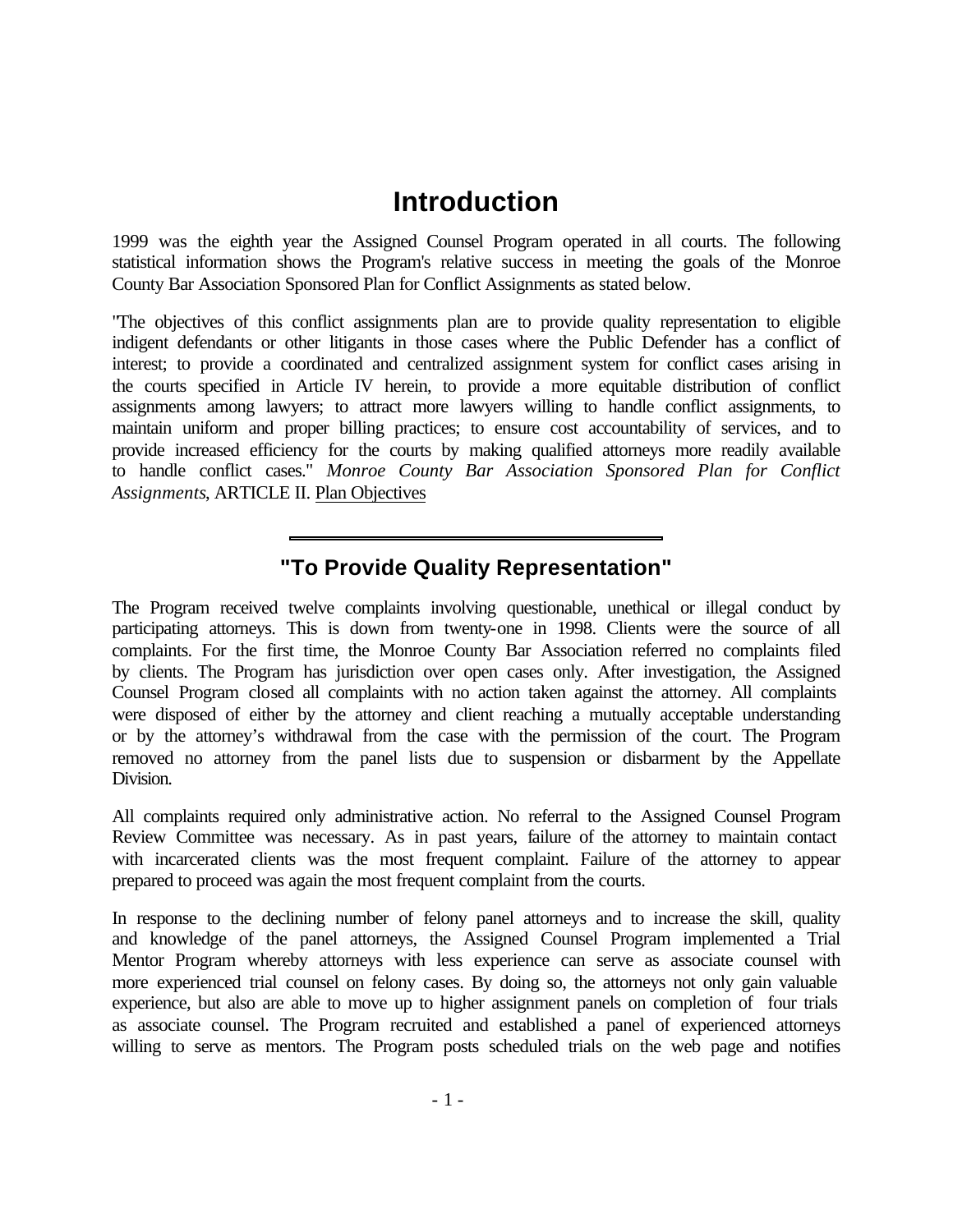# Introduction

1999 was the eighth year the Assigned Counsel Program operated in all courts. The following statistical information shows the Program's relative success in meeting the goals of the Monroe County Bar Association Sponsored Plan for Conflict Assignments as stated below.

"The objectives of this conflict assignments plan are to provide quality representation to eligible indigent defendants or other litigants in those cases where the Public Defender has a conflict of interest; to provide a coordinated and centralized assignment system for conflict cases arising in the courts specified in Article IV herein, to provide a more equitable distribution of conflict assignments among lawyers; to attract more lawyers willing to handle conflict assignments, to maintain uniform and proper billing practices; to ensure cost accountability of services, and to provide increased efficiency for the courts by making qualified attorneys more readily available to handle conflict cases." *Monroe County Bar Association Sponsored Plan for Conflict Assignments*, ARTICLE II. Plan Objectives

---

## "To Provide Quality Representation"

The Program received twelve complaints involving questionable, unethical or illegal conduct by participating attorneys. This is down from twenty-one in 1998. Clients were the source of all complaints. For the first time, the Monroe County Bar Association referred no complaints filed by clients. The Program has jurisdiction over open cases only. After investigation, the Assigned Counsel Program closed all complaints with no action taken against the attorney. All complaints were disposed of either by the attorney and client reaching a mutually acceptable understanding or by the attorney's withdrawal from the case with the permission of the court. The Program removed no attorney from the panel lists due to suspension or disbarment by the Appellate Division.

All complaints required only administrative action. No referral to the Assigned Counsel Program Review Committee was necessary. As in past years, failure of the attorney to maintain contact with incarcerated clients was the most frequent complaint. Failure of the attorney to appear prepared to proceed was again the most frequent complaint from the courts.

In response to the declining number of felony panel attorneys and to increase the skill, quality and knowledge of the panel attorneys, the Assigned Counsel Program implemented a Trial Mentor Program whereby attorneys with less experience can serve as associate counsel with more experienced trial counsel on felony cases. By doing so, the attorneys not only gain valuable experience, but also are able to move up to higher assignment panels on completion of four trials as associate counsel. The Program recruited and established a panel of experienced attorneys willing to serve as mentors. The Program posts scheduled trials on the web page and notifies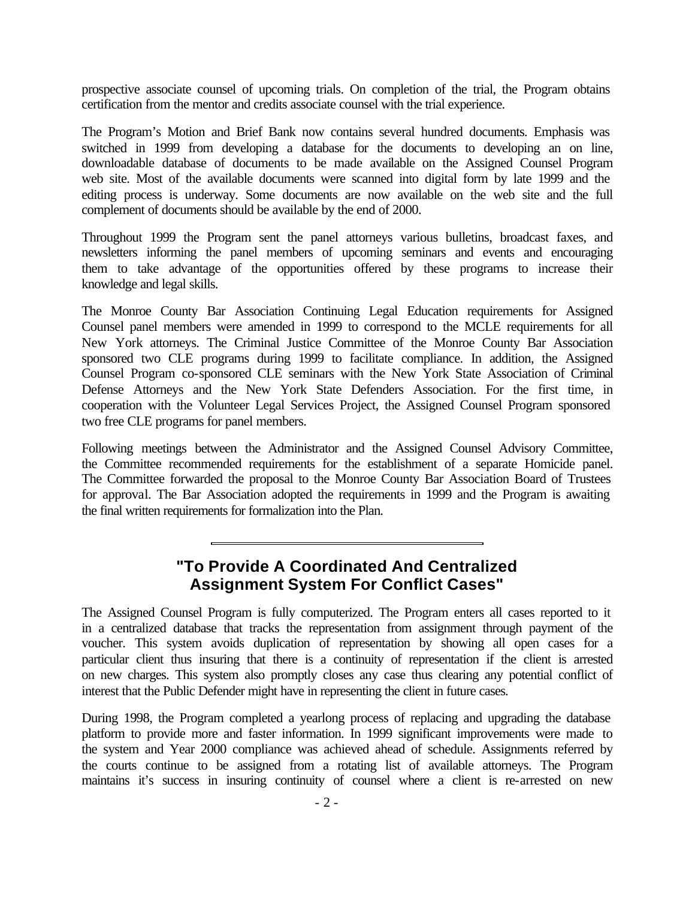prospective associate counsel of upcoming trials. On completion of the trial, the Program obtains certification from the mentor and credits associate counsel with the trial experience.

The Program's Motion and Brief Bank now contains several hundred documents. Emphasis was switched in 1999 from developing a database for the documents to developing an on line, downloadable database of documents to be made available on the Assigned Counsel Program web site. Most of the available documents were scanned into digital form by late 1999 and the editing process is underway. Some documents are now available on the web site and the full complement of documents should be available by the end of 2000.

Throughout 1999 the Program sent the panel attorneys various bulletins, broadcast faxes, and newsletters informing the panel members of upcoming seminars and events and encouraging them to take advantage of the opportunities offered by these programs to increase their knowledge and legal skills.

The Monroe County Bar Association Continuing Legal Education requirements for Assigned Counsel panel members were amended in 1999 to correspond to the MCLE requirements for all New York attorneys. The Criminal Justice Committee of the Monroe County Bar Association sponsored two CLE programs during 1999 to facilitate compliance. In addition, the Assigned Counsel Program co-sponsored CLE seminars with the New York State Association of Criminal Defense Attorneys and the New York State Defenders Association. For the first time, in cooperation with the Volunteer Legal Services Project, the Assigned Counsel Program sponsored two free CLE programs for panel members.

Following meetings between the Administrator and the Assigned Counsel Advisory Committee, the Committee recommended requirements for the establishment of a separate Homicide panel. The Committee forwarded the proposal to the Monroe County Bar Association Board of Trustees for approval. The Bar Association adopted the requirements in 1999 and the Program is awaiting the final written requirements for formalization into the Plan.

---

## "To Provide A Coordinated And Centralized Assignment System For Conflict Cases"

The Assigned Counsel Program is fully computerized. The Program enters all cases reported to it in a centralized database that tracks the representation from assignment through payment of the voucher. This system avoids duplication of representation by showing all open cases for a particular client thus insuring that there is a continuity of representation if the client is arrested on new charges. This system also promptly closes any case thus clearing any potential conflict of interest that the Public Defender might have in representing the client in future cases.

During 1998, the Program completed a yearlong process of replacing and upgrading the database platform to provide more and faster information. In 1999 significant improvements were made to the system and Year 2000 compliance was achieved ahead of schedule. Assignments referred by the courts continue to be assigned from a rotating list of available attorneys. The Program maintains it's success in insuring continuity of counsel where a client is re-arrested on new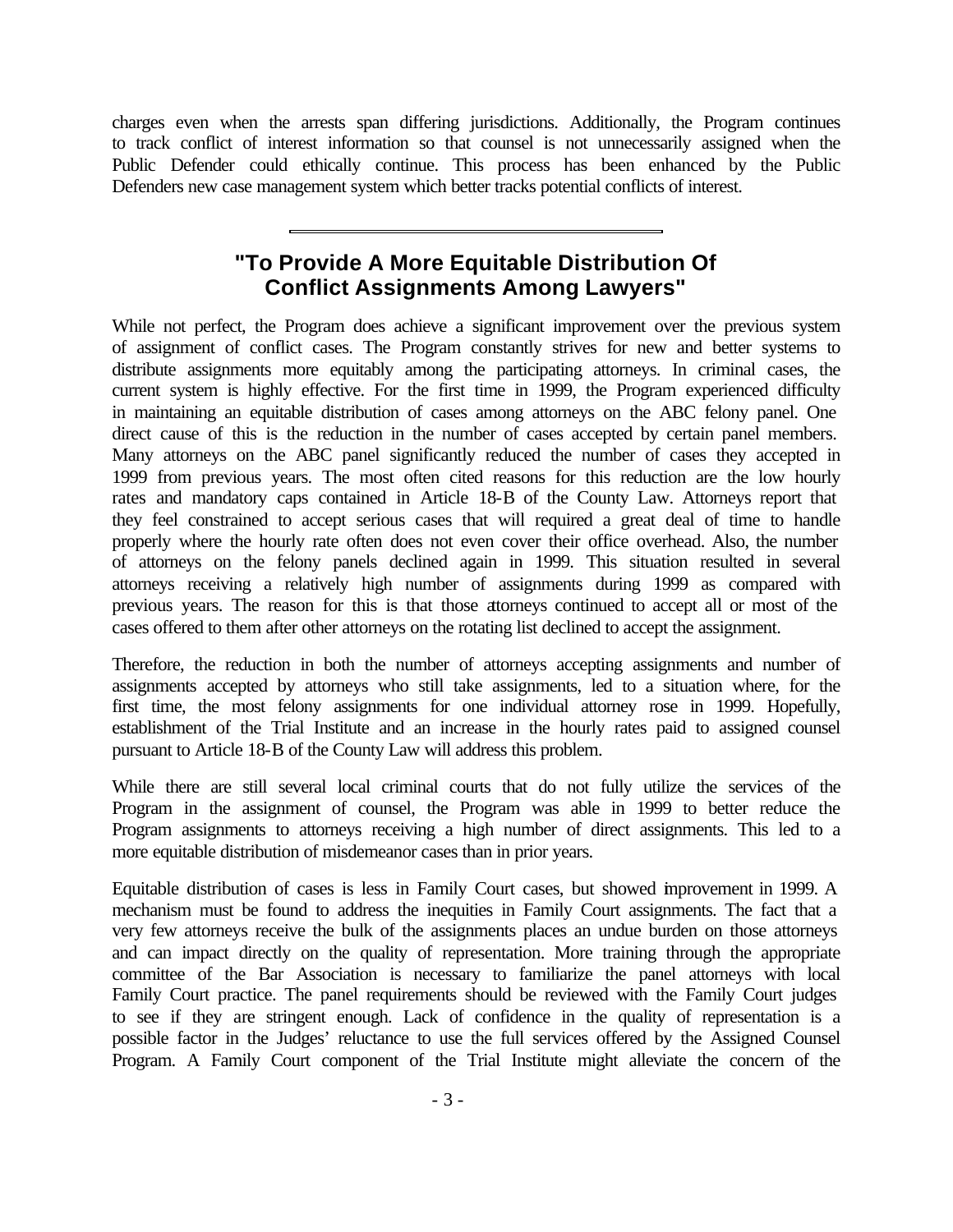charges even when the arrests span differing jurisdictions. Additionally, the Program continues to track conflict of interest information so that counsel is not unnecessarily assigned when the Public Defender could ethically continue. This process has been enhanced by the Public Defenders new case management system which better tracks potential conflicts of interest.

---

## "To Provide A More Equitable Distribution Of Conflict Assignments Among Lawyers"

While not perfect, the Program does achieve a significant improvement over the previous system of assignment of conflict cases. The Program constantly strives for new and better systems to distribute assignments more equitably among the participating attorneys. In criminal cases, the current system is highly effective. For the first time in 1999, the Program experienced difficulty in maintaining an equitable distribution of cases among attorneys on the ABC felony panel. One direct cause of this is the reduction in the number of cases accepted by certain panel members. Many attorneys on the ABC panel significantly reduced the number of cases they accepted in 1999 from previous years. The most often cited reasons for this reduction are the low hourly rates and mandatory caps contained in Article 18-B of the County Law. Attorneys report that they feel constrained to accept serious cases that will required a great deal of time to handle properly where the hourly rate often does not even cover their office overhead. Also, the number of attorneys on the felony panels declined again in 1999. This situation resulted in several attorneys receiving a relatively high number of assignments during 1999 as compared with previous years. The reason for this is that those attorneys continued to accept all or most of the cases offered to them after other attorneys on the rotating list declined to accept the assignment.

Therefore, the reduction in both the number of attorneys accepting assignments and number of assignments accepted by attorneys who still take assignments, led to a situation where, for the first time, the most felony assignments for one individual attorney rose in 1999. Hopefully, establishment of the Trial Institute and an increase in the hourly rates paid to assigned counsel pursuant to Article 18-B of the County Law will address this problem.

While there are still several local criminal courts that do not fully utilize the services of the Program in the assignment of counsel, the Program was able in 1999 to better reduce the Program assignments to attorneys receiving a high number of direct assignments. This led to a more equitable distribution of misdemeanor cases than in prior years.

Equitable distribution of cases is less in Family Court cases, but showed improvement in 1999. A mechanism must be found to address the inequities in Family Court assignments. The fact that a very few attorneys receive the bulk of the assignments places an undue burden on those attorneys and can impact directly on the quality of representation. More training through the appropriate committee of the Bar Association is necessary to familiarize the panel attorneys with local Family Court practice. The panel requirements should be reviewed with the Family Court judges to see if they are stringent enough. Lack of confidence in the quality of representation is a possible factor in the Judges' reluctance to use the full services offered by the Assigned Counsel Program. A Family Court component of the Trial Institute might alleviate the concern of the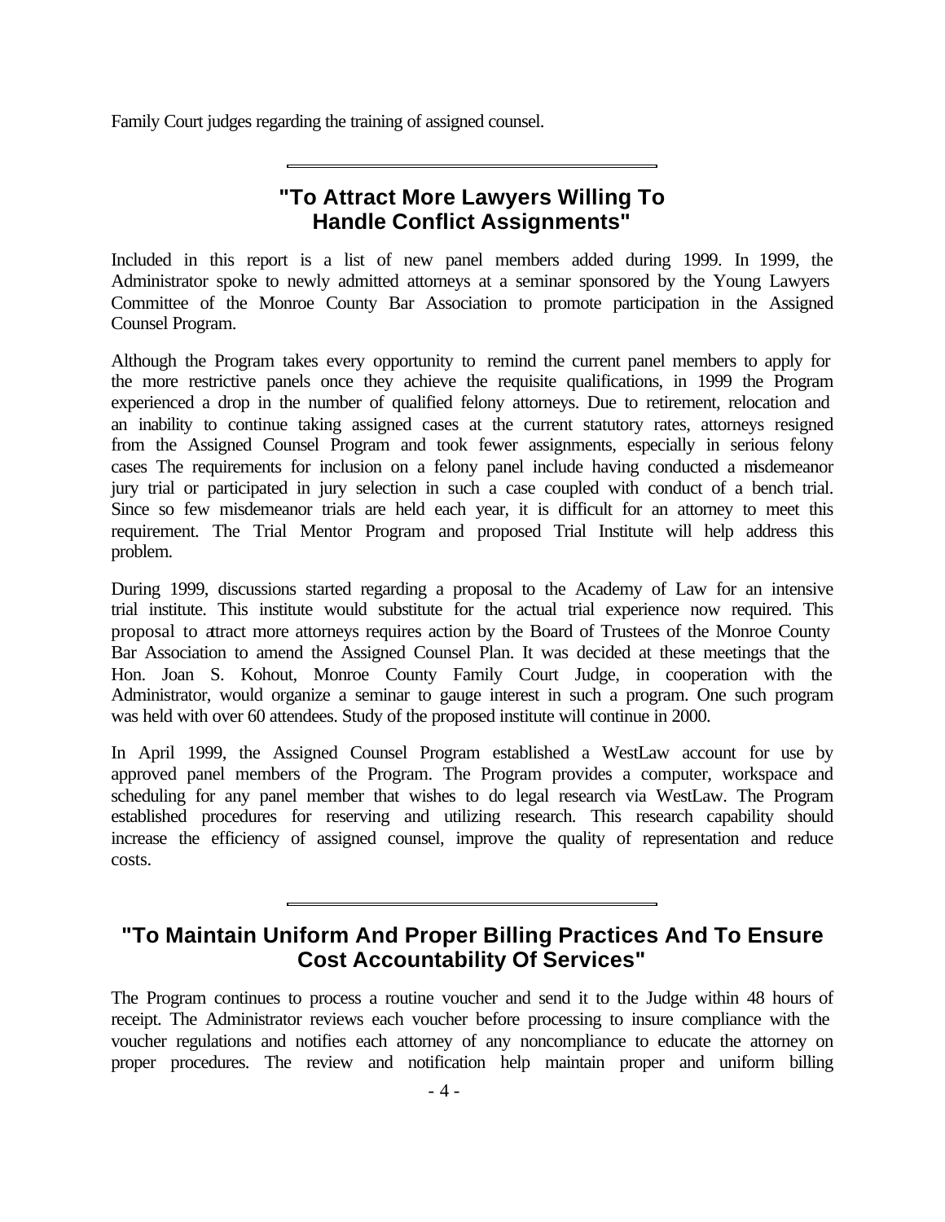Family Court judges regarding the training of assigned counsel.

---

## "To Attract More Lawyers Willing To Handle Conflict Assignments"

Included in this report is a list of new panel members added during 1999. In 1999, the Administrator spoke to newly admitted attorneys at a seminar sponsored by the Young Lawyers Committee of the Monroe County Bar Association to promote participation in the Assigned Counsel Program.

Although the Program takes every opportunity to remind the current panel members to apply for the more restrictive panels once they achieve the requisite qualifications, in 1999 the Program experienced a drop in the number of qualified felony attorneys. Due to retirement, relocation and an inability to continue taking assigned cases at the current statutory rates, attorneys resigned from the Assigned Counsel Program and took fewer assignments, especially in serious felony cases The requirements for inclusion on a felony panel include having conducted a misdemeanor jury trial or participated in jury selection in such a case coupled with conduct of a bench trial. Since so few misdemeanor trials are held each year, it is difficult for an attorney to meet this requirement. The Trial Mentor Program and proposed Trial Institute will help address this problem.

During 1999, discussions started regarding a proposal to the Academy of Law for an intensive trial institute. This institute would substitute for the actual trial experience now required. This proposal to attract more attorneys requires action by the Board of Trustees of the Monroe County Bar Association to amend the Assigned Counsel Plan. It was decided at these meetings that the Hon. Joan S. Kohout, Monroe County Family Court Judge, in cooperation with the Administrator, would organize a seminar to gauge interest in such a program. One such program was held with over 60 attendees. Study of the proposed institute will continue in 2000.

In April 1999, the Assigned Counsel Program established a WestLaw account for use by approved panel members of the Program. The Program provides a computer, workspace and scheduling for any panel member that wishes to do legal research via WestLaw. The Program established procedures for reserving and utilizing research. This research capability should increase the efficiency of assigned counsel, improve the quality of representation and reduce costs.

---

## "To Maintain Uniform And Proper Billing Practices And To Ensure Cost Accountability Of Services"

The Program continues to process a routine voucher and send it to the Judge within 48 hours of receipt. The Administrator reviews each voucher before processing to insure compliance with the voucher regulations and notifies each attorney of any noncompliance to educate the attorney on proper procedures. The review and notification help maintain proper and uniform billing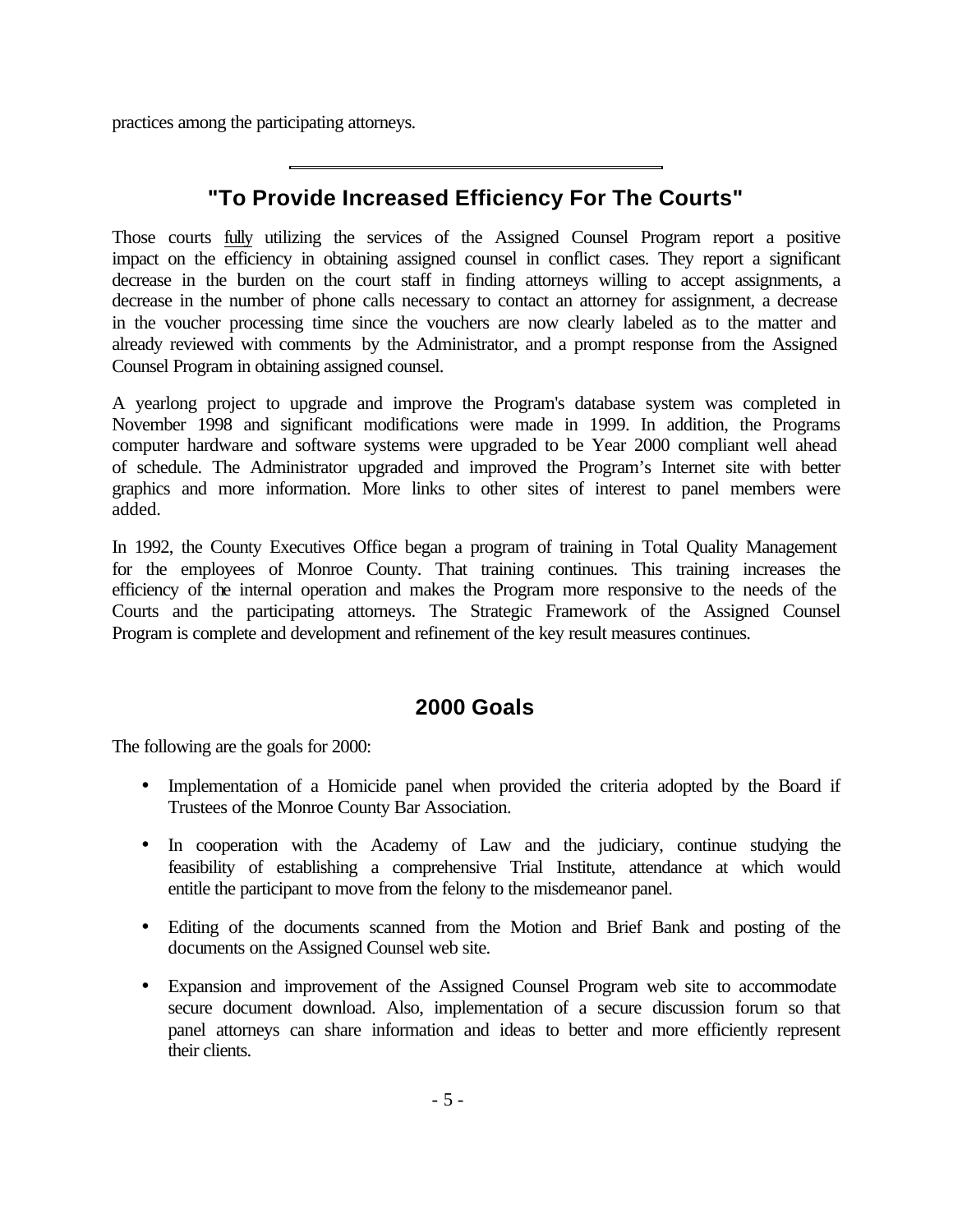practices among the participating attorneys.

---

## "To Provide Increased Efficiency For The Courts"

Those courts fully utilizing the services of the Assigned Counsel Program report a positive impact on the efficiency in obtaining assigned counsel in conflict cases. They report a significant decrease in the burden on the court staff in finding attorneys willing to accept assignments, a decrease in the number of phone calls necessary to contact an attorney for assignment, a decrease in the voucher processing time since the vouchers are now clearly labeled as to the matter and already reviewed with comments by the Administrator, and a prompt response from the Assigned Counsel Program in obtaining assigned counsel.

A yearlong project to upgrade and improve the Program's database system was completed in November 1998 and significant modifications were made in 1999. In addition, the Programs computer hardware and software systems were upgraded to be Year 2000 compliant well ahead of schedule. The Administrator upgraded and improved the Program's Internet site with better graphics and more information. More links to other sites of interest to panel members were added.

In 1992, the County Executives Office began a program of training in Total Quality Management for the employees of Monroe County. That training continues. This training increases the efficiency of the internal operation and makes the Program more responsive to the needs of the Courts and the participating attorneys. The Strategic Framework of the Assigned Counsel Program is complete and development and refinement of the key result measures continues.

## 2000 Goals

The following are the goals for 2000:

- Implementation of a Homicide panel when provided the criteria adopted by the Board if Trustees of the Monroe County Bar Association.
- In cooperation with the Academy of Law and the judiciary, continue studying the feasibility of establishing a comprehensive Trial Institute, attendance at which would entitle the participant to move from the felony to the misdemeanor panel.
- Editing of the documents scanned from the Motion and Brief Bank and posting of the documents on the Assigned Counsel web site.
- Expansion and improvement of the Assigned Counsel Program web site to accommodate secure document download. Also, implementation of a secure discussion forum so that panel attorneys can share information and ideas to better and more efficiently represent their clients.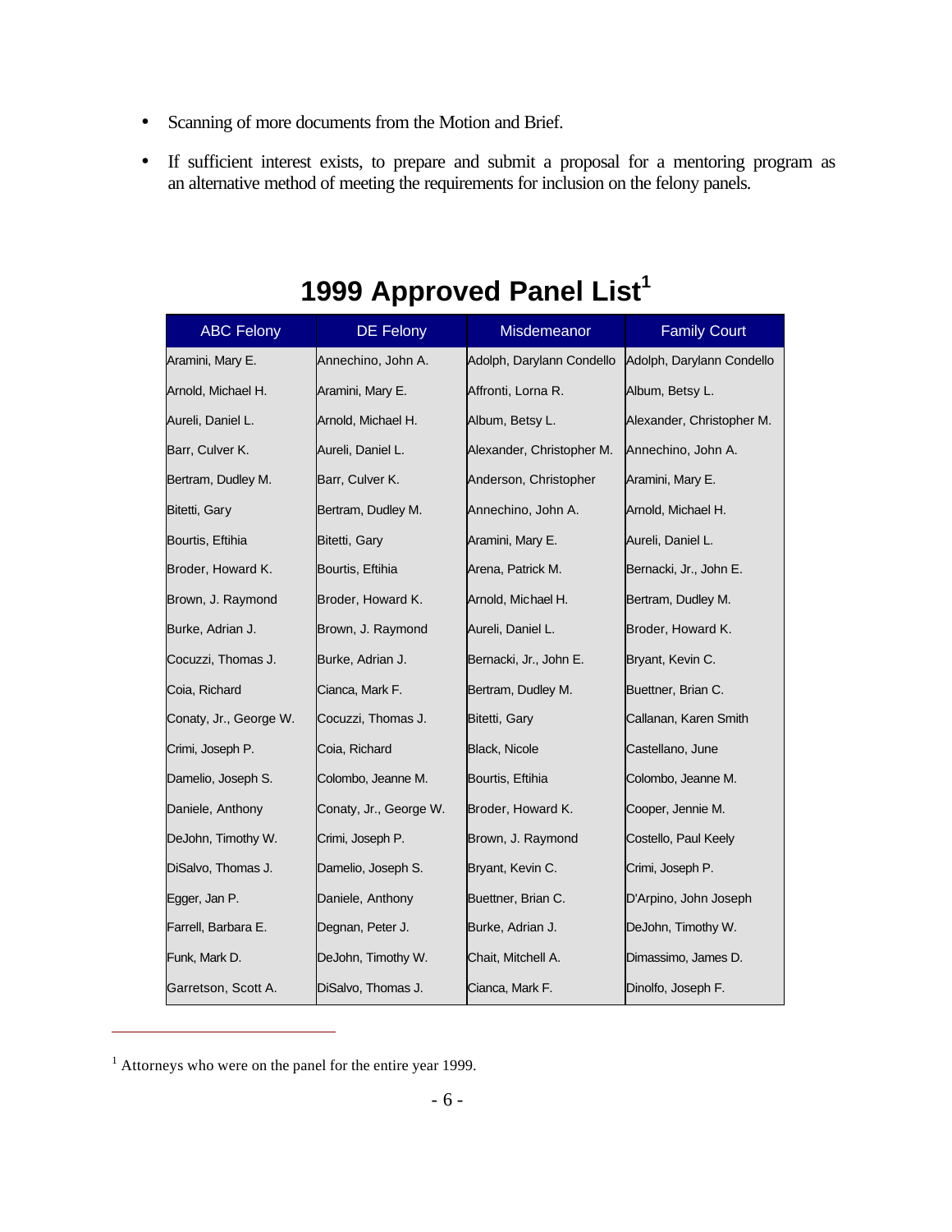- Scanning of more documents from the Motion and Brief.
- If sufficient interest exists, to prepare and submit a proposal for a mentoring program as an alternative method of meeting the requirements for inclusion on the felony panels.

# 1999 Approved Panel List[1]

| ABC Felony | DE Felony | Misdemeanor | Family Court |
|---|---|---|---|
| Aramini, Mary E. | Annechino, John A. | Adolph, Darylann Condello | Adolph, Darylann Condello |
| Arnold, Michael H. | Aramini, Mary E. | Affronti, Lorna R. | Album, Betsy L. |
| Aureli, Daniel L. | Arnold, Michael H. | Album, Betsy L. | Alexander, Christopher M. |
| Barr, Culver K. | Aureli, Daniel L. | Alexander, Christopher M. | Annechino, John A. |
| Bertram, Dudley M. | Barr, Culver K. | Anderson, Christopher | Aramini, Mary E. |
| Bitetti, Gary | Bertram, Dudley M. | Annechino, John A. | Arnold, Michael H. |
| Bourtis, Eftihia | Bitetti, Gary | Aramini, Mary E. | Aureli, Daniel L. |
| Broder, Howard K. | Bourtis, Eftihia | Arena, Patrick M. | Bernacki, Jr., John E. |
| Brown, J. Raymond | Broder, Howard K. | Arnold, Michael H. | Bertram, Dudley M. |
| Burke, Adrian J. | Brown, J. Raymond | Aureli, Daniel L. | Broder, Howard K. |
| Cocuzzi, Thomas J. | Burke, Adrian J. | Bernacki, Jr., John E. | Bryant, Kevin C. |
| Coia, Richard | Cianca, Mark F. | Bertram, Dudley M. | Buettner, Brian C. |
| Conaty, Jr., George W. | Cocuzzi, Thomas J. | Bitetti, Gary | Callanan, Karen Smith |
| Crimi, Joseph P. | Coia, Richard | Black, Nicole | Castellano, June |
| Damelio, Joseph S. | Colombo, Jeanne M. | Bourtis, Eftihia | Colombo, Jeanne M. |
| Daniele, Anthony | Conaty, Jr., George W. | Broder, Howard K. | Cooper, Jennie M. |
| DeJohn, Timothy W. | Crimi, Joseph P. | Brown, J. Raymond | Costello, Paul Keely |
| DiSalvo, Thomas J. | Damelio, Joseph S. | Bryant, Kevin C. | Crimi, Joseph P. |
| Egger, Jan P. | Daniele, Anthony | Buettner, Brian C. | D'Arpino, John Joseph |
| Farrell, Barbara E. | Degnan, Peter J. | Burke, Adrian J. | DeJohn, Timothy W. |
| Funk, Mark D. | DeJohn, Timothy W. | Chait, Mitchell A. | Dimassimo, James D. |
| Garretson, Scott A. | DiSalvo, Thomas J. | Cianca, Mark F. | Dinolfo, Joseph F. |

[1] Attorneys who were on the panel for the entire year 1999.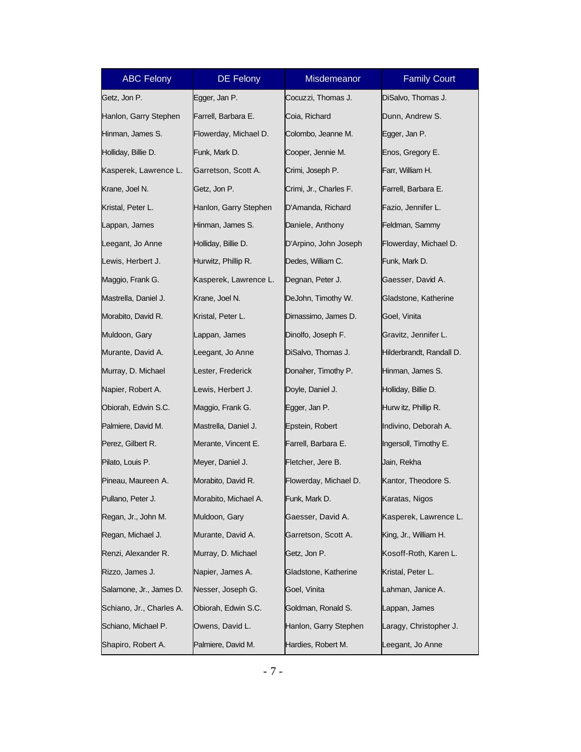| ABC Felony | DE Felony | Misdemeanor | Family Court |
|---|---|---|---|
| Getz, Jon P. | Egger, Jan P. | Cocuzzi, Thomas J. | DiSalvo, Thomas J. |
| Hanlon, Garry Stephen | Farrell, Barbara E. | Coia, Richard | Dunn, Andrew S. |
| Hinman, James S. | Flowerday, Michael D. | Colombo, Jeanne M. | Egger, Jan P. |
| Holliday, Billie D. | Funk, Mark D. | Cooper, Jennie M. | Enos, Gregory E. |
| Kasperek, Lawrence L. | Garretson, Scott A. | Crimi, Joseph P. | Farr, William H. |
| Krane, Joel N. | Getz, Jon P. | Crimi, Jr., Charles F. | Farrell, Barbara E. |
| Kristal, Peter L. | Hanlon, Garry Stephen | D'Amanda, Richard | Fazio, Jennifer L. |
| Lappan, James | Hinman, James S. | Daniele, Anthony | Feldman, Sammy |
| Leegant, Jo Anne | Holliday, Billie D. | D'Arpino, John Joseph | Flowerday, Michael D. |
| Lewis, Herbert J. | Hurwitz, Phillip R. | Dedes, William C. | Funk, Mark D. |
| Maggio, Frank G. | Kasperek, Lawrence L. | Degnan, Peter J. | Gaesser, David A. |
| Mastrella, Daniel J. | Krane, Joel N. | DeJohn, Timothy W. | Gladstone, Katherine |
| Morabito, David R. | Kristal, Peter L. | Dimassimo, James D. | Goel, Vinita |
| Muldoon, Gary | Lappan, James | Dinolfo, Joseph F. | Gravitz, Jennifer L. |
| Murante, David A. | Leegant, Jo Anne | DiSalvo, Thomas J. | Hilderbrandt, Randall D. |
| Murray, D. Michael | Lester, Frederick | Donaher, Timothy P. | Hinman, James S. |
| Napier, Robert A. | Lewis, Herbert J. | Doyle, Daniel J. | Holliday, Billie D. |
| Obiorah, Edwin S.C. | Maggio, Frank G. | Egger, Jan P. | Hurwitz, Phillip R. |
| Palmiere, David M. | Mastrella, Daniel J. | Epstein, Robert | Indivino, Deborah A. |
| Perez, Gilbert R. | Merante, Vincent E. | Farrell, Barbara E. | Ingersoll, Timothy E. |
| Pilato, Louis P. | Meyer, Daniel J. | Fletcher, Jere B. | Jain, Rekha |
| Pineau, Maureen A. | Morabito, David R. | Flowerday, Michael D. | Kantor, Theodore S. |
| Pullano, Peter J. | Morabito, Michael A. | Funk, Mark D. | Karatas, Nigos |
| Regan, Jr., John M. | Muldoon, Gary | Gaesser, David A. | Kasperek, Lawrence L. |
| Regan, Michael J. | Murante, David A. | Garretson, Scott A. | King, Jr., William H. |
| Renzi, Alexander R. | Murray, D. Michael | Getz, Jon P. | Kosoff-Roth, Karen L. |
| Rizzo, James J. | Napier, James A. | Gladstone, Katherine | Kristal, Peter L. |
| Salamone, Jr., James D. | Nesser, Joseph G. | Goel, Vinita | Lahman, Janice A. |
| Schiano, Jr., Charles A. | Obiorah, Edwin S.C. | Goldman, Ronald S. | Lappan, James |
| Schiano, Michael P. | Owens, David L. | Hanlon, Garry Stephen | Laragy, Christopher J. |
| Shapiro, Robert A. | Palmiere, David M. | Hardies, Robert M. | Leegant, Jo Anne |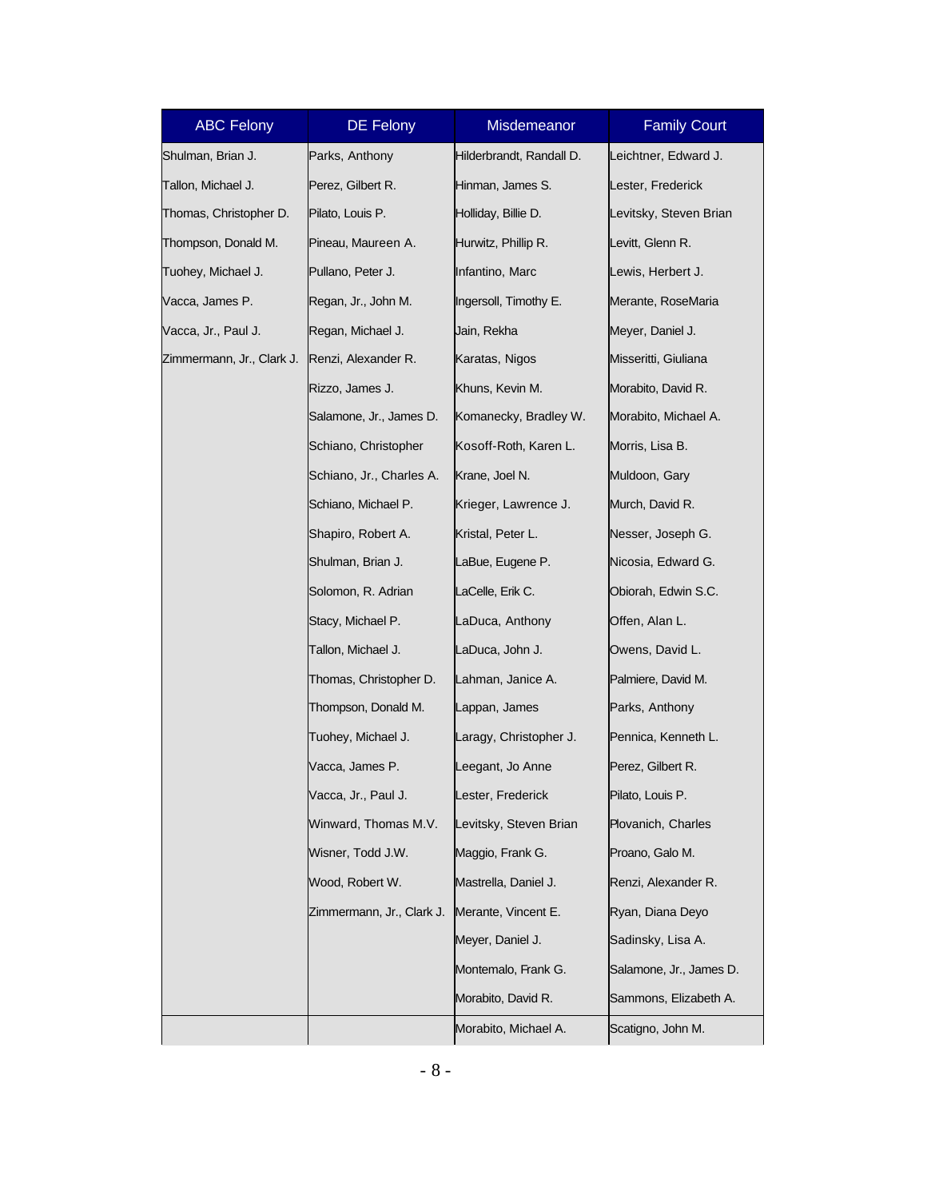| ABC Felony | DE Felony | Misdemeanor | Family Court |
| --- | --- | --- | --- |
| Shulman, Brian J. | Parks, Anthony | Hilderbrandt, Randall D. | Leichtner, Edward J. |
| Tallon, Michael J. | Perez, Gilbert R. | Hinman, James S. | Lester, Frederick |
| Thomas, Christopher D. | Pilato, Louis P. | Holliday, Billie D. | Levitsky, Steven Brian |
| Thompson, Donald M. | Pineau, Maureen A. | Hurwitz, Phillip R. | Levitt, Glenn R. |
| Tuohey, Michael J. | Pullano, Peter J. | Infantino, Marc | Lewis, Herbert J. |
| Vacca, James P. | Regan, Jr., John M. | Ingersoll, Timothy E. | Merante, RoseMaria |
| Vacca, Jr., Paul J. | Regan, Michael J. | Jain, Rekha | Meyer, Daniel J. |
| Zimmermann, Jr., Clark J. | Renzi, Alexander R. | Karatas, Nigos | Misseritti, Giuliana |
| | Rizzo, James J. | Khuns, Kevin M. | Morabito, David R. |
| | Salamone, Jr., James D. | Komanecky, Bradley W. | Morabito, Michael A. |
| | Schiano, Christopher | Kosoff-Roth, Karen L. | Morris, Lisa B. |
| | Schiano, Jr., Charles A. | Krane, Joel N. | Muldoon, Gary |
| | Schiano, Michael P. | Krieger, Lawrence J. | Murch, David R. |
| | Shapiro, Robert A. | Kristal, Peter L. | Nesser, Joseph G. |
| | Shulman, Brian J. | LaBue, Eugene P. | Nicosia, Edward G. |
| | Solomon, R. Adrian | LaCelle, Erik C. | Obiorah, Edwin S.C. |
| | Stacy, Michael P. | LaDuca, Anthony | Offen, Alan L. |
| | Tallon, Michael J. | LaDuca, John J. | Owens, David L. |
| | Thomas, Christopher D. | Lahman, Janice A. | Palmiere, David M. |
| | Thompson, Donald M. | Lappan, James | Parks, Anthony |
| | Tuohey, Michael J. | Laragy, Christopher J. | Pennica, Kenneth L. |
| | Vacca, James P. | Leegant, Jo Anne | Perez, Gilbert R. |
| | Vacca, Jr., Paul J. | Lester, Frederick | Pilato, Louis P. |
| | Winward, Thomas M.V. | Levitsky, Steven Brian | Plovanich, Charles |
| | Wisner, Todd J.W. | Maggio, Frank G. | Proano, Galo M. |
| | Wood, Robert W. | Mastrella, Daniel J. | Renzi, Alexander R. |
| | Zimmermann, Jr., Clark J. | Merante, Vincent E. | Ryan, Diana Deyo |
| | | Meyer, Daniel J. | Sadinsky, Lisa A. |
| | | Montemalo, Frank G. | Salamone, Jr., James D. |
| | | Morabito, David R. | Sammons, Elizabeth A. |
| | | Morabito, Michael A. | Scatigno, John M. |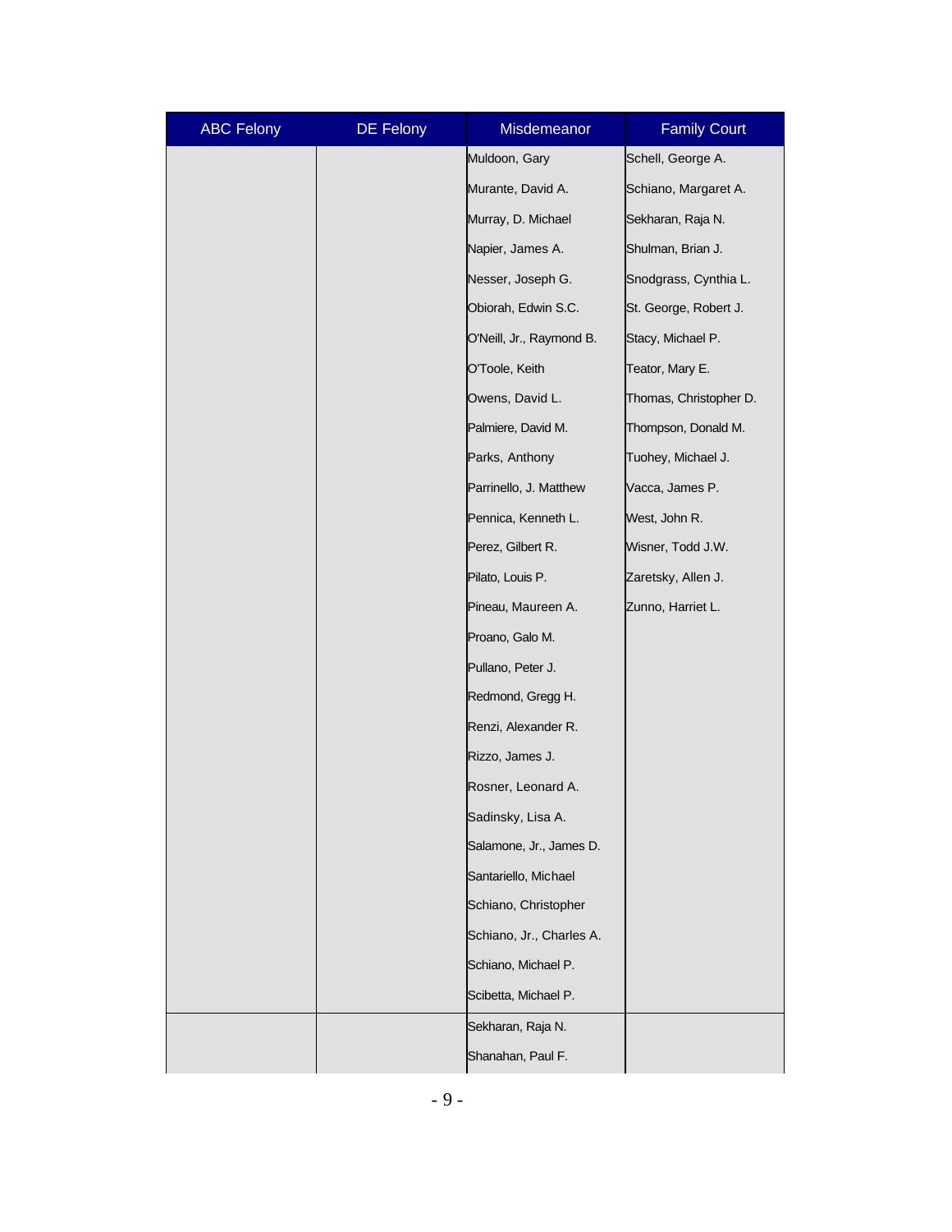| ABC Felony | DE Felony | Misdemeanor | Family Court |
| --- | --- | --- | --- |
| | | Muldoon, Gary | Schell, George A. |
| | | Murante, David A. | Schiano, Margaret A. |
| | | Murray, D. Michael | Sekharan, Raja N. |
| | | Napier, James A. | Shulman, Brian J. |
| | | Nesser, Joseph G. | Snodgrass, Cynthia L. |
| | | Obiorah, Edwin S.C. | St. George, Robert J. |
| | | O'Neill, Jr., Raymond B. | Stacy, Michael P. |
| | | O'Toole, Keith | Teator, Mary E. |
| | | Owens, David L. | Thomas, Christopher D. |
| | | Palmiere, David M. | Thompson, Donald M. |
| | | Parks, Anthony | Tuohey, Michael J. |
| | | Parrinello, J. Matthew | Vacca, James P. |
| | | Pennica, Kenneth L. | West, John R. |
| | | Perez, Gilbert R. | Wisner, Todd J.W. |
| | | Pilato, Louis P. | Zaretsky, Allen J. |
| | | Pineau, Maureen A. | Zunno, Harriet L. |
| | | Proano, Galo M. | |
| | | Pullano, Peter J. | |
| | | Redmond, Gregg H. | |
| | | Renzi, Alexander R. | |
| | | Rizzo, James J. | |
| | | Rosner, Leonard A. | |
| | | Sadinsky, Lisa A. | |
| | | Salamone, Jr., James D. | |
| | | Santariello, Michael | |
| | | Schiano, Christopher | |
| | | Schiano, Jr., Charles A. | |
| | | Schiano, Michael P. | |
| | | Scibetta, Michael P. | |
| | | Sekharan, Raja N. | |
| | | Shanahan, Paul F. | |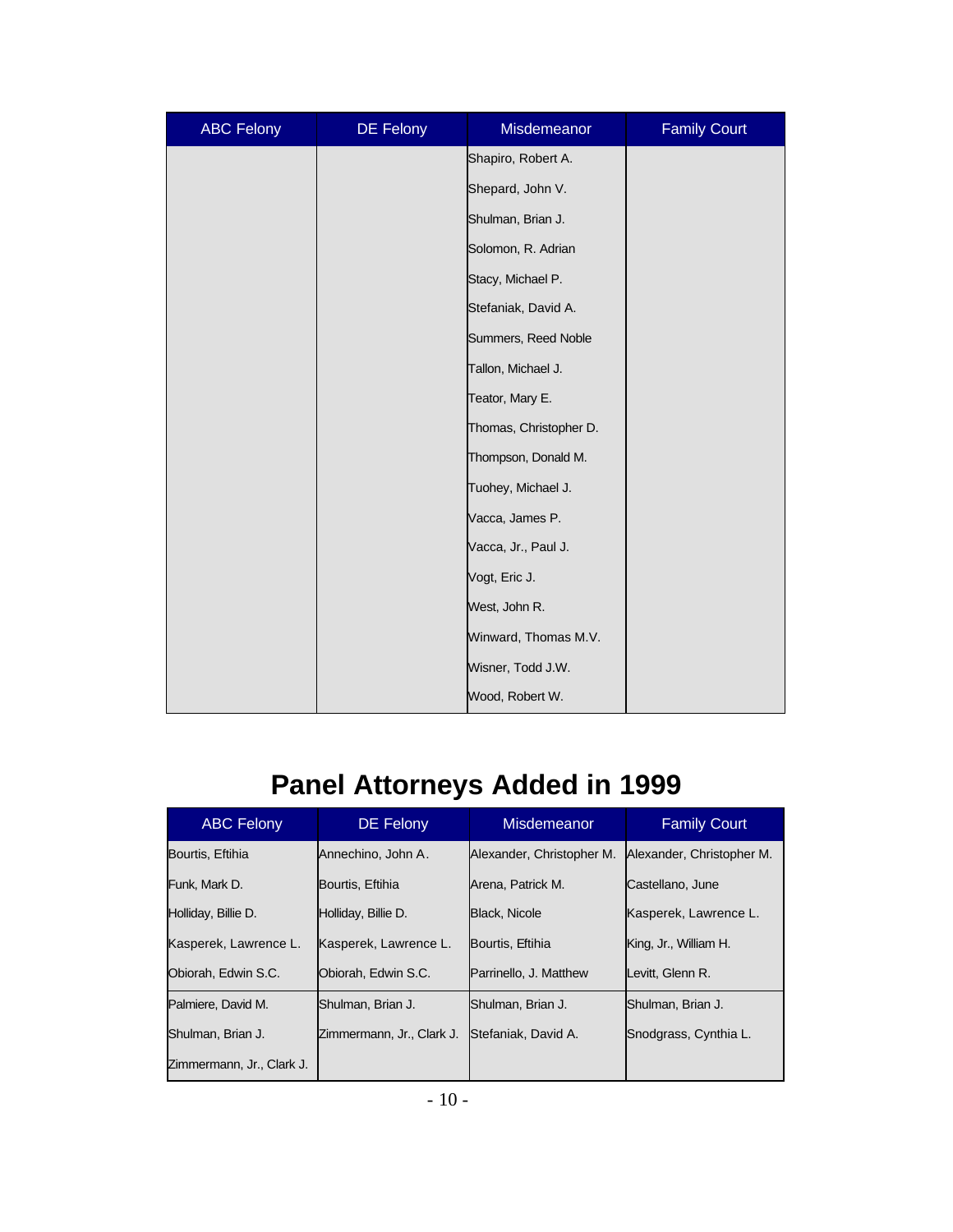| ABC Felony | DE Felony | Misdemeanor | Family Court |
|---|---|---|---|
| | | Shapiro, Robert A. | |
| | | Shepard, John V. | |
| | | Shulman, Brian J. | |
| | | Solomon, R. Adrian | |
| | | Stacy, Michael P. | |
| | | Stefaniak, David A. | |
| | | Summers, Reed Noble | |
| | | Tallon, Michael J. | |
| | | Teator, Mary E. | |
| | | Thomas, Christopher D. | |
| | | Thompson, Donald M. | |
| | | Tuohey, Michael J. | |
| | | Vacca, James P. | |
| | | Vacca, Jr., Paul J. | |
| | | Vogt, Eric J. | |
| | | West, John R. | |
| | | Winward, Thomas M.V. | |
| | | Wisner, Todd J.W. | |
| | | Wood, Robert W. | |

# Panel Attorneys Added in 1999

| ABC Felony | DE Felony | Misdemeanor | Family Court |
|---|---|---|---|
| Bourtis, Eftihia | Annechino, John A. | Alexander, Christopher M. | Alexander, Christopher M. |
| Funk, Mark D. | Bourtis, Eftihia | Arena, Patrick M. | Castellano, June |
| Holliday, Billie D. | Holliday, Billie D. | Black, Nicole | Kasperek, Lawrence L. |
| Kasperek, Lawrence L. | Kasperek, Lawrence L. | Bourtis, Eftihia | King, Jr., William H. |
| Obiorah, Edwin S.C. | Obiorah, Edwin S.C. | Parrinello, J. Matthew | Levitt, Glenn R. |
| Palmiere, David M. | Shulman, Brian J. | Shulman, Brian J. | Shulman, Brian J. |
| Shulman, Brian J. | Zimmermann, Jr., Clark J. | Stefaniak, David A. | Snodgrass, Cynthia L. |
| Zimmermann, Jr., Clark J. | | | |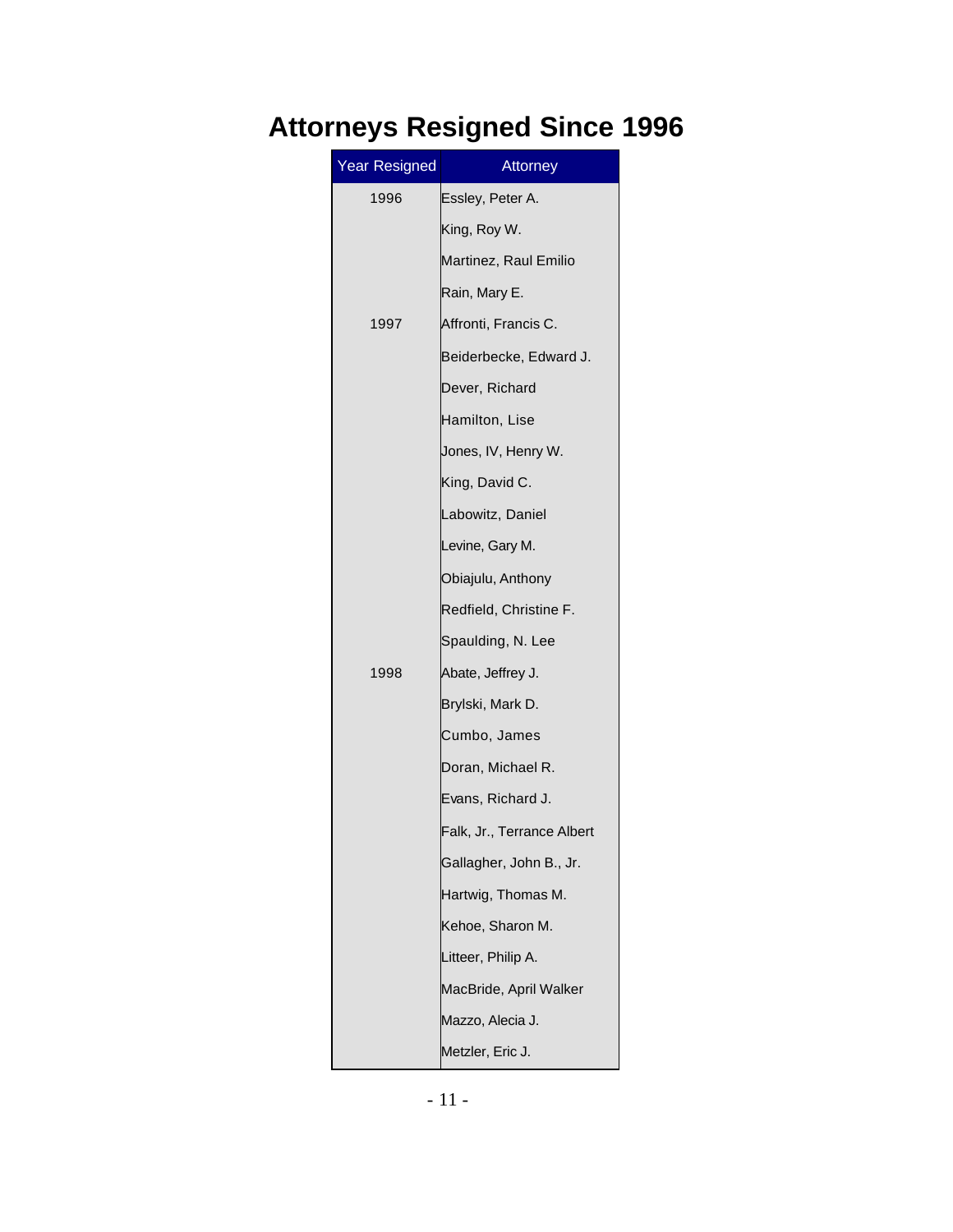# Attorneys Resigned Since 1996

| Year Resigned | Attorney |
|---|---|
| 1996 | Essley, Peter A. |
| | King, Roy W. |
| | Martinez, Raul Emilio |
| | Rain, Mary E. |
| 1997 | Affronti, Francis C. |
| | Beiderbecke, Edward J. |
| | Dever, Richard |
| | Hamilton, Lise |
| | Jones, IV, Henry W. |
| | King, David C. |
| | Labowitz, Daniel |
| | Levine, Gary M. |
| | Obiajulu, Anthony |
| | Redfield, Christine F. |
| | Spaulding, N. Lee |
| 1998 | Abate, Jeffrey J. |
| | Brylski, Mark D. |
| | Cumbo, James |
| | Doran, Michael R. |
| | Evans, Richard J. |
| | Falk, Jr., Terrance Albert |
| | Gallagher, John B., Jr. |
| | Hartwig, Thomas M. |
| | Kehoe, Sharon M. |
| | Litteer, Philip A. |
| | MacBride, April Walker |
| | Mazzo, Alecia J. |
| | Metzler, Eric J. |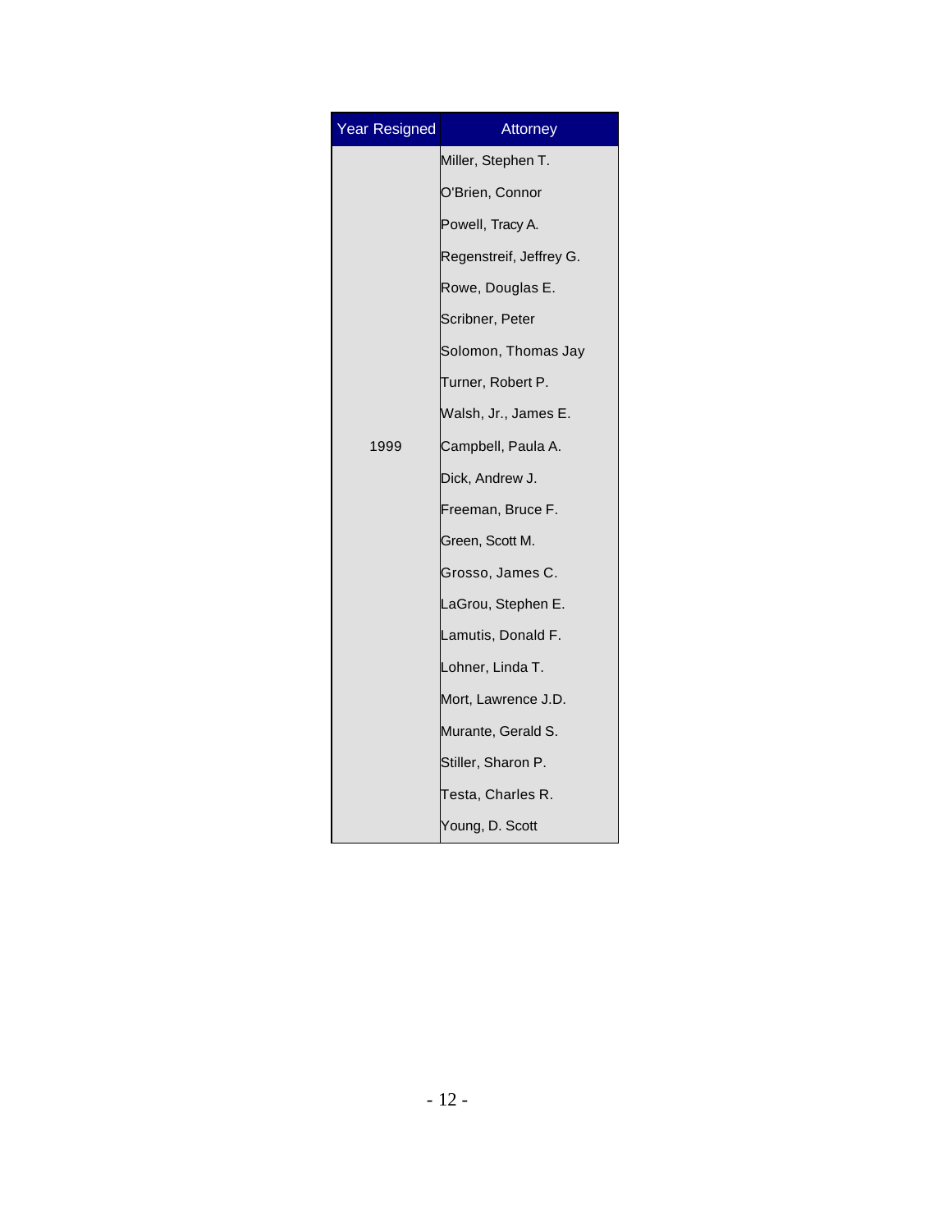| Year Resigned | Attorney |
|---|---|
| 1999 | Miller, Stephen T. |
| | O'Brien, Connor |
| | Powell, Tracy A. |
| | Regenstreif, Jeffrey G. |
| | Rowe, Douglas E. |
| | Scribner, Peter |
| | Solomon, Thomas Jay |
| | Turner, Robert P. |
| | Walsh, Jr., James E. |
| | Campbell, Paula A. |
| | Dick, Andrew J. |
| | Freeman, Bruce F. |
| | Green, Scott M. |
| | Grosso, James C. |
| | LaGrou, Stephen E. |
| | Lamutis, Donald F. |
| | Lohner, Linda T. |
| | Mort, Lawrence J.D. |
| | Murante, Gerald S. |
| | Stiller, Sharon P. |
| | Testa, Charles R. |
| | Young, D. Scott |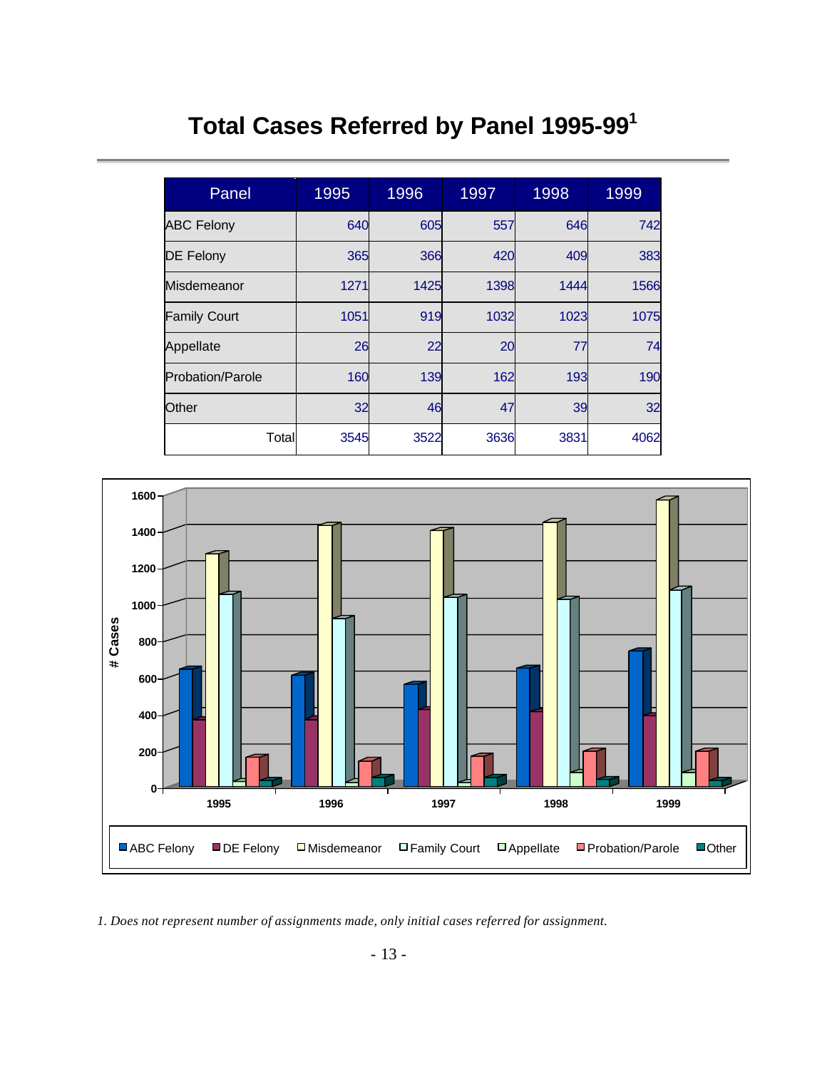# Total Cases Referred by Panel 1995-99[1]

| Panel | 1995 | 1996 | 1997 | 1998 | 1999 |
|---|---|---|---|---|---|
| ABC Felony | 640 | 605 | 557 | 646 | 742 |
| DE Felony | 365 | 366 | 420 | 409 | 383 |
| Misdemeanor | 1271 | 1425 | 1398 | 1444 | 1566 |
| Family Court | 1051 | 919 | 1032 | 1023 | 1075 |
| Appellate | 26 | 22 | 20 | 77 | 74 |
| Probation/Parole | 160 | 139 | 162 | 193 | 190 |
| Other | 32 | 46 | 47 | 39 | 32 |
| Total | 3545 | 3522 | 3636 | 3831 | 4062 |

*1. Does not represent number of assignments made, only initial cases referred for assignment.*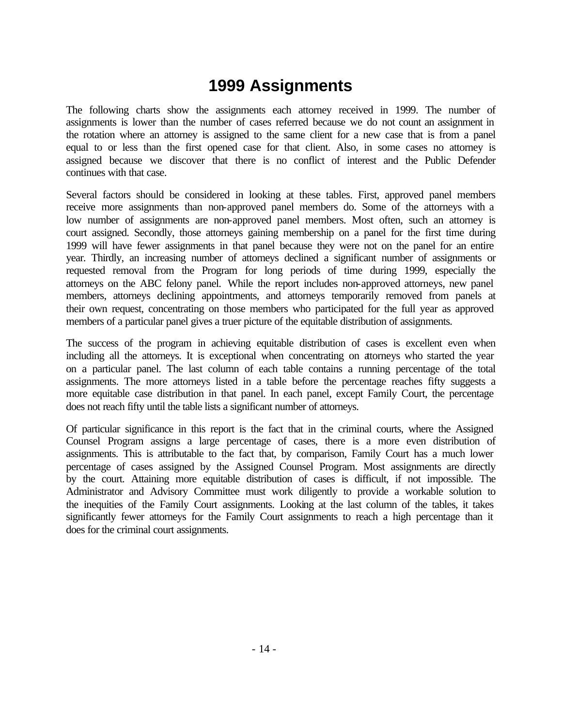# 1999 Assignments

The following charts show the assignments each attorney received in 1999. The number of assignments is lower than the number of cases referred because we do not count an assignment in the rotation where an attorney is assigned to the same client for a new case that is from a panel equal to or less than the first opened case for that client. Also, in some cases no attorney is assigned because we discover that there is no conflict of interest and the Public Defender continues with that case.

Several factors should be considered in looking at these tables. First, approved panel members receive more assignments than non-approved panel members do. Some of the attorneys with a low number of assignments are non-approved panel members. Most often, such an attorney is court assigned. Secondly, those attorneys gaining membership on a panel for the first time during 1999 will have fewer assignments in that panel because they were not on the panel for an entire year. Thirdly, an increasing number of attorneys declined a significant number of assignments or requested removal from the Program for long periods of time during 1999, especially the attorneys on the ABC felony panel. While the report includes non-approved attorneys, new panel members, attorneys declining appointments, and attorneys temporarily removed from panels at their own request, concentrating on those members who participated for the full year as approved members of a particular panel gives a truer picture of the equitable distribution of assignments.

The success of the program in achieving equitable distribution of cases is excellent even when including all the attorneys. It is exceptional when concentrating on attorneys who started the year on a particular panel. The last column of each table contains a running percentage of the total assignments. The more attorneys listed in a table before the percentage reaches fifty suggests a more equitable case distribution in that panel. In each panel, except Family Court, the percentage does not reach fifty until the table lists a significant number of attorneys.

Of particular significance in this report is the fact that in the criminal courts, where the Assigned Counsel Program assigns a large percentage of cases, there is a more even distribution of assignments. This is attributable to the fact that, by comparison, Family Court has a much lower percentage of cases assigned by the Assigned Counsel Program. Most assignments are directly by the court. Attaining more equitable distribution of cases is difficult, if not impossible. The Administrator and Advisory Committee must work diligently to provide a workable solution to the inequities of the Family Court assignments. Looking at the last column of the tables, it takes significantly fewer attorneys for the Family Court assignments to reach a high percentage than it does for the criminal court assignments.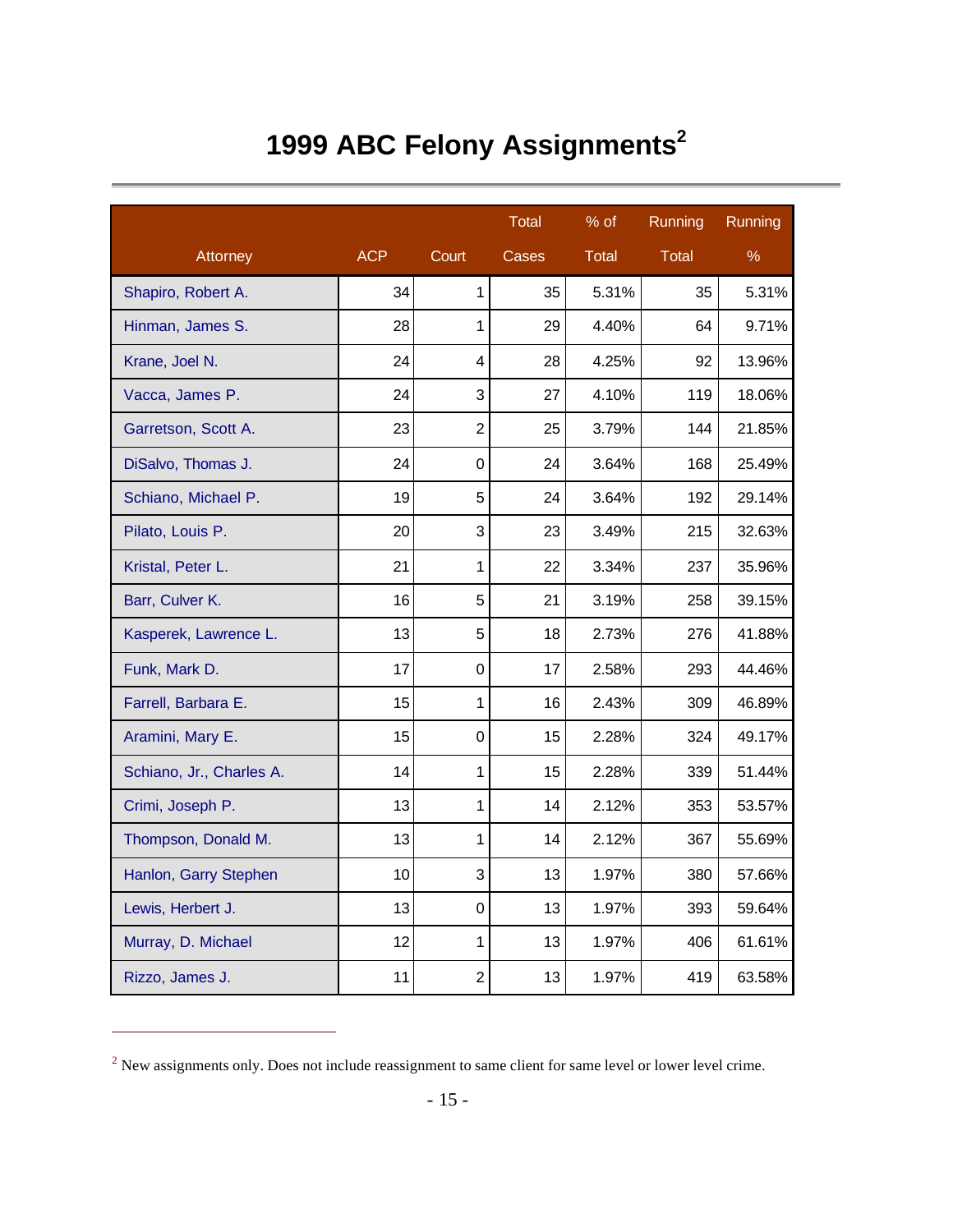# 1999 ABC Felony Assignments[2]

| Attorney | ACP | Court | Total Cases | % of Total | Running Total | Running % |
|---|---|---|---|---|---|---|
| Shapiro, Robert A. | 34 | 1 | 35 | 5.31% | 35 | 5.31% |
| Hinman, James S. | 28 | 1 | 29 | 4.40% | 64 | 9.71% |
| Krane, Joel N. | 24 | 4 | 28 | 4.25% | 92 | 13.96% |
| Vacca, James P. | 24 | 3 | 27 | 4.10% | 119 | 18.06% |
| Garretson, Scott A. | 23 | 2 | 25 | 3.79% | 144 | 21.85% |
| DiSalvo, Thomas J. | 24 | 0 | 24 | 3.64% | 168 | 25.49% |
| Schiano, Michael P. | 19 | 5 | 24 | 3.64% | 192 | 29.14% |
| Pilato, Louis P. | 20 | 3 | 23 | 3.49% | 215 | 32.63% |
| Kristal, Peter L. | 21 | 1 | 22 | 3.34% | 237 | 35.96% |
| Barr, Culver K. | 16 | 5 | 21 | 3.19% | 258 | 39.15% |
| Kasperek, Lawrence L. | 13 | 5 | 18 | 2.73% | 276 | 41.88% |
| Funk, Mark D. | 17 | 0 | 17 | 2.58% | 293 | 44.46% |
| Farrell, Barbara E. | 15 | 1 | 16 | 2.43% | 309 | 46.89% |
| Aramini, Mary E. | 15 | 0 | 15 | 2.28% | 324 | 49.17% |
| Schiano, Jr., Charles A. | 14 | 1 | 15 | 2.28% | 339 | 51.44% |
| Crimi, Joseph P. | 13 | 1 | 14 | 2.12% | 353 | 53.57% |
| Thompson, Donald M. | 13 | 1 | 14 | 2.12% | 367 | 55.69% |
| Hanlon, Garry Stephen | 10 | 3 | 13 | 1.97% | 380 | 57.66% |
| Lewis, Herbert J. | 13 | 0 | 13 | 1.97% | 393 | 59.64% |
| Murray, D. Michael | 12 | 1 | 13 | 1.97% | 406 | 61.61% |
| Rizzo, James J. | 11 | 2 | 13 | 1.97% | 419 | 63.58% |

[2] New assignments only. Does not include reassignment to same client for same level or lower level crime.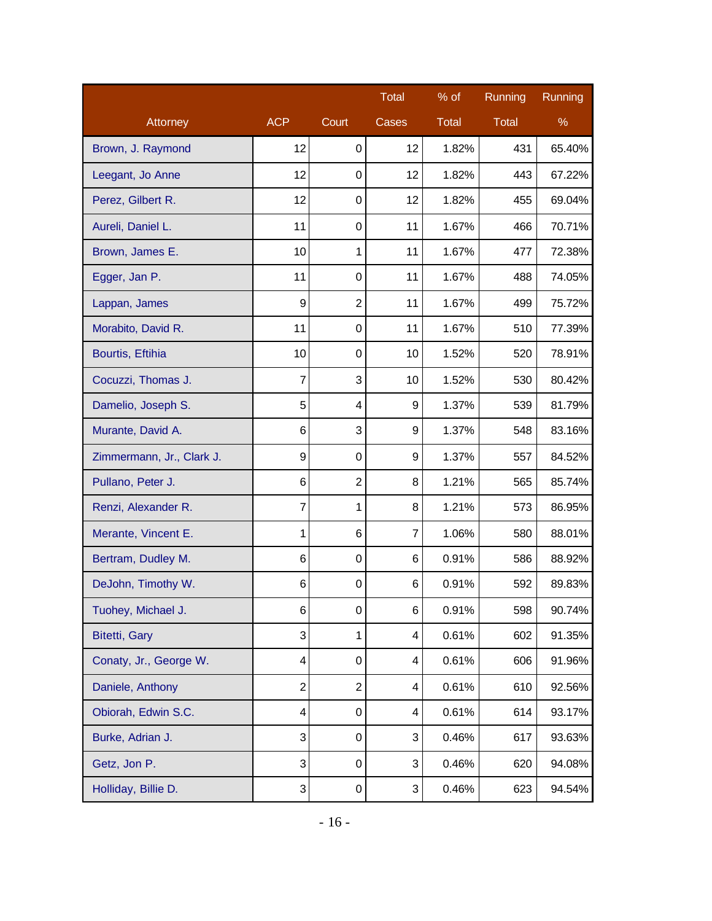| Attorney | ACP | Court | Total Cases | % of Total | Running Total | Running % |
|---|---|---|---|---|---|---|
| Brown, J. Raymond | 12 | 0 | 12 | 1.82% | 431 | 65.40% |
| Leegant, Jo Anne | 12 | 0 | 12 | 1.82% | 443 | 67.22% |
| Perez, Gilbert R. | 12 | 0 | 12 | 1.82% | 455 | 69.04% |
| Aureli, Daniel L. | 11 | 0 | 11 | 1.67% | 466 | 70.71% |
| Brown, James E. | 10 | 1 | 11 | 1.67% | 477 | 72.38% |
| Egger, Jan P. | 11 | 0 | 11 | 1.67% | 488 | 74.05% |
| Lappan, James | 9 | 2 | 11 | 1.67% | 499 | 75.72% |
| Morabito, David R. | 11 | 0 | 11 | 1.67% | 510 | 77.39% |
| Bourtis, Eftihia | 10 | 0 | 10 | 1.52% | 520 | 78.91% |
| Cocuzzi, Thomas J. | 7 | 3 | 10 | 1.52% | 530 | 80.42% |
| Damelio, Joseph S. | 5 | 4 | 9 | 1.37% | 539 | 81.79% |
| Murante, David A. | 6 | 3 | 9 | 1.37% | 548 | 83.16% |
| Zimmermann, Jr., Clark J. | 9 | 0 | 9 | 1.37% | 557 | 84.52% |
| Pullano, Peter J. | 6 | 2 | 8 | 1.21% | 565 | 85.74% |
| Renzi, Alexander R. | 7 | 1 | 8 | 1.21% | 573 | 86.95% |
| Merante, Vincent E. | 1 | 6 | 7 | 1.06% | 580 | 88.01% |
| Bertram, Dudley M. | 6 | 0 | 6 | 0.91% | 586 | 88.92% |
| DeJohn, Timothy W. | 6 | 0 | 6 | 0.91% | 592 | 89.83% |
| Tuohey, Michael J. | 6 | 0 | 6 | 0.91% | 598 | 90.74% |
| Bitetti, Gary | 3 | 1 | 4 | 0.61% | 602 | 91.35% |
| Conaty, Jr., George W. | 4 | 0 | 4 | 0.61% | 606 | 91.96% |
| Daniele, Anthony | 2 | 2 | 4 | 0.61% | 610 | 92.56% |
| Obiorah, Edwin S.C. | 4 | 0 | 4 | 0.61% | 614 | 93.17% |
| Burke, Adrian J. | 3 | 0 | 3 | 0.46% | 617 | 93.63% |
| Getz, Jon P. | 3 | 0 | 3 | 0.46% | 620 | 94.08% |
| Holliday, Billie D. | 3 | 0 | 3 | 0.46% | 623 | 94.54% |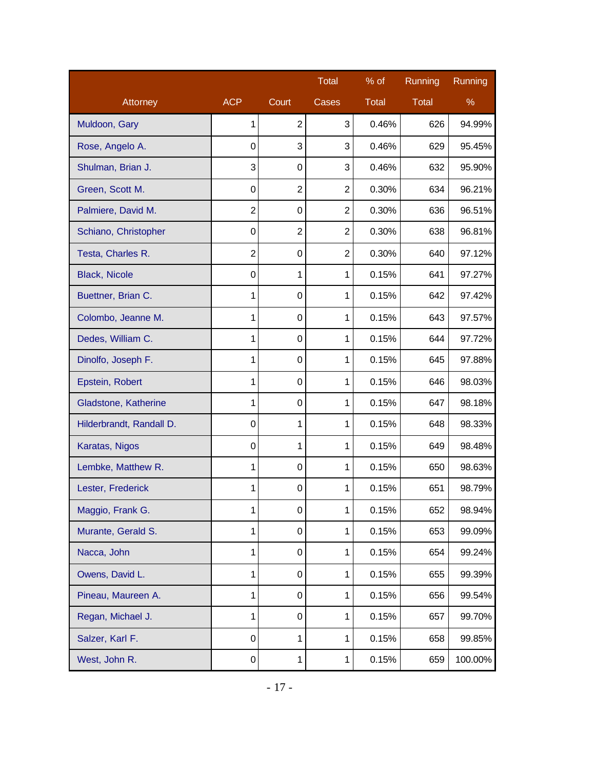| Attorney | ACP | Court | Total Cases | % of Total | Running Total | Running % |
|---|---|---|---|---|---|---|
| Muldoon, Gary | 1 | 2 | 3 | 0.46% | 626 | 94.99% |
| Rose, Angelo A. | 0 | 3 | 3 | 0.46% | 629 | 95.45% |
| Shulman, Brian J. | 3 | 0 | 3 | 0.46% | 632 | 95.90% |
| Green, Scott M. | 0 | 2 | 2 | 0.30% | 634 | 96.21% |
| Palmiere, David M. | 2 | 0 | 2 | 0.30% | 636 | 96.51% |
| Schiano, Christopher | 0 | 2 | 2 | 0.30% | 638 | 96.81% |
| Testa, Charles R. | 2 | 0 | 2 | 0.30% | 640 | 97.12% |
| Black, Nicole | 0 | 1 | 1 | 0.15% | 641 | 97.27% |
| Buettner, Brian C. | 1 | 0 | 1 | 0.15% | 642 | 97.42% |
| Colombo, Jeanne M. | 1 | 0 | 1 | 0.15% | 643 | 97.57% |
| Dedes, William C. | 1 | 0 | 1 | 0.15% | 644 | 97.72% |
| Dinolfo, Joseph F. | 1 | 0 | 1 | 0.15% | 645 | 97.88% |
| Epstein, Robert | 1 | 0 | 1 | 0.15% | 646 | 98.03% |
| Gladstone, Katherine | 1 | 0 | 1 | 0.15% | 647 | 98.18% |
| Hilderbrandt, Randall D. | 0 | 1 | 1 | 0.15% | 648 | 98.33% |
| Karatas, Nigos | 0 | 1 | 1 | 0.15% | 649 | 98.48% |
| Lembke, Matthew R. | 1 | 0 | 1 | 0.15% | 650 | 98.63% |
| Lester, Frederick | 1 | 0 | 1 | 0.15% | 651 | 98.79% |
| Maggio, Frank G. | 1 | 0 | 1 | 0.15% | 652 | 98.94% |
| Murante, Gerald S. | 1 | 0 | 1 | 0.15% | 653 | 99.09% |
| Nacca, John | 1 | 0 | 1 | 0.15% | 654 | 99.24% |
| Owens, David L. | 1 | 0 | 1 | 0.15% | 655 | 99.39% |
| Pineau, Maureen A. | 1 | 0 | 1 | 0.15% | 656 | 99.54% |
| Regan, Michael J. | 1 | 0 | 1 | 0.15% | 657 | 99.70% |
| Salzer, Karl F. | 0 | 1 | 1 | 0.15% | 658 | 99.85% |
| West, John R. | 0 | 1 | 1 | 0.15% | 659 | 100.00% |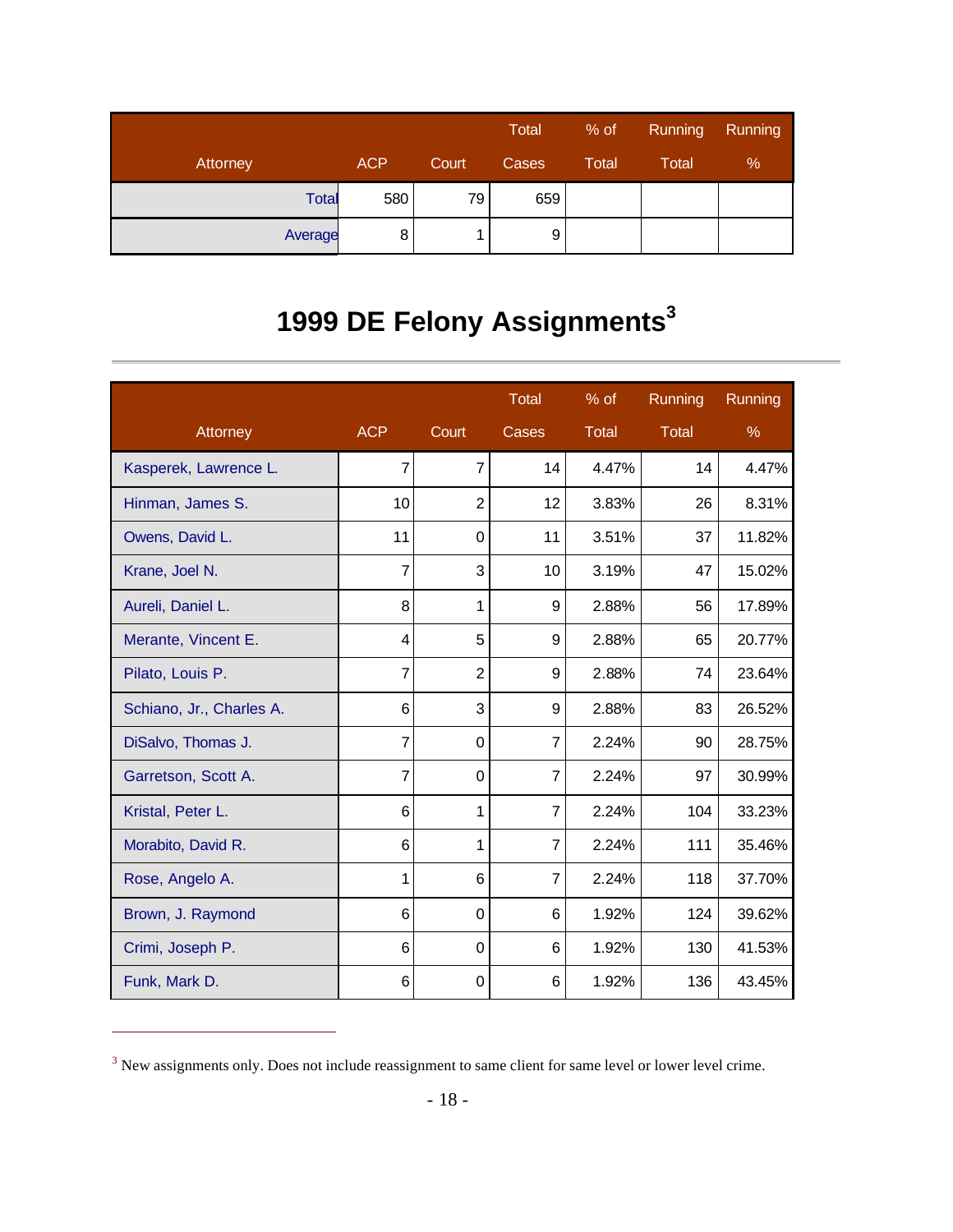| Attorney | ACP | Court | Total Cases | % of Total | Running Total | Running % |
|---|---|---|---|---|---|---|
| Total | 580 | 79 | 659 | | | |
| Average | 8 | 1 | 9 | | | |

# 1999 DE Felony Assignments[3]

| Attorney | ACP | Court | Total Cases | % of Total | Running Total | Running % |
|---|---|---|---|---|---|---|
| Kasperek, Lawrence L. | 7 | 7 | 14 | 4.47% | 14 | 4.47% |
| Hinman, James S. | 10 | 2 | 12 | 3.83% | 26 | 8.31% |
| Owens, David L. | 11 | 0 | 11 | 3.51% | 37 | 11.82% |
| Krane, Joel N. | 7 | 3 | 10 | 3.19% | 47 | 15.02% |
| Aureli, Daniel L. | 8 | 1 | 9 | 2.88% | 56 | 17.89% |
| Merante, Vincent E. | 4 | 5 | 9 | 2.88% | 65 | 20.77% |
| Pilato, Louis P. | 7 | 2 | 9 | 2.88% | 74 | 23.64% |
| Schiano, Jr., Charles A. | 6 | 3 | 9 | 2.88% | 83 | 26.52% |
| DiSalvo, Thomas J. | 7 | 0 | 7 | 2.24% | 90 | 28.75% |
| Garretson, Scott A. | 7 | 0 | 7 | 2.24% | 97 | 30.99% |
| Kristal, Peter L. | 6 | 1 | 7 | 2.24% | 104 | 33.23% |
| Morabito, David R. | 6 | 1 | 7 | 2.24% | 111 | 35.46% |
| Rose, Angelo A. | 1 | 6 | 7 | 2.24% | 118 | 37.70% |
| Brown, J. Raymond | 6 | 0 | 6 | 1.92% | 124 | 39.62% |
| Crimi, Joseph P. | 6 | 0 | 6 | 1.92% | 130 | 41.53% |
| Funk, Mark D. | 6 | 0 | 6 | 1.92% | 136 | 43.45% |

[3] New assignments only. Does not include reassignment to same client for same level or lower level crime.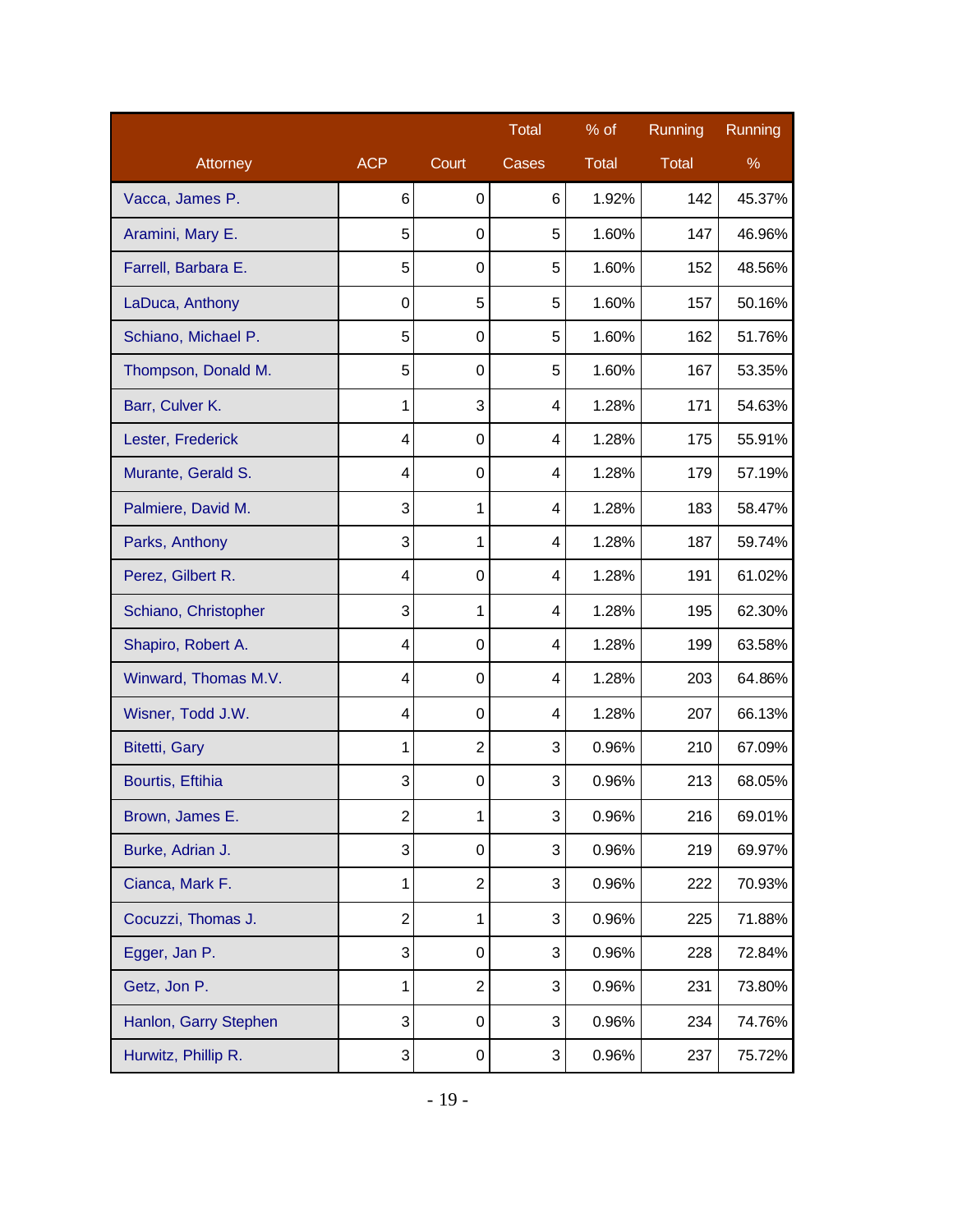| Attorney | ACP | Court | Total Cases | % of Total | Running Total | Running % |
|---|---|---|---|---|---|---|
| Vacca, James P. | 6 | 0 | 6 | 1.92% | 142 | 45.37% |
| Aramini, Mary E. | 5 | 0 | 5 | 1.60% | 147 | 46.96% |
| Farrell, Barbara E. | 5 | 0 | 5 | 1.60% | 152 | 48.56% |
| LaDuca, Anthony | 0 | 5 | 5 | 1.60% | 157 | 50.16% |
| Schiano, Michael P. | 5 | 0 | 5 | 1.60% | 162 | 51.76% |
| Thompson, Donald M. | 5 | 0 | 5 | 1.60% | 167 | 53.35% |
| Barr, Culver K. | 1 | 3 | 4 | 1.28% | 171 | 54.63% |
| Lester, Frederick | 4 | 0 | 4 | 1.28% | 175 | 55.91% |
| Murante, Gerald S. | 4 | 0 | 4 | 1.28% | 179 | 57.19% |
| Palmiere, David M. | 3 | 1 | 4 | 1.28% | 183 | 58.47% |
| Parks, Anthony | 3 | 1 | 4 | 1.28% | 187 | 59.74% |
| Perez, Gilbert R. | 4 | 0 | 4 | 1.28% | 191 | 61.02% |
| Schiano, Christopher | 3 | 1 | 4 | 1.28% | 195 | 62.30% |
| Shapiro, Robert A. | 4 | 0 | 4 | 1.28% | 199 | 63.58% |
| Winward, Thomas M.V. | 4 | 0 | 4 | 1.28% | 203 | 64.86% |
| Wisner, Todd J.W. | 4 | 0 | 4 | 1.28% | 207 | 66.13% |
| Bitetti, Gary | 1 | 2 | 3 | 0.96% | 210 | 67.09% |
| Bourtis, Eftihia | 3 | 0 | 3 | 0.96% | 213 | 68.05% |
| Brown, James E. | 2 | 1 | 3 | 0.96% | 216 | 69.01% |
| Burke, Adrian J. | 3 | 0 | 3 | 0.96% | 219 | 69.97% |
| Cianca, Mark F. | 1 | 2 | 3 | 0.96% | 222 | 70.93% |
| Cocuzzi, Thomas J. | 2 | 1 | 3 | 0.96% | 225 | 71.88% |
| Egger, Jan P. | 3 | 0 | 3 | 0.96% | 228 | 72.84% |
| Getz, Jon P. | 1 | 2 | 3 | 0.96% | 231 | 73.80% |
| Hanlon, Garry Stephen | 3 | 0 | 3 | 0.96% | 234 | 74.76% |
| Hurwitz, Phillip R. | 3 | 0 | 3 | 0.96% | 237 | 75.72% |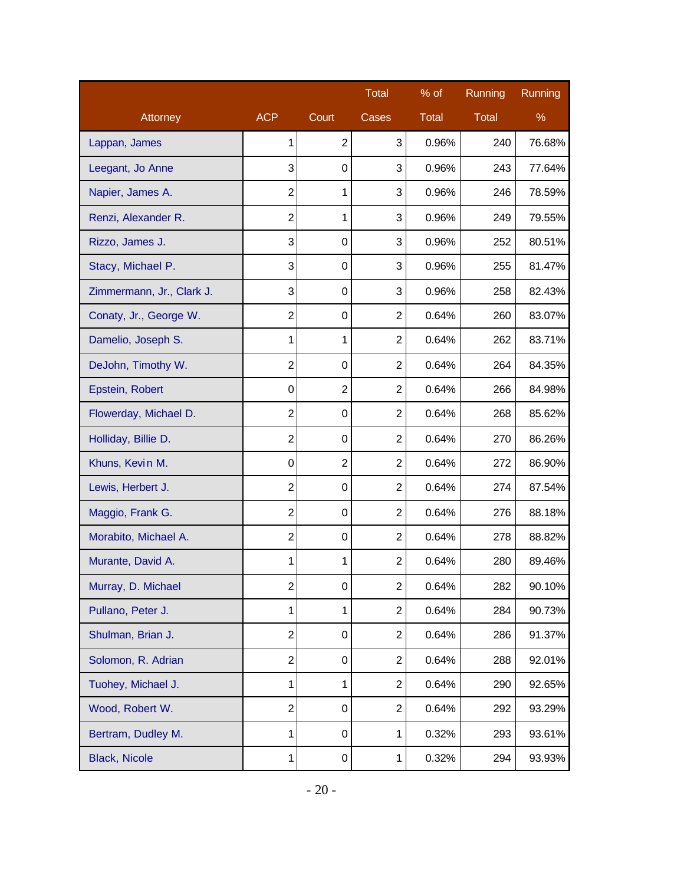| Attorney | ACP | Court | Total Cases | % of Total | Running Total | Running % |
|---|---|---|---|---|---|---|
| Lappan, James | 1 | 2 | 3 | 0.96% | 240 | 76.68% |
| Leegant, Jo Anne | 3 | 0 | 3 | 0.96% | 243 | 77.64% |
| Napier, James A. | 2 | 1 | 3 | 0.96% | 246 | 78.59% |
| Renzi, Alexander R. | 2 | 1 | 3 | 0.96% | 249 | 79.55% |
| Rizzo, James J. | 3 | 0 | 3 | 0.96% | 252 | 80.51% |
| Stacy, Michael P. | 3 | 0 | 3 | 0.96% | 255 | 81.47% |
| Zimmermann, Jr., Clark J. | 3 | 0 | 3 | 0.96% | 258 | 82.43% |
| Conaty, Jr., George W. | 2 | 0 | 2 | 0.64% | 260 | 83.07% |
| Damelio, Joseph S. | 1 | 1 | 2 | 0.64% | 262 | 83.71% |
| DeJohn, Timothy W. | 2 | 0 | 2 | 0.64% | 264 | 84.35% |
| Epstein, Robert | 0 | 2 | 2 | 0.64% | 266 | 84.98% |
| Flowerday, Michael D. | 2 | 0 | 2 | 0.64% | 268 | 85.62% |
| Holliday, Billie D. | 2 | 0 | 2 | 0.64% | 270 | 86.26% |
| Khuns, Kevin M. | 0 | 2 | 2 | 0.64% | 272 | 86.90% |
| Lewis, Herbert J. | 2 | 0 | 2 | 0.64% | 274 | 87.54% |
| Maggio, Frank G. | 2 | 0 | 2 | 0.64% | 276 | 88.18% |
| Morabito, Michael A. | 2 | 0 | 2 | 0.64% | 278 | 88.82% |
| Murante, David A. | 1 | 1 | 2 | 0.64% | 280 | 89.46% |
| Murray, D. Michael | 2 | 0 | 2 | 0.64% | 282 | 90.10% |
| Pullano, Peter J. | 1 | 1 | 2 | 0.64% | 284 | 90.73% |
| Shulman, Brian J. | 2 | 0 | 2 | 0.64% | 286 | 91.37% |
| Solomon, R. Adrian | 2 | 0 | 2 | 0.64% | 288 | 92.01% |
| Tuohey, Michael J. | 1 | 1 | 2 | 0.64% | 290 | 92.65% |
| Wood, Robert W. | 2 | 0 | 2 | 0.64% | 292 | 93.29% |
| Bertram, Dudley M. | 1 | 0 | 1 | 0.32% | 293 | 93.61% |
| Black, Nicole | 1 | 0 | 1 | 0.32% | 294 | 93.93% |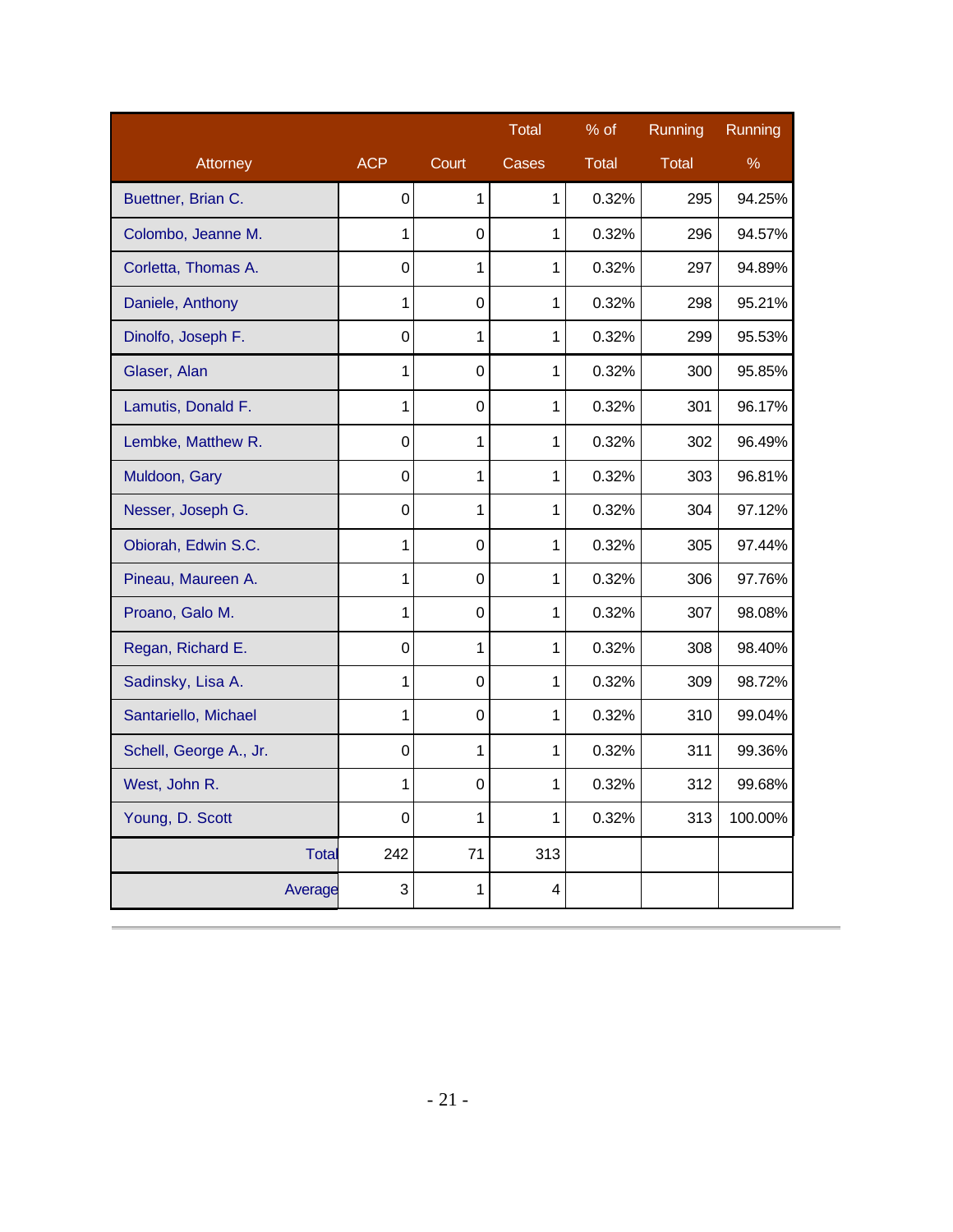| Attorney | ACP | Court | Total Cases | % of Total | Running Total | Running % |
|---|---|---|---|---|---|---|
| Buettner, Brian C. | 0 | 1 | 1 | 0.32% | 295 | 94.25% |
| Colombo, Jeanne M. | 1 | 0 | 1 | 0.32% | 296 | 94.57% |
| Corletta, Thomas A. | 0 | 1 | 1 | 0.32% | 297 | 94.89% |
| Daniele, Anthony | 1 | 0 | 1 | 0.32% | 298 | 95.21% |
| Dinolfo, Joseph F. | 0 | 1 | 1 | 0.32% | 299 | 95.53% |
| Glaser, Alan | 1 | 0 | 1 | 0.32% | 300 | 95.85% |
| Lamutis, Donald F. | 1 | 0 | 1 | 0.32% | 301 | 96.17% |
| Lembke, Matthew R. | 0 | 1 | 1 | 0.32% | 302 | 96.49% |
| Muldoon, Gary | 0 | 1 | 1 | 0.32% | 303 | 96.81% |
| Nesser, Joseph G. | 0 | 1 | 1 | 0.32% | 304 | 97.12% |
| Obiorah, Edwin S.C. | 1 | 0 | 1 | 0.32% | 305 | 97.44% |
| Pineau, Maureen A. | 1 | 0 | 1 | 0.32% | 306 | 97.76% |
| Proano, Galo M. | 1 | 0 | 1 | 0.32% | 307 | 98.08% |
| Regan, Richard E. | 0 | 1 | 1 | 0.32% | 308 | 98.40% |
| Sadinsky, Lisa A. | 1 | 0 | 1 | 0.32% | 309 | 98.72% |
| Santariello, Michael | 1 | 0 | 1 | 0.32% | 310 | 99.04% |
| Schell, George A., Jr. | 0 | 1 | 1 | 0.32% | 311 | 99.36% |
| West, John R. | 1 | 0 | 1 | 0.32% | 312 | 99.68% |
| Young, D. Scott | 0 | 1 | 1 | 0.32% | 313 | 100.00% |
| Total | 242 | 71 | 313 | | | |
| Average | 3 | 1 | 4 | | | |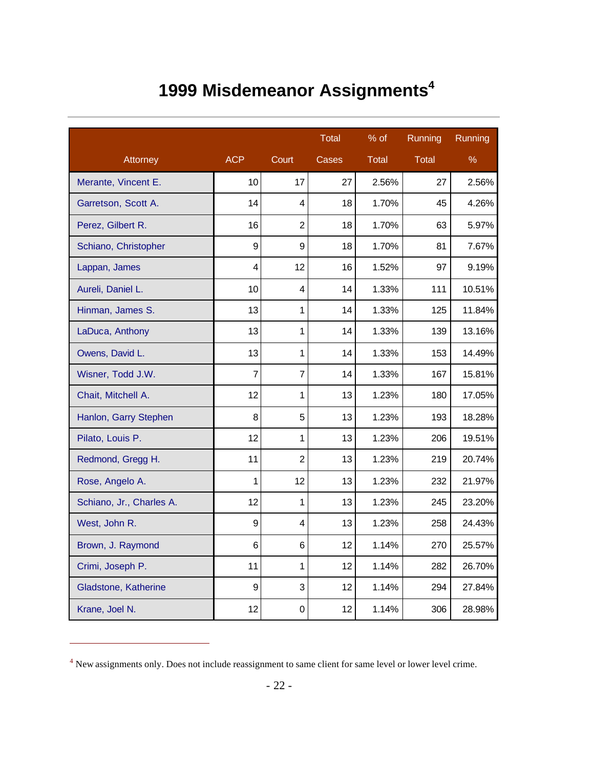# 1999 Misdemeanor Assignments[4]

| Attorney | ACP | Court | Total Cases | % of Total | Running Total | Running % |
|---|---|---|---|---|---|---|
| Merante, Vincent E. | 10 | 17 | 27 | 2.56% | 27 | 2.56% |
| Garretson, Scott A. | 14 | 4 | 18 | 1.70% | 45 | 4.26% |
| Perez, Gilbert R. | 16 | 2 | 18 | 1.70% | 63 | 5.97% |
| Schiano, Christopher | 9 | 9 | 18 | 1.70% | 81 | 7.67% |
| Lappan, James | 4 | 12 | 16 | 1.52% | 97 | 9.19% |
| Aureli, Daniel L. | 10 | 4 | 14 | 1.33% | 111 | 10.51% |
| Hinman, James S. | 13 | 1 | 14 | 1.33% | 125 | 11.84% |
| LaDuca, Anthony | 13 | 1 | 14 | 1.33% | 139 | 13.16% |
| Owens, David L. | 13 | 1 | 14 | 1.33% | 153 | 14.49% |
| Wisner, Todd J.W. | 7 | 7 | 14 | 1.33% | 167 | 15.81% |
| Chait, Mitchell A. | 12 | 1 | 13 | 1.23% | 180 | 17.05% |
| Hanlon, Garry Stephen | 8 | 5 | 13 | 1.23% | 193 | 18.28% |
| Pilato, Louis P. | 12 | 1 | 13 | 1.23% | 206 | 19.51% |
| Redmond, Gregg H. | 11 | 2 | 13 | 1.23% | 219 | 20.74% |
| Rose, Angelo A. | 1 | 12 | 13 | 1.23% | 232 | 21.97% |
| Schiano, Jr., Charles A. | 12 | 1 | 13 | 1.23% | 245 | 23.20% |
| West, John R. | 9 | 4 | 13 | 1.23% | 258 | 24.43% |
| Brown, J. Raymond | 6 | 6 | 12 | 1.14% | 270 | 25.57% |
| Crimi, Joseph P. | 11 | 1 | 12 | 1.14% | 282 | 26.70% |
| Gladstone, Katherine | 9 | 3 | 12 | 1.14% | 294 | 27.84% |
| Krane, Joel N. | 12 | 0 | 12 | 1.14% | 306 | 28.98% |

[4] New assignments only. Does not include reassignment to same client for same level or lower level crime.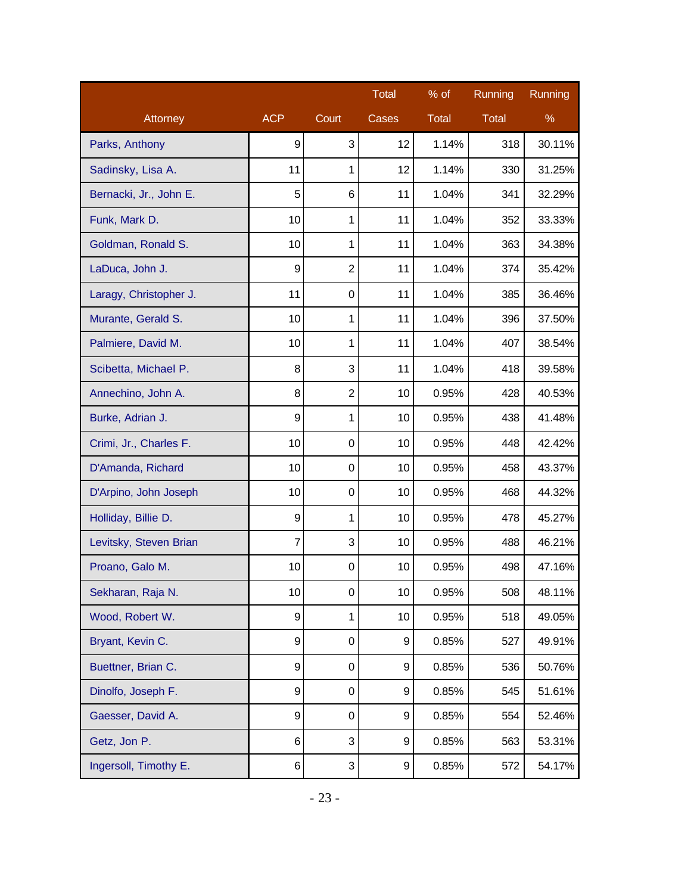| Attorney | ACP | Court | Total Cases | % of Total | Running Total | Running % |
|---|---|---|---|---|---|---|
| Parks, Anthony | 9 | 3 | 12 | 1.14% | 318 | 30.11% |
| Sadinsky, Lisa A. | 11 | 1 | 12 | 1.14% | 330 | 31.25% |
| Bernacki, Jr., John E. | 5 | 6 | 11 | 1.04% | 341 | 32.29% |
| Funk, Mark D. | 10 | 1 | 11 | 1.04% | 352 | 33.33% |
| Goldman, Ronald S. | 10 | 1 | 11 | 1.04% | 363 | 34.38% |
| LaDuca, John J. | 9 | 2 | 11 | 1.04% | 374 | 35.42% |
| Laragy, Christopher J. | 11 | 0 | 11 | 1.04% | 385 | 36.46% |
| Murante, Gerald S. | 10 | 1 | 11 | 1.04% | 396 | 37.50% |
| Palmiere, David M. | 10 | 1 | 11 | 1.04% | 407 | 38.54% |
| Scibetta, Michael P. | 8 | 3 | 11 | 1.04% | 418 | 39.58% |
| Annechino, John A. | 8 | 2 | 10 | 0.95% | 428 | 40.53% |
| Burke, Adrian J. | 9 | 1 | 10 | 0.95% | 438 | 41.48% |
| Crimi, Jr., Charles F. | 10 | 0 | 10 | 0.95% | 448 | 42.42% |
| D'Amanda, Richard | 10 | 0 | 10 | 0.95% | 458 | 43.37% |
| D'Arpino, John Joseph | 10 | 0 | 10 | 0.95% | 468 | 44.32% |
| Holliday, Billie D. | 9 | 1 | 10 | 0.95% | 478 | 45.27% |
| Levitsky, Steven Brian | 7 | 3 | 10 | 0.95% | 488 | 46.21% |
| Proano, Galo M. | 10 | 0 | 10 | 0.95% | 498 | 47.16% |
| Sekharan, Raja N. | 10 | 0 | 10 | 0.95% | 508 | 48.11% |
| Wood, Robert W. | 9 | 1 | 10 | 0.95% | 518 | 49.05% |
| Bryant, Kevin C. | 9 | 0 | 9 | 0.85% | 527 | 49.91% |
| Buettner, Brian C. | 9 | 0 | 9 | 0.85% | 536 | 50.76% |
| Dinolfo, Joseph F. | 9 | 0 | 9 | 0.85% | 545 | 51.61% |
| Gaesser, David A. | 9 | 0 | 9 | 0.85% | 554 | 52.46% |
| Getz, Jon P. | 6 | 3 | 9 | 0.85% | 563 | 53.31% |
| Ingersoll, Timothy E. | 6 | 3 | 9 | 0.85% | 572 | 54.17% |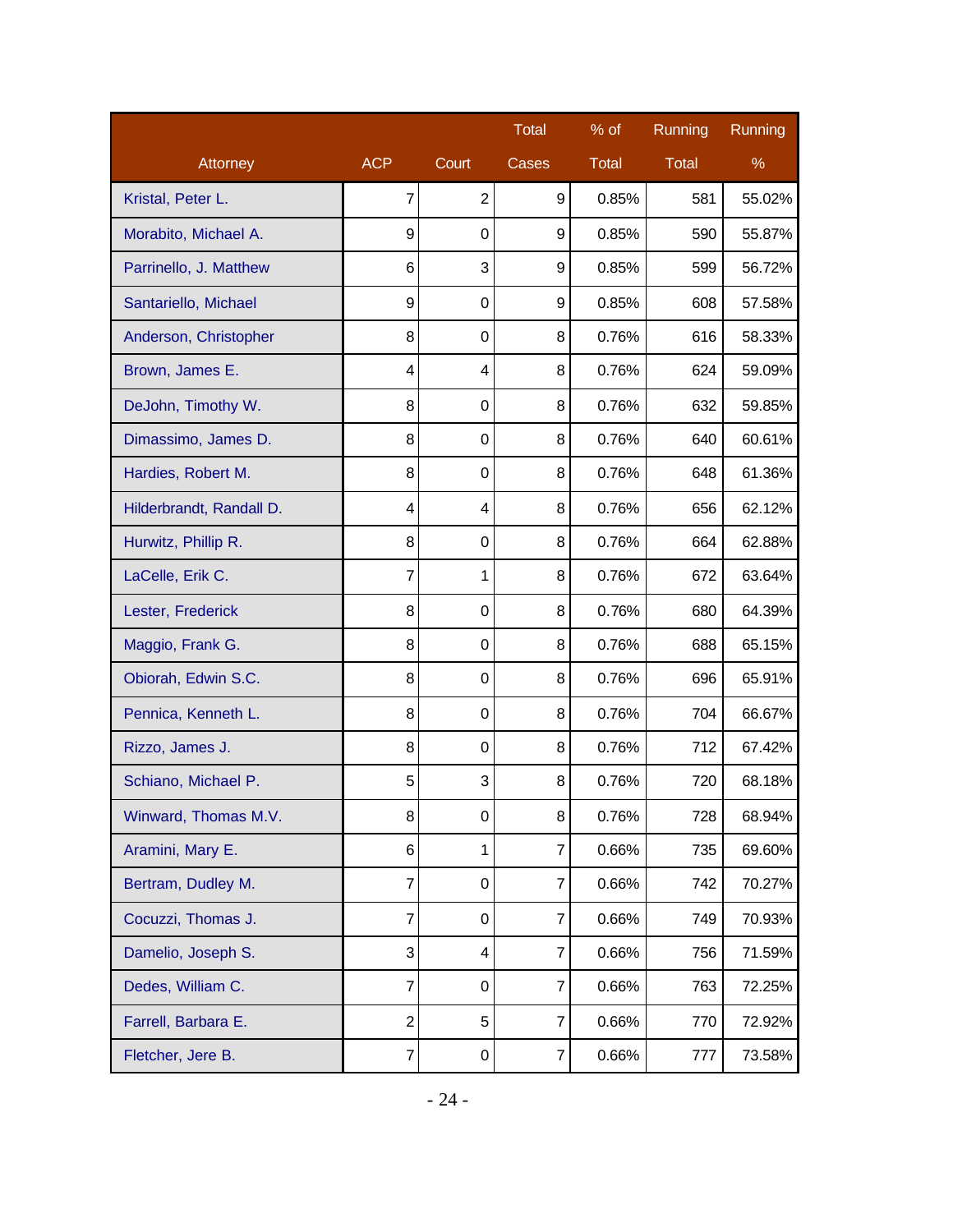| Attorney | ACP | Court | Total Cases | % of Total | Running Total | Running % |
|---|---|---|---|---|---|---|
| Kristal, Peter L. | 7 | 2 | 9 | 0.85% | 581 | 55.02% |
| Morabito, Michael A. | 9 | 0 | 9 | 0.85% | 590 | 55.87% |
| Parrinello, J. Matthew | 6 | 3 | 9 | 0.85% | 599 | 56.72% |
| Santariello, Michael | 9 | 0 | 9 | 0.85% | 608 | 57.58% |
| Anderson, Christopher | 8 | 0 | 8 | 0.76% | 616 | 58.33% |
| Brown, James E. | 4 | 4 | 8 | 0.76% | 624 | 59.09% |
| DeJohn, Timothy W. | 8 | 0 | 8 | 0.76% | 632 | 59.85% |
| Dimassimo, James D. | 8 | 0 | 8 | 0.76% | 640 | 60.61% |
| Hardies, Robert M. | 8 | 0 | 8 | 0.76% | 648 | 61.36% |
| Hilderbrandt, Randall D. | 4 | 4 | 8 | 0.76% | 656 | 62.12% |
| Hurwitz, Phillip R. | 8 | 0 | 8 | 0.76% | 664 | 62.88% |
| LaCelle, Erik C. | 7 | 1 | 8 | 0.76% | 672 | 63.64% |
| Lester, Frederick | 8 | 0 | 8 | 0.76% | 680 | 64.39% |
| Maggio, Frank G. | 8 | 0 | 8 | 0.76% | 688 | 65.15% |
| Obiorah, Edwin S.C. | 8 | 0 | 8 | 0.76% | 696 | 65.91% |
| Pennica, Kenneth L. | 8 | 0 | 8 | 0.76% | 704 | 66.67% |
| Rizzo, James J. | 8 | 0 | 8 | 0.76% | 712 | 67.42% |
| Schiano, Michael P. | 5 | 3 | 8 | 0.76% | 720 | 68.18% |
| Winward, Thomas M.V. | 8 | 0 | 8 | 0.76% | 728 | 68.94% |
| Aramini, Mary E. | 6 | 1 | 7 | 0.66% | 735 | 69.60% |
| Bertram, Dudley M. | 7 | 0 | 7 | 0.66% | 742 | 70.27% |
| Cocuzzi, Thomas J. | 7 | 0 | 7 | 0.66% | 749 | 70.93% |
| Damelio, Joseph S. | 3 | 4 | 7 | 0.66% | 756 | 71.59% |
| Dedes, William C. | 7 | 0 | 7 | 0.66% | 763 | 72.25% |
| Farrell, Barbara E. | 2 | 5 | 7 | 0.66% | 770 | 72.92% |
| Fletcher, Jere B. | 7 | 0 | 7 | 0.66% | 777 | 73.58% |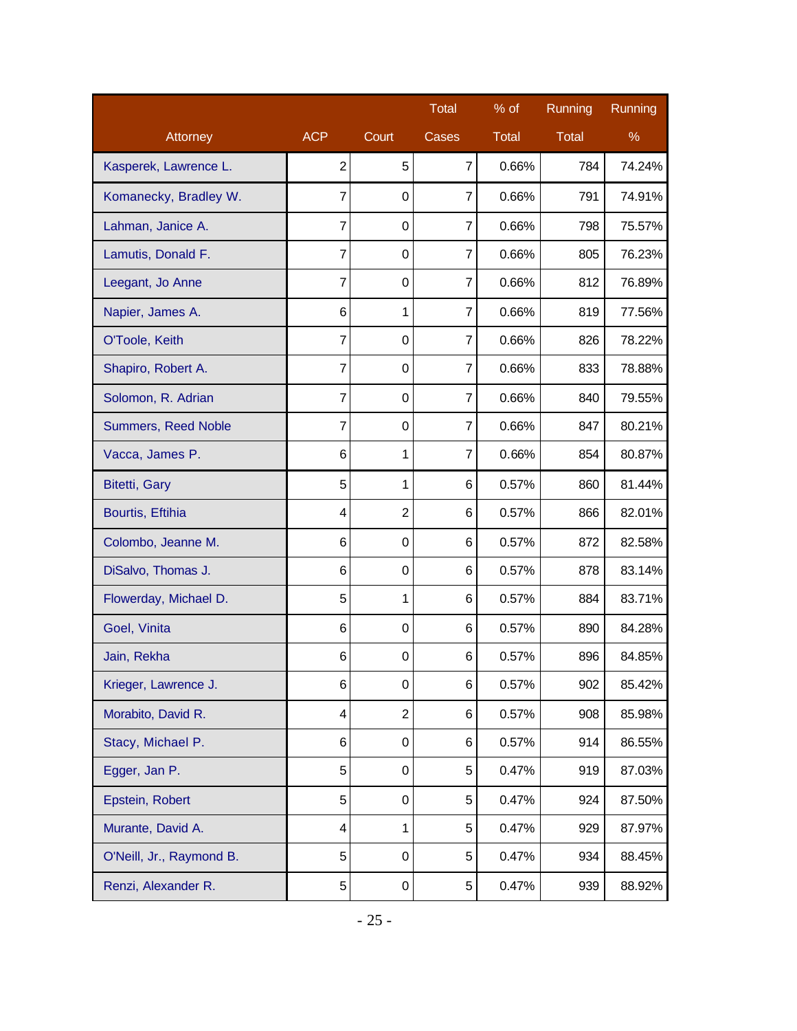| Attorney | ACP | Court | Total Cases | % of Total | Running Total | Running % |
|---|---|---|---|---|---|---|
| Kasperek, Lawrence L. | 2 | 5 | 7 | 0.66% | 784 | 74.24% |
| Komanecky, Bradley W. | 7 | 0 | 7 | 0.66% | 791 | 74.91% |
| Lahman, Janice A. | 7 | 0 | 7 | 0.66% | 798 | 75.57% |
| Lamutis, Donald F. | 7 | 0 | 7 | 0.66% | 805 | 76.23% |
| Leegant, Jo Anne | 7 | 0 | 7 | 0.66% | 812 | 76.89% |
| Napier, James A. | 6 | 1 | 7 | 0.66% | 819 | 77.56% |
| O'Toole, Keith | 7 | 0 | 7 | 0.66% | 826 | 78.22% |
| Shapiro, Robert A. | 7 | 0 | 7 | 0.66% | 833 | 78.88% |
| Solomon, R. Adrian | 7 | 0 | 7 | 0.66% | 840 | 79.55% |
| Summers, Reed Noble | 7 | 0 | 7 | 0.66% | 847 | 80.21% |
| Vacca, James P. | 6 | 1 | 7 | 0.66% | 854 | 80.87% |
| Bitetti, Gary | 5 | 1 | 6 | 0.57% | 860 | 81.44% |
| Bourtis, Eftihia | 4 | 2 | 6 | 0.57% | 866 | 82.01% |
| Colombo, Jeanne M. | 6 | 0 | 6 | 0.57% | 872 | 82.58% |
| DiSalvo, Thomas J. | 6 | 0 | 6 | 0.57% | 878 | 83.14% |
| Flowerday, Michael D. | 5 | 1 | 6 | 0.57% | 884 | 83.71% |
| Goel, Vinita | 6 | 0 | 6 | 0.57% | 890 | 84.28% |
| Jain, Rekha | 6 | 0 | 6 | 0.57% | 896 | 84.85% |
| Krieger, Lawrence J. | 6 | 0 | 6 | 0.57% | 902 | 85.42% |
| Morabito, David R. | 4 | 2 | 6 | 0.57% | 908 | 85.98% |
| Stacy, Michael P. | 6 | 0 | 6 | 0.57% | 914 | 86.55% |
| Egger, Jan P. | 5 | 0 | 5 | 0.47% | 919 | 87.03% |
| Epstein, Robert | 5 | 0 | 5 | 0.47% | 924 | 87.50% |
| Murante, David A. | 4 | 1 | 5 | 0.47% | 929 | 87.97% |
| O'Neill, Jr., Raymond B. | 5 | 0 | 5 | 0.47% | 934 | 88.45% |
| Renzi, Alexander R. | 5 | 0 | 5 | 0.47% | 939 | 88.92% |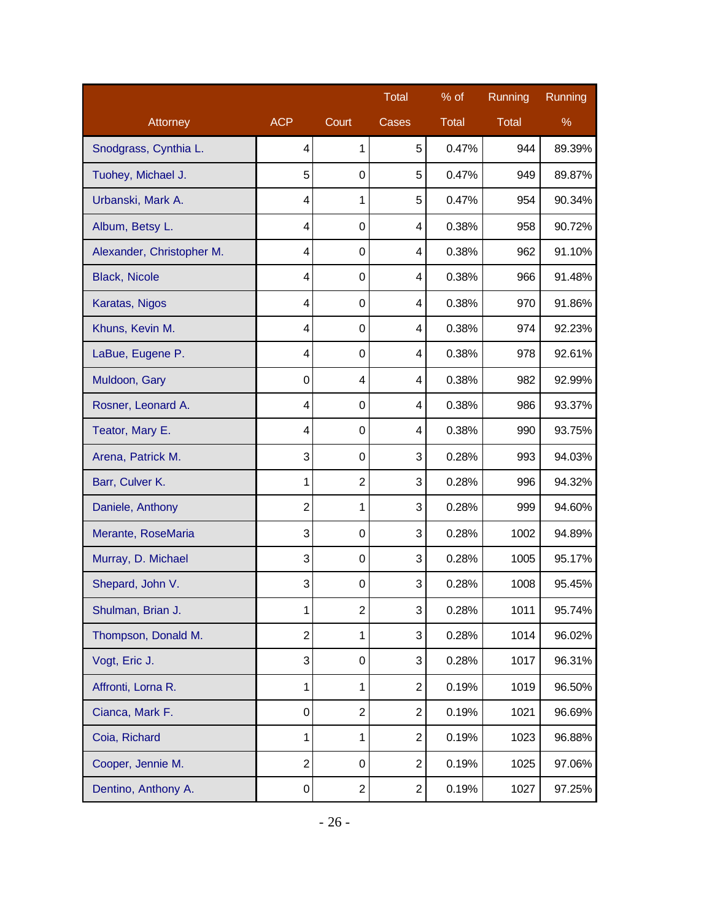| Attorney | ACP | Court | Total Cases | % of Total | Running Total | Running % |
|---|---|---|---|---|---|---|
| Snodgrass, Cynthia L. | 4 | 1 | 5 | 0.47% | 944 | 89.39% |
| Tuohey, Michael J. | 5 | 0 | 5 | 0.47% | 949 | 89.87% |
| Urbanski, Mark A. | 4 | 1 | 5 | 0.47% | 954 | 90.34% |
| Album, Betsy L. | 4 | 0 | 4 | 0.38% | 958 | 90.72% |
| Alexander, Christopher M. | 4 | 0 | 4 | 0.38% | 962 | 91.10% |
| Black, Nicole | 4 | 0 | 4 | 0.38% | 966 | 91.48% |
| Karatas, Nigos | 4 | 0 | 4 | 0.38% | 970 | 91.86% |
| Khuns, Kevin M. | 4 | 0 | 4 | 0.38% | 974 | 92.23% |
| LaBue, Eugene P. | 4 | 0 | 4 | 0.38% | 978 | 92.61% |
| Muldoon, Gary | 0 | 4 | 4 | 0.38% | 982 | 92.99% |
| Rosner, Leonard A. | 4 | 0 | 4 | 0.38% | 986 | 93.37% |
| Teator, Mary E. | 4 | 0 | 4 | 0.38% | 990 | 93.75% |
| Arena, Patrick M. | 3 | 0 | 3 | 0.28% | 993 | 94.03% |
| Barr, Culver K. | 1 | 2 | 3 | 0.28% | 996 | 94.32% |
| Daniele, Anthony | 2 | 1 | 3 | 0.28% | 999 | 94.60% |
| Merante, RoseMaria | 3 | 0 | 3 | 0.28% | 1002 | 94.89% |
| Murray, D. Michael | 3 | 0 | 3 | 0.28% | 1005 | 95.17% |
| Shepard, John V. | 3 | 0 | 3 | 0.28% | 1008 | 95.45% |
| Shulman, Brian J. | 1 | 2 | 3 | 0.28% | 1011 | 95.74% |
| Thompson, Donald M. | 2 | 1 | 3 | 0.28% | 1014 | 96.02% |
| Vogt, Eric J. | 3 | 0 | 3 | 0.28% | 1017 | 96.31% |
| Affronti, Lorna R. | 1 | 1 | 2 | 0.19% | 1019 | 96.50% |
| Cianca, Mark F. | 0 | 2 | 2 | 0.19% | 1021 | 96.69% |
| Coia, Richard | 1 | 1 | 2 | 0.19% | 1023 | 96.88% |
| Cooper, Jennie M. | 2 | 0 | 2 | 0.19% | 1025 | 97.06% |
| Dentino, Anthony A. | 0 | 2 | 2 | 0.19% | 1027 | 97.25% |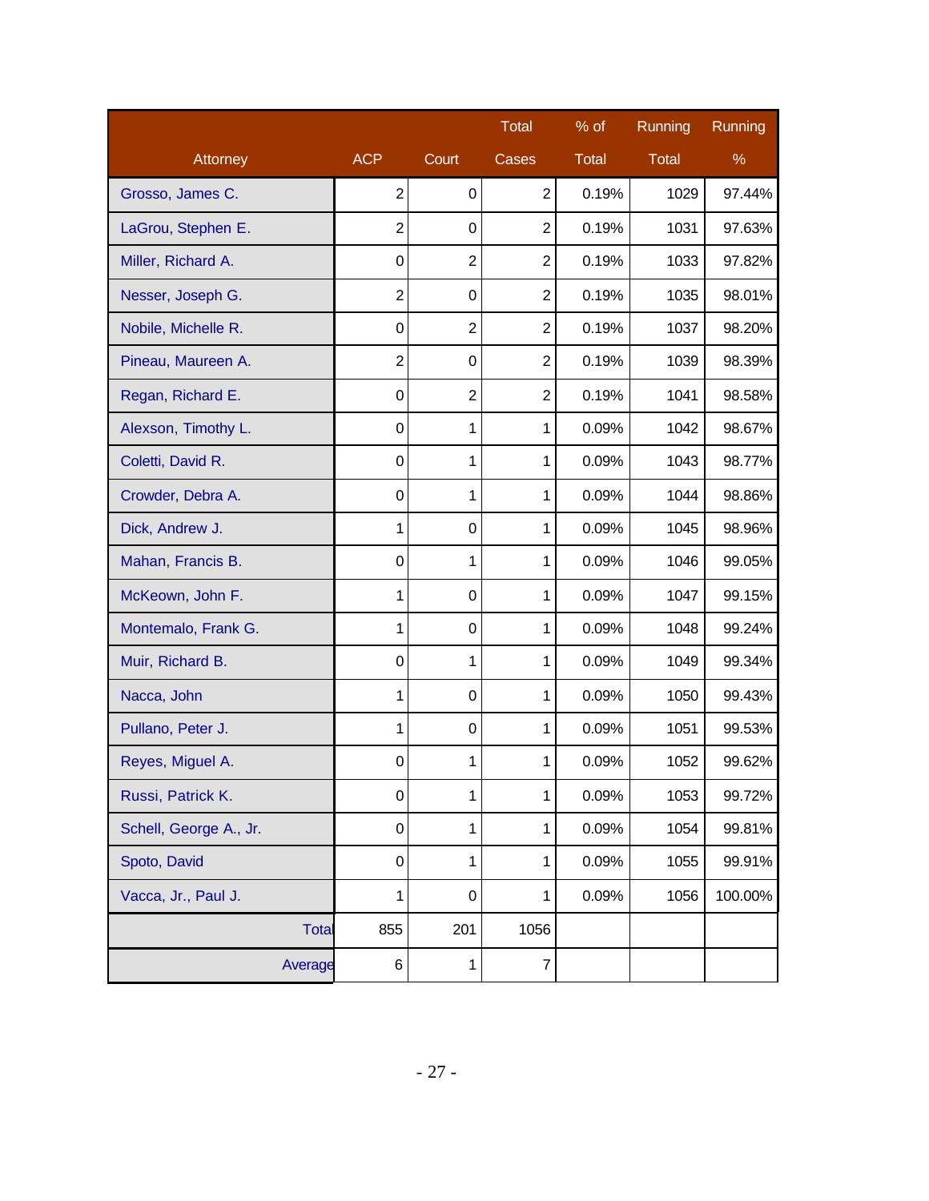| Attorney | ACP | Court | Total Cases | % of Total | Running Total | Running % |
|---|---|---|---|---|---|---|
| Grosso, James C. | 2 | 0 | 2 | 0.19% | 1029 | 97.44% |
| LaGrou, Stephen E. | 2 | 0 | 2 | 0.19% | 1031 | 97.63% |
| Miller, Richard A. | 0 | 2 | 2 | 0.19% | 1033 | 97.82% |
| Nesser, Joseph G. | 2 | 0 | 2 | 0.19% | 1035 | 98.01% |
| Nobile, Michelle R. | 0 | 2 | 2 | 0.19% | 1037 | 98.20% |
| Pineau, Maureen A. | 2 | 0 | 2 | 0.19% | 1039 | 98.39% |
| Regan, Richard E. | 0 | 2 | 2 | 0.19% | 1041 | 98.58% |
| Alexson, Timothy L. | 0 | 1 | 1 | 0.09% | 1042 | 98.67% |
| Coletti, David R. | 0 | 1 | 1 | 0.09% | 1043 | 98.77% |
| Crowder, Debra A. | 0 | 1 | 1 | 0.09% | 1044 | 98.86% |
| Dick, Andrew J. | 1 | 0 | 1 | 0.09% | 1045 | 98.96% |
| Mahan, Francis B. | 0 | 1 | 1 | 0.09% | 1046 | 99.05% |
| McKeown, John F. | 1 | 0 | 1 | 0.09% | 1047 | 99.15% |
| Montemalo, Frank G. | 1 | 0 | 1 | 0.09% | 1048 | 99.24% |
| Muir, Richard B. | 0 | 1 | 1 | 0.09% | 1049 | 99.34% |
| Nacca, John | 1 | 0 | 1 | 0.09% | 1050 | 99.43% |
| Pullano, Peter J. | 1 | 0 | 1 | 0.09% | 1051 | 99.53% |
| Reyes, Miguel A. | 0 | 1 | 1 | 0.09% | 1052 | 99.62% |
| Russi, Patrick K. | 0 | 1 | 1 | 0.09% | 1053 | 99.72% |
| Schell, George A., Jr. | 0 | 1 | 1 | 0.09% | 1054 | 99.81% |
| Spoto, David | 0 | 1 | 1 | 0.09% | 1055 | 99.91% |
| Vacca, Jr., Paul J. | 1 | 0 | 1 | 0.09% | 1056 | 100.00% |
| Total | 855 | 201 | 1056 | | | |
| Average | 6 | 1 | 7 | | | |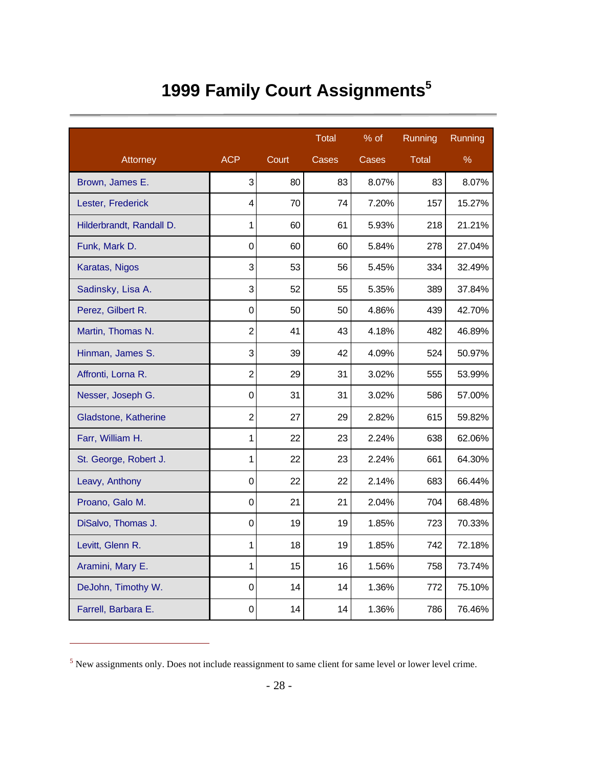# 1999 Family Court Assignments[5]

| Attorney | ACP | Court | Total Cases | % of Cases | Running Total | Running % |
|---|---|---|---|---|---|---|
| Brown, James E. | 3 | 80 | 83 | 8.07% | 83 | 8.07% |
| Lester, Frederick | 4 | 70 | 74 | 7.20% | 157 | 15.27% |
| Hilderbrandt, Randall D. | 1 | 60 | 61 | 5.93% | 218 | 21.21% |
| Funk, Mark D. | 0 | 60 | 60 | 5.84% | 278 | 27.04% |
| Karatas, Nigos | 3 | 53 | 56 | 5.45% | 334 | 32.49% |
| Sadinsky, Lisa A. | 3 | 52 | 55 | 5.35% | 389 | 37.84% |
| Perez, Gilbert R. | 0 | 50 | 50 | 4.86% | 439 | 42.70% |
| Martin, Thomas N. | 2 | 41 | 43 | 4.18% | 482 | 46.89% |
| Hinman, James S. | 3 | 39 | 42 | 4.09% | 524 | 50.97% |
| Affronti, Lorna R. | 2 | 29 | 31 | 3.02% | 555 | 53.99% |
| Nesser, Joseph G. | 0 | 31 | 31 | 3.02% | 586 | 57.00% |
| Gladstone, Katherine | 2 | 27 | 29 | 2.82% | 615 | 59.82% |
| Farr, William H. | 1 | 22 | 23 | 2.24% | 638 | 62.06% |
| St. George, Robert J. | 1 | 22 | 23 | 2.24% | 661 | 64.30% |
| Leavy, Anthony | 0 | 22 | 22 | 2.14% | 683 | 66.44% |
| Proano, Galo M. | 0 | 21 | 21 | 2.04% | 704 | 68.48% |
| DiSalvo, Thomas J. | 0 | 19 | 19 | 1.85% | 723 | 70.33% |
| Levitt, Glenn R. | 1 | 18 | 19 | 1.85% | 742 | 72.18% |
| Aramini, Mary E. | 1 | 15 | 16 | 1.56% | 758 | 73.74% |
| DeJohn, Timothy W. | 0 | 14 | 14 | 1.36% | 772 | 75.10% |
| Farrell, Barbara E. | 0 | 14 | 14 | 1.36% | 786 | 76.46% |

[5] New assignments only. Does not include reassignment to same client for same level or lower level crime.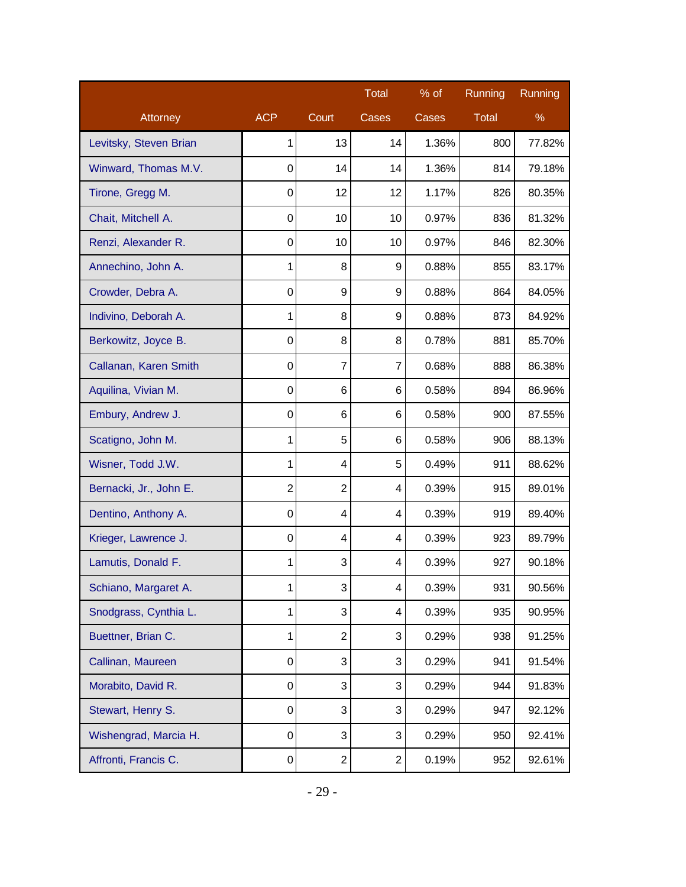| Attorney | ACP | Court | Total Cases | % of Cases | Running Total | Running % |
|---|---|---|---|---|---|---|
| Levitsky, Steven Brian | 1 | 13 | 14 | 1.36% | 800 | 77.82% |
| Winward, Thomas M.V. | 0 | 14 | 14 | 1.36% | 814 | 79.18% |
| Tirone, Gregg M. | 0 | 12 | 12 | 1.17% | 826 | 80.35% |
| Chait, Mitchell A. | 0 | 10 | 10 | 0.97% | 836 | 81.32% |
| Renzi, Alexander R. | 0 | 10 | 10 | 0.97% | 846 | 82.30% |
| Annechino, John A. | 1 | 8 | 9 | 0.88% | 855 | 83.17% |
| Crowder, Debra A. | 0 | 9 | 9 | 0.88% | 864 | 84.05% |
| Indivino, Deborah A. | 1 | 8 | 9 | 0.88% | 873 | 84.92% |
| Berkowitz, Joyce B. | 0 | 8 | 8 | 0.78% | 881 | 85.70% |
| Callanan, Karen Smith | 0 | 7 | 7 | 0.68% | 888 | 86.38% |
| Aquilina, Vivian M. | 0 | 6 | 6 | 0.58% | 894 | 86.96% |
| Embury, Andrew J. | 0 | 6 | 6 | 0.58% | 900 | 87.55% |
| Scatigno, John M. | 1 | 5 | 6 | 0.58% | 906 | 88.13% |
| Wisner, Todd J.W. | 1 | 4 | 5 | 0.49% | 911 | 88.62% |
| Bernacki, Jr., John E. | 2 | 2 | 4 | 0.39% | 915 | 89.01% |
| Dentino, Anthony A. | 0 | 4 | 4 | 0.39% | 919 | 89.40% |
| Krieger, Lawrence J. | 0 | 4 | 4 | 0.39% | 923 | 89.79% |
| Lamutis, Donald F. | 1 | 3 | 4 | 0.39% | 927 | 90.18% |
| Schiano, Margaret A. | 1 | 3 | 4 | 0.39% | 931 | 90.56% |
| Snodgrass, Cynthia L. | 1 | 3 | 4 | 0.39% | 935 | 90.95% |
| Buettner, Brian C. | 1 | 2 | 3 | 0.29% | 938 | 91.25% |
| Callinan, Maureen | 0 | 3 | 3 | 0.29% | 941 | 91.54% |
| Morabito, David R. | 0 | 3 | 3 | 0.29% | 944 | 91.83% |
| Stewart, Henry S. | 0 | 3 | 3 | 0.29% | 947 | 92.12% |
| Wishengrad, Marcia H. | 0 | 3 | 3 | 0.29% | 950 | 92.41% |
| Affronti, Francis C. | 0 | 2 | 2 | 0.19% | 952 | 92.61% |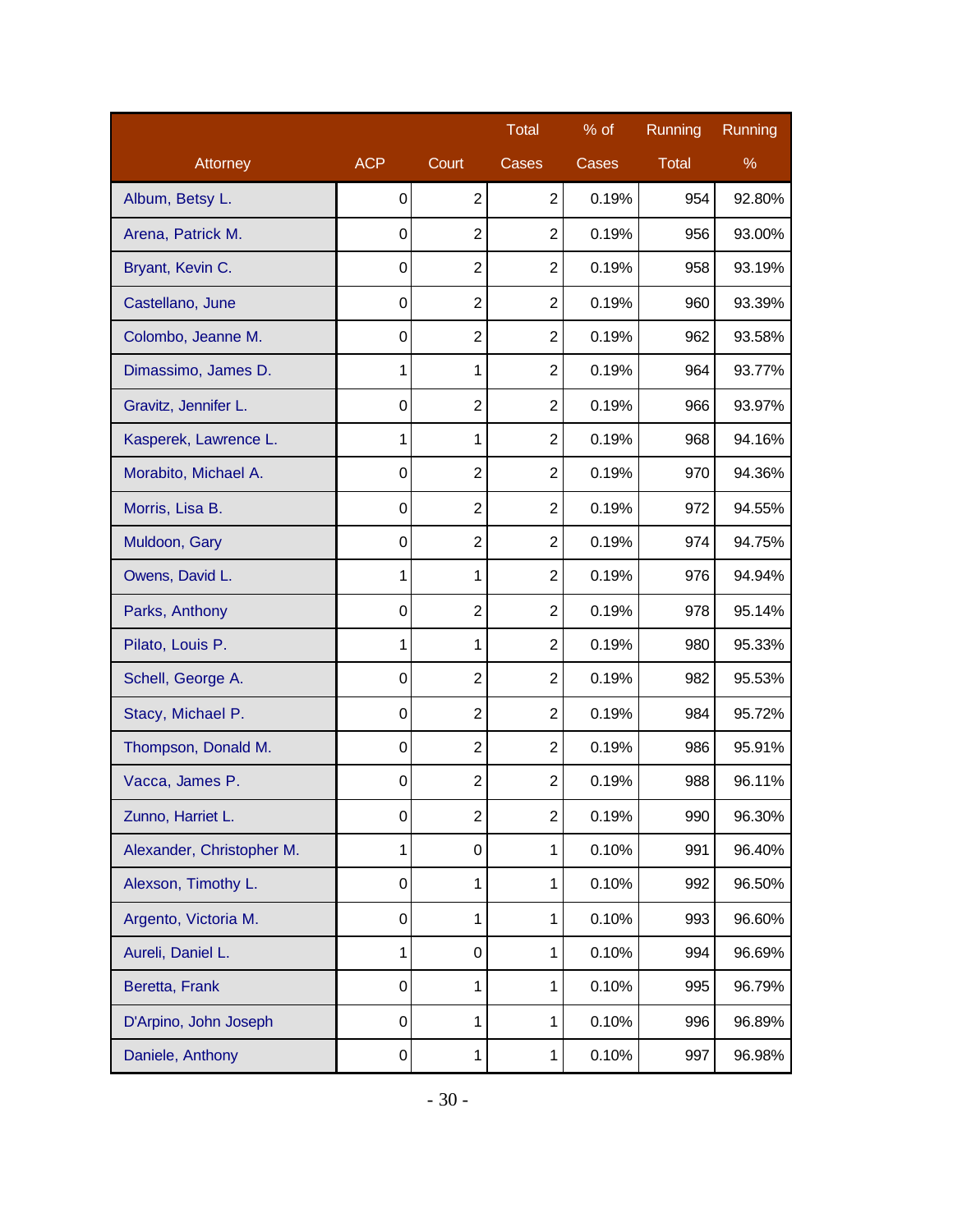| Attorney | ACP | Court | Total Cases | % of Cases | Running Total | Running % |
|---|---|---|---|---|---|---|
| Album, Betsy L. | 0 | 2 | 2 | 0.19% | 954 | 92.80% |
| Arena, Patrick M. | 0 | 2 | 2 | 0.19% | 956 | 93.00% |
| Bryant, Kevin C. | 0 | 2 | 2 | 0.19% | 958 | 93.19% |
| Castellano, June | 0 | 2 | 2 | 0.19% | 960 | 93.39% |
| Colombo, Jeanne M. | 0 | 2 | 2 | 0.19% | 962 | 93.58% |
| Dimassimo, James D. | 1 | 1 | 2 | 0.19% | 964 | 93.77% |
| Gravitz, Jennifer L. | 0 | 2 | 2 | 0.19% | 966 | 93.97% |
| Kasperek, Lawrence L. | 1 | 1 | 2 | 0.19% | 968 | 94.16% |
| Morabito, Michael A. | 0 | 2 | 2 | 0.19% | 970 | 94.36% |
| Morris, Lisa B. | 0 | 2 | 2 | 0.19% | 972 | 94.55% |
| Muldoon, Gary | 0 | 2 | 2 | 0.19% | 974 | 94.75% |
| Owens, David L. | 1 | 1 | 2 | 0.19% | 976 | 94.94% |
| Parks, Anthony | 0 | 2 | 2 | 0.19% | 978 | 95.14% |
| Pilato, Louis P. | 1 | 1 | 2 | 0.19% | 980 | 95.33% |
| Schell, George A. | 0 | 2 | 2 | 0.19% | 982 | 95.53% |
| Stacy, Michael P. | 0 | 2 | 2 | 0.19% | 984 | 95.72% |
| Thompson, Donald M. | 0 | 2 | 2 | 0.19% | 986 | 95.91% |
| Vacca, James P. | 0 | 2 | 2 | 0.19% | 988 | 96.11% |
| Zunno, Harriet L. | 0 | 2 | 2 | 0.19% | 990 | 96.30% |
| Alexander, Christopher M. | 1 | 0 | 1 | 0.10% | 991 | 96.40% |
| Alexson, Timothy L. | 0 | 1 | 1 | 0.10% | 992 | 96.50% |
| Argento, Victoria M. | 0 | 1 | 1 | 0.10% | 993 | 96.60% |
| Aureli, Daniel L. | 1 | 0 | 1 | 0.10% | 994 | 96.69% |
| Beretta, Frank | 0 | 1 | 1 | 0.10% | 995 | 96.79% |
| D'Arpino, John Joseph | 0 | 1 | 1 | 0.10% | 996 | 96.89% |
| Daniele, Anthony | 0 | 1 | 1 | 0.10% | 997 | 96.98% |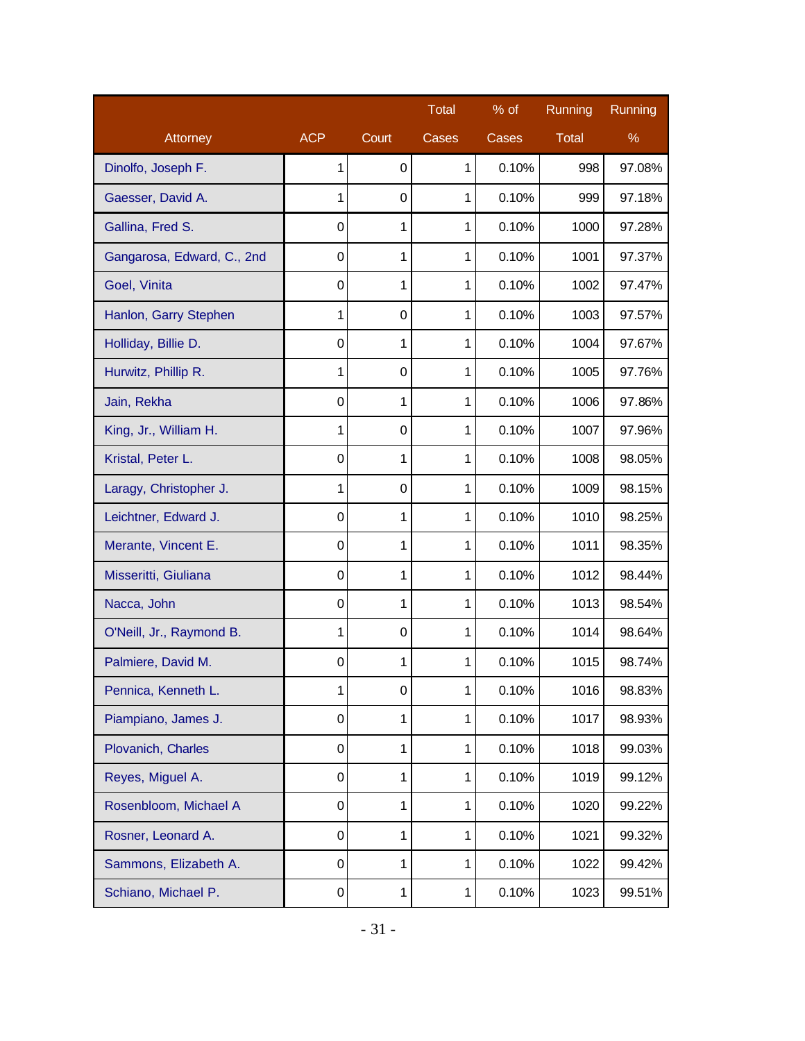| Attorney | ACP | Court | Total Cases | % of Cases | Running Total | Running % |
|---|---|---|---|---|---|---|
| Dinolfo, Joseph F. | 1 | 0 | 1 | 0.10% | 998 | 97.08% |
| Gaesser, David A. | 1 | 0 | 1 | 0.10% | 999 | 97.18% |
| Gallina, Fred S. | 0 | 1 | 1 | 0.10% | 1000 | 97.28% |
| Gangarosa, Edward, C., 2nd | 0 | 1 | 1 | 0.10% | 1001 | 97.37% |
| Goel, Vinita | 0 | 1 | 1 | 0.10% | 1002 | 97.47% |
| Hanlon, Garry Stephen | 1 | 0 | 1 | 0.10% | 1003 | 97.57% |
| Holliday, Billie D. | 0 | 1 | 1 | 0.10% | 1004 | 97.67% |
| Hurwitz, Phillip R. | 1 | 0 | 1 | 0.10% | 1005 | 97.76% |
| Jain, Rekha | 0 | 1 | 1 | 0.10% | 1006 | 97.86% |
| King, Jr., William H. | 1 | 0 | 1 | 0.10% | 1007 | 97.96% |
| Kristal, Peter L. | 0 | 1 | 1 | 0.10% | 1008 | 98.05% |
| Laragy, Christopher J. | 1 | 0 | 1 | 0.10% | 1009 | 98.15% |
| Leichtner, Edward J. | 0 | 1 | 1 | 0.10% | 1010 | 98.25% |
| Merante, Vincent E. | 0 | 1 | 1 | 0.10% | 1011 | 98.35% |
| Misseritti, Giuliana | 0 | 1 | 1 | 0.10% | 1012 | 98.44% |
| Nacca, John | 0 | 1 | 1 | 0.10% | 1013 | 98.54% |
| O'Neill, Jr., Raymond B. | 1 | 0 | 1 | 0.10% | 1014 | 98.64% |
| Palmiere, David M. | 0 | 1 | 1 | 0.10% | 1015 | 98.74% |
| Pennica, Kenneth L. | 1 | 0 | 1 | 0.10% | 1016 | 98.83% |
| Piampiano, James J. | 0 | 1 | 1 | 0.10% | 1017 | 98.93% |
| Plovanich, Charles | 0 | 1 | 1 | 0.10% | 1018 | 99.03% |
| Reyes, Miguel A. | 0 | 1 | 1 | 0.10% | 1019 | 99.12% |
| Rosenbloom, Michael A | 0 | 1 | 1 | 0.10% | 1020 | 99.22% |
| Rosner, Leonard A. | 0 | 1 | 1 | 0.10% | 1021 | 99.32% |
| Sammons, Elizabeth A. | 0 | 1 | 1 | 0.10% | 1022 | 99.42% |
| Schiano, Michael P. | 0 | 1 | 1 | 0.10% | 1023 | 99.51% |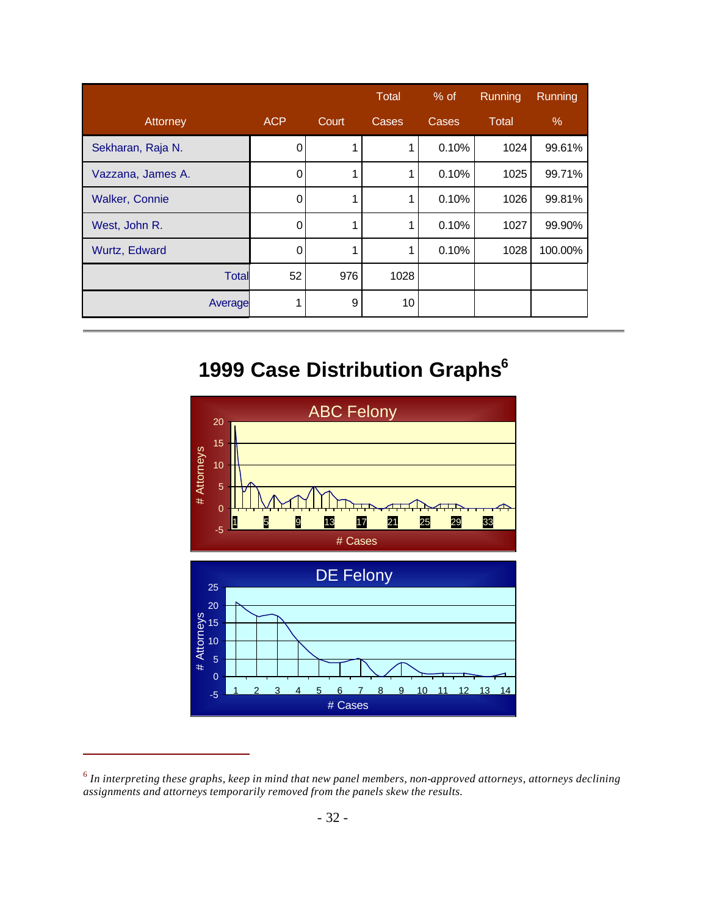| Attorney | ACP | Court | Total Cases | % of Cases | Running Total | Running % |
|---|---|---|---|---|---|---|
| Sekharan, Raja N. | 0 | 1 | 1 | 0.10% | 1024 | 99.61% |
| Vazzana, James A. | 0 | 1 | 1 | 0.10% | 1025 | 99.71% |
| Walker, Connie | 0 | 1 | 1 | 0.10% | 1026 | 99.81% |
| West, John R. | 0 | 1 | 1 | 0.10% | 1027 | 99.90% |
| Wurtz, Edward | 0 | 1 | 1 | 0.10% | 1028 | 100.00% |
| Total | 52 | 976 | 1028 | | | |
| Average | 1 | 9 | 10 | | | |

# 1999 Case Distribution Graphs[6]

[6] *In interpreting these graphs, keep in mind that new panel members, non-approved attorneys, attorneys declining assignments and attorneys temporarily removed from the panels skew the results.*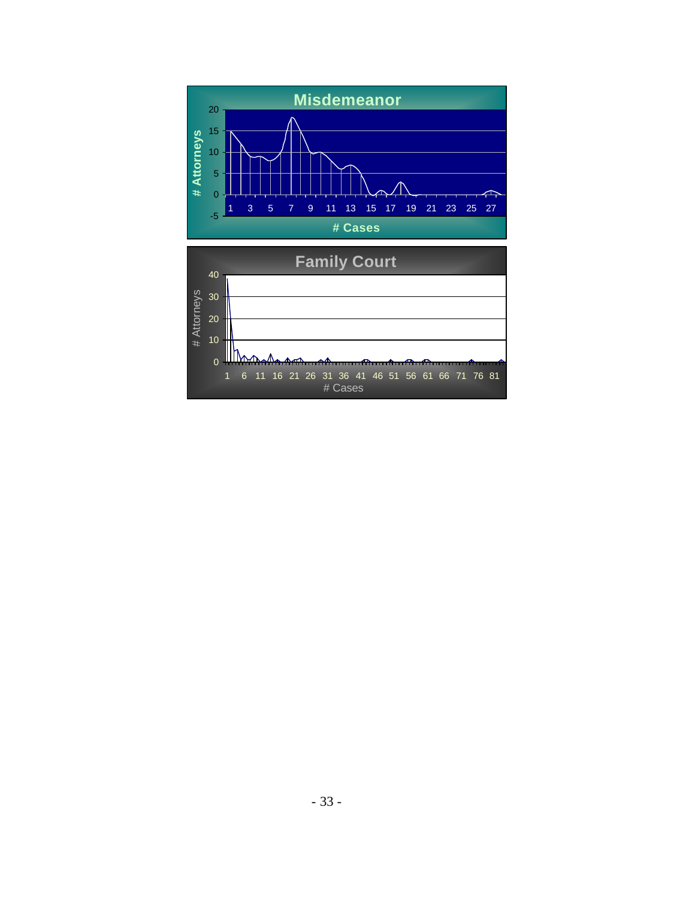## Misdemeanor

# Attorneys

# Cases

## Family Court

# Attorneys

# Cases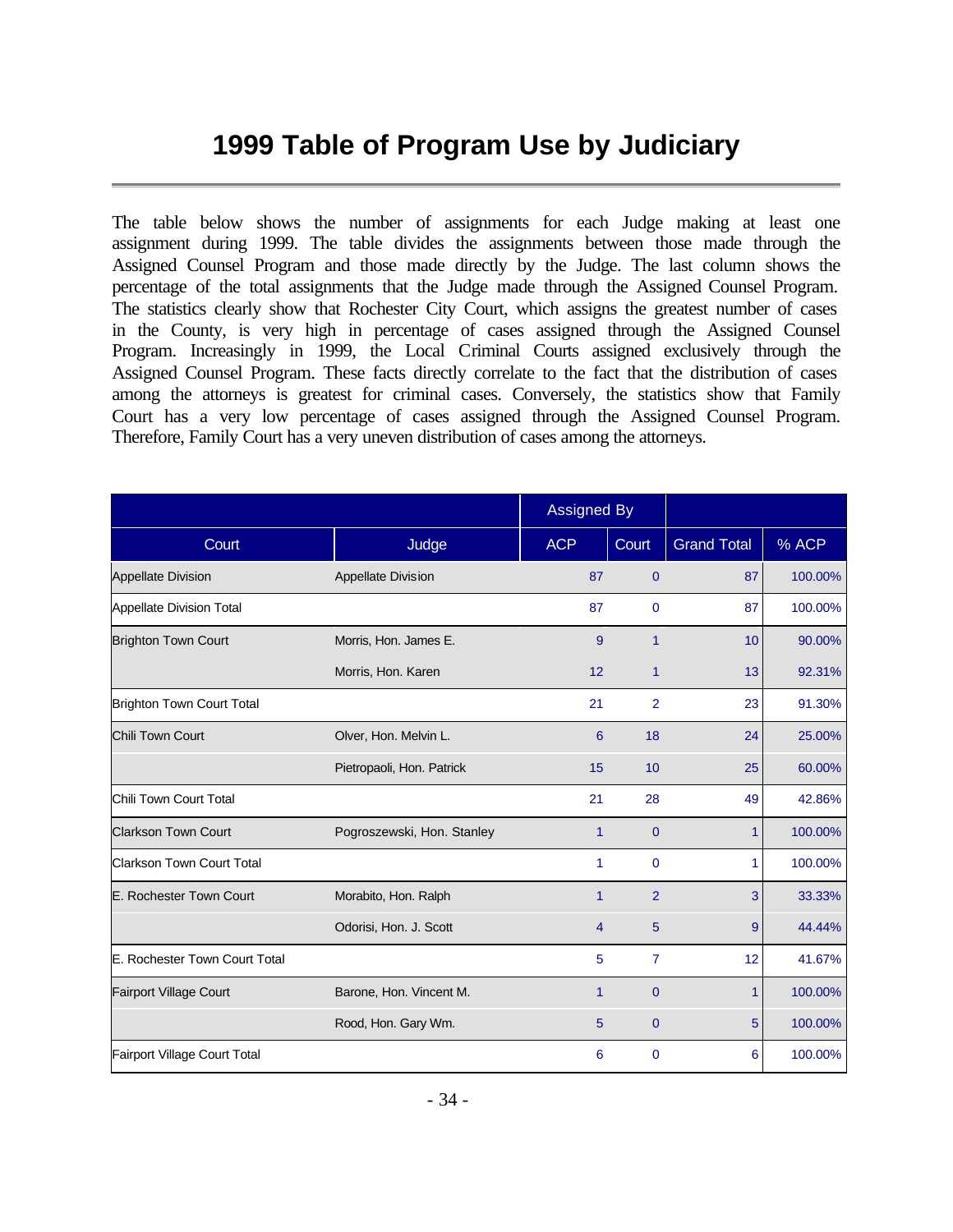# 1999 Table of Program Use by Judiciary

The table below shows the number of assignments for each Judge making at least one assignment during 1999. The table divides the assignments between those made through the Assigned Counsel Program and those made directly by the Judge. The last column shows the percentage of the total assignments that the Judge made through the Assigned Counsel Program. The statistics clearly show that Rochester City Court, which assigns the greatest number of cases in the County, is very high in percentage of cases assigned through the Assigned Counsel Program. Increasingly in 1999, the Local Criminal Courts assigned exclusively through the Assigned Counsel Program. These facts directly correlate to the fact that the distribution of cases among the attorneys is greatest for criminal cases. Conversely, the statistics show that Family Court has a very low percentage of cases assigned through the Assigned Counsel Program. Therefore, Family Court has a very uneven distribution of cases among the attorneys.

| | | Assigned By | | | |
|---|---|---|---|---|---|
| Court | Judge | ACP | Court | Grand Total | % ACP |
| Appellate Division | Appellate Division | 87 | 0 | 87 | 100.00% |
| Appellate Division Total | | 87 | 0 | 87 | 100.00% |
| Brighton Town Court | Morris, Hon. James E. | 9 | 1 | 10 | 90.00% |
| | Morris, Hon. Karen | 12 | 1 | 13 | 92.31% |
| Brighton Town Court Total | | 21 | 2 | 23 | 91.30% |
| Chili Town Court | Olver, Hon. Melvin L. | 6 | 18 | 24 | 25.00% |
| | Pietropaoli, Hon. Patrick | 15 | 10 | 25 | 60.00% |
| Chili Town Court Total | | 21 | 28 | 49 | 42.86% |
| Clarkson Town Court | Pogroszewski, Hon. Stanley | 1 | 0 | 1 | 100.00% |
| Clarkson Town Court Total | | 1 | 0 | 1 | 100.00% |
| E. Rochester Town Court | Morabito, Hon. Ralph | 1 | 2 | 3 | 33.33% |
| | Odorisi, Hon. J. Scott | 4 | 5 | 9 | 44.44% |
| E. Rochester Town Court Total | | 5 | 7 | 12 | 41.67% |
| Fairport Village Court | Barone, Hon. Vincent M. | 1 | 0 | 1 | 100.00% |
| | Rood, Hon. Gary Wm. | 5 | 0 | 5 | 100.00% |
| Fairport Village Court Total | | 6 | 0 | 6 | 100.00% |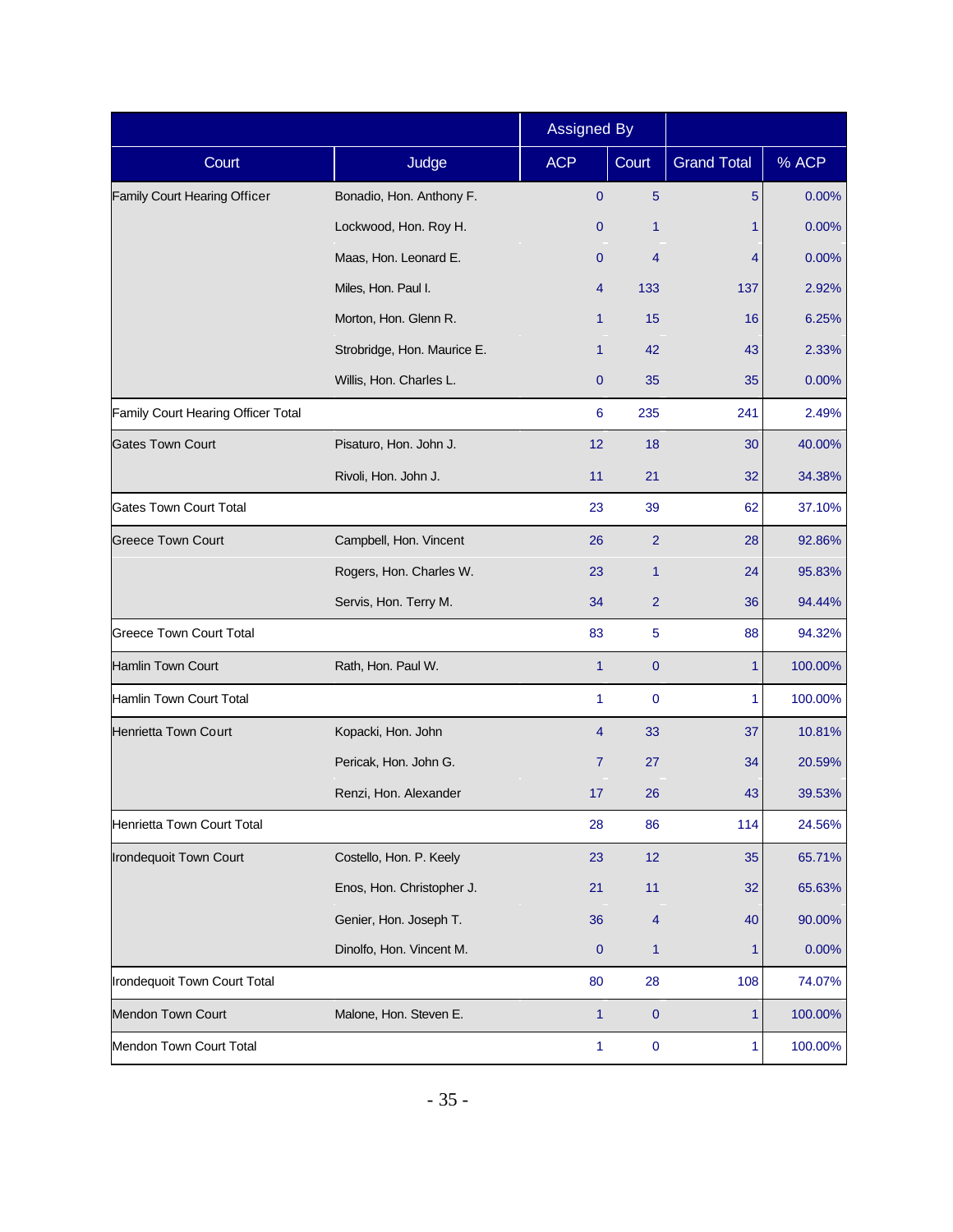| | | Assigned By | | | |
|---|---|---|---|---|---|
| Court | Judge | ACP | Court | Grand Total | % ACP |
| Family Court Hearing Officer | Bonadio, Hon. Anthony F. | 0 | 5 | 5 | 0.00% |
| | Lockwood, Hon. Roy H. | 0 | 1 | 1 | 0.00% |
| | Maas, Hon. Leonard E. | 0 | 4 | 4 | 0.00% |
| | Miles, Hon. Paul I. | 4 | 133 | 137 | 2.92% |
| | Morton, Hon. Glenn R. | 1 | 15 | 16 | 6.25% |
| | Strobridge, Hon. Maurice E. | 1 | 42 | 43 | 2.33% |
| | Willis, Hon. Charles L. | 0 | 35 | 35 | 0.00% |
| Family Court Hearing Officer Total | | 6 | 235 | 241 | 2.49% |
| Gates Town Court | Pisaturo, Hon. John J. | 12 | 18 | 30 | 40.00% |
| | Rivoli, Hon. John J. | 11 | 21 | 32 | 34.38% |
| Gates Town Court Total | | 23 | 39 | 62 | 37.10% |
| Greece Town Court | Campbell, Hon. Vincent | 26 | 2 | 28 | 92.86% |
| | Rogers, Hon. Charles W. | 23 | 1 | 24 | 95.83% |
| | Servis, Hon. Terry M. | 34 | 2 | 36 | 94.44% |
| Greece Town Court Total | | 83 | 5 | 88 | 94.32% |
| Hamlin Town Court | Rath, Hon. Paul W. | 1 | 0 | 1 | 100.00% |
| Hamlin Town Court Total | | 1 | 0 | 1 | 100.00% |
| Henrietta Town Court | Kopacki, Hon. John | 4 | 33 | 37 | 10.81% |
| | Pericak, Hon. John G. | 7 | 27 | 34 | 20.59% |
| | Renzi, Hon. Alexander | 17 | 26 | 43 | 39.53% |
| Henrietta Town Court Total | | 28 | 86 | 114 | 24.56% |
| Irondequoit Town Court | Costello, Hon. P. Keely | 23 | 12 | 35 | 65.71% |
| | Enos, Hon. Christopher J. | 21 | 11 | 32 | 65.63% |
| | Genier, Hon. Joseph T. | 36 | 4 | 40 | 90.00% |
| | Dinolfo, Hon. Vincent M. | 0 | 1 | 1 | 0.00% |
| Irondequoit Town Court Total | | 80 | 28 | 108 | 74.07% |
| Mendon Town Court | Malone, Hon. Steven E. | 1 | 0 | 1 | 100.00% |
| Mendon Town Court Total | | 1 | 0 | 1 | 100.00% |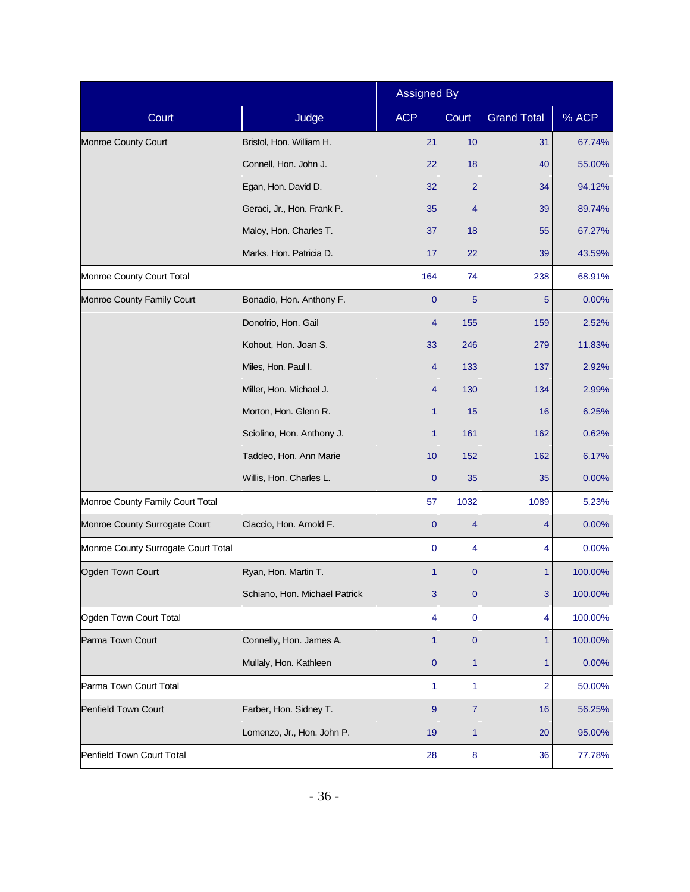| | | Assigned By | | | |
|---|---|---|---|---|---|
| Court | Judge | ACP | Court | Grand Total | % ACP |
| Monroe County Court | Bristol, Hon. William H. | 21 | 10 | 31 | 67.74% |
| | Connell, Hon. John J. | 22 | 18 | 40 | 55.00% |
| | Egan, Hon. David D. | 32 | 2 | 34 | 94.12% |
| | Geraci, Jr., Hon. Frank P. | 35 | 4 | 39 | 89.74% |
| | Maloy, Hon. Charles T. | 37 | 18 | 55 | 67.27% |
| | Marks, Hon. Patricia D. | 17 | 22 | 39 | 43.59% |
| Monroe County Court Total | | 164 | 74 | 238 | 68.91% |
| Monroe County Family Court | Bonadio, Hon. Anthony F. | 0 | 5 | 5 | 0.00% |
| | Donofrio, Hon. Gail | 4 | 155 | 159 | 2.52% |
| | Kohout, Hon. Joan S. | 33 | 246 | 279 | 11.83% |
| | Miles, Hon. Paul I. | 4 | 133 | 137 | 2.92% |
| | Miller, Hon. Michael J. | 4 | 130 | 134 | 2.99% |
| | Morton, Hon. Glenn R. | 1 | 15 | 16 | 6.25% |
| | Sciolino, Hon. Anthony J. | 1 | 161 | 162 | 0.62% |
| | Taddeo, Hon. Ann Marie | 10 | 152 | 162 | 6.17% |
| | Willis, Hon. Charles L. | 0 | 35 | 35 | 0.00% |
| Monroe County Family Court Total | | 57 | 1032 | 1089 | 5.23% |
| Monroe County Surrogate Court | Ciaccio, Hon. Arnold F. | 0 | 4 | 4 | 0.00% |
| Monroe County Surrogate Court Total | | 0 | 4 | 4 | 0.00% |
| Ogden Town Court | Ryan, Hon. Martin T. | 1 | 0 | 1 | 100.00% |
| | Schiano, Hon. Michael Patrick | 3 | 0 | 3 | 100.00% |
| Ogden Town Court Total | | 4 | 0 | 4 | 100.00% |
| Parma Town Court | Connelly, Hon. James A. | 1 | 0 | 1 | 100.00% |
| | Mullaly, Hon. Kathleen | 0 | 1 | 1 | 0.00% |
| Parma Town Court Total | | 1 | 1 | 2 | 50.00% |
| Penfield Town Court | Farber, Hon. Sidney T. | 9 | 7 | 16 | 56.25% |
| | Lomenzo, Jr., Hon. John P. | 19 | 1 | 20 | 95.00% |
| Penfield Town Court Total | | 28 | 8 | 36 | 77.78% |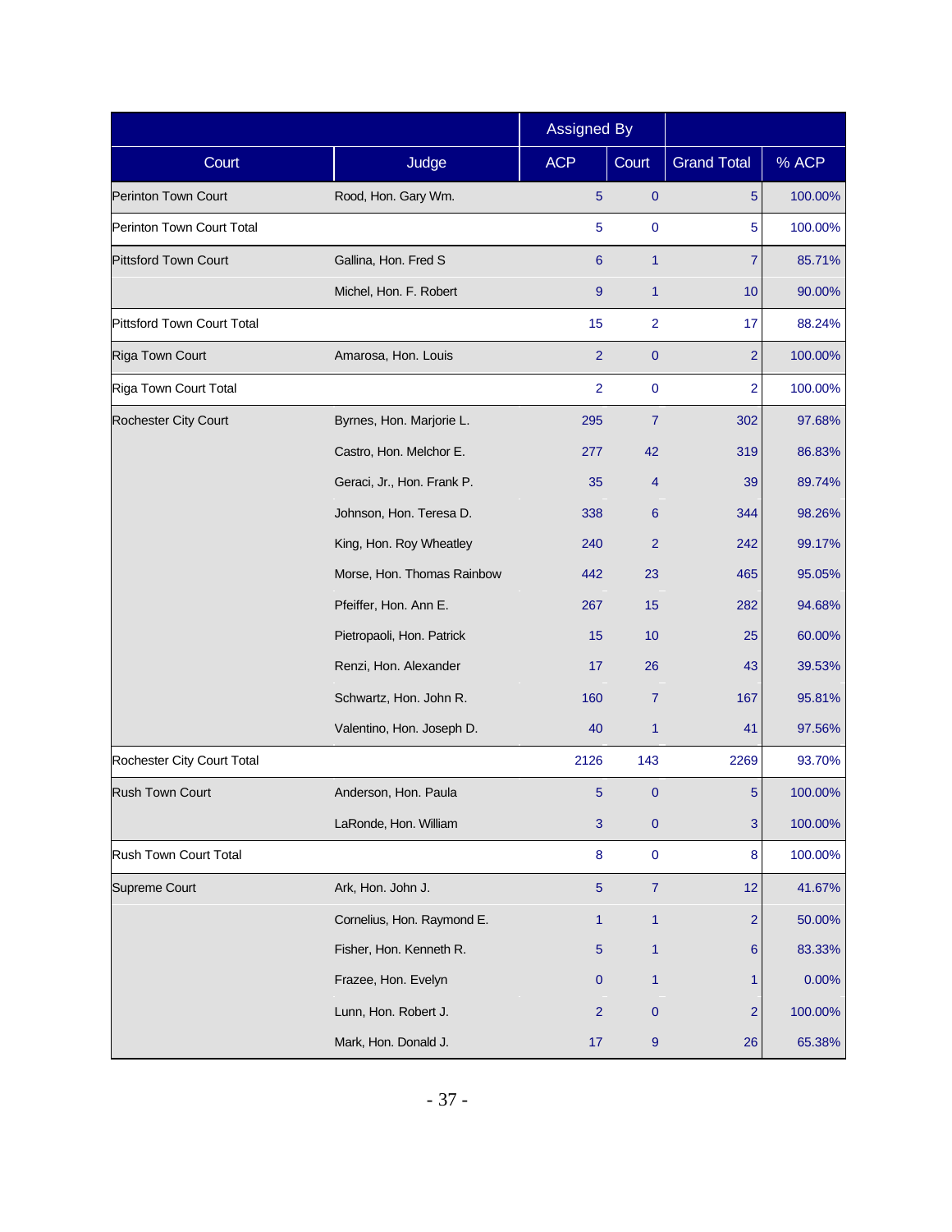| | | Assigned By | | | |
|---|---|---|---|---|---|
| Court | Judge | ACP | Court | Grand Total | % ACP |
| Perinton Town Court | Rood, Hon. Gary Wm. | 5 | 0 | 5 | 100.00% |
| Perinton Town Court Total | | 5 | 0 | 5 | 100.00% |
| Pittsford Town Court | Gallina, Hon. Fred S | 6 | 1 | 7 | 85.71% |
| | Michel, Hon. F. Robert | 9 | 1 | 10 | 90.00% |
| Pittsford Town Court Total | | 15 | 2 | 17 | 88.24% |
| Riga Town Court | Amarosa, Hon. Louis | 2 | 0 | 2 | 100.00% |
| Riga Town Court Total | | 2 | 0 | 2 | 100.00% |
| Rochester City Court | Byrnes, Hon. Marjorie L. | 295 | 7 | 302 | 97.68% |
| | Castro, Hon. Melchor E. | 277 | 42 | 319 | 86.83% |
| | Geraci, Jr., Hon. Frank P. | 35 | 4 | 39 | 89.74% |
| | Johnson, Hon. Teresa D. | 338 | 6 | 344 | 98.26% |
| | King, Hon. Roy Wheatley | 240 | 2 | 242 | 99.17% |
| | Morse, Hon. Thomas Rainbow | 442 | 23 | 465 | 95.05% |
| | Pfeiffer, Hon. Ann E. | 267 | 15 | 282 | 94.68% |
| | Pietropaoli, Hon. Patrick | 15 | 10 | 25 | 60.00% |
| | Renzi, Hon. Alexander | 17 | 26 | 43 | 39.53% |
| | Schwartz, Hon. John R. | 160 | 7 | 167 | 95.81% |
| | Valentino, Hon. Joseph D. | 40 | 1 | 41 | 97.56% |
| Rochester City Court Total | | 2126 | 143 | 2269 | 93.70% |
| Rush Town Court | Anderson, Hon. Paula | 5 | 0 | 5 | 100.00% |
| | LaRonde, Hon. William | 3 | 0 | 3 | 100.00% |
| Rush Town Court Total | | 8 | 0 | 8 | 100.00% |
| Supreme Court | Ark, Hon. John J. | 5 | 7 | 12 | 41.67% |
| | Cornelius, Hon. Raymond E. | 1 | 1 | 2 | 50.00% |
| | Fisher, Hon. Kenneth R. | 5 | 1 | 6 | 83.33% |
| | Frazee, Hon. Evelyn | 0 | 1 | 1 | 0.00% |
| | Lunn, Hon. Robert J. | 2 | 0 | 2 | 100.00% |
| | Mark, Hon. Donald J. | 17 | 9 | 26 | 65.38% |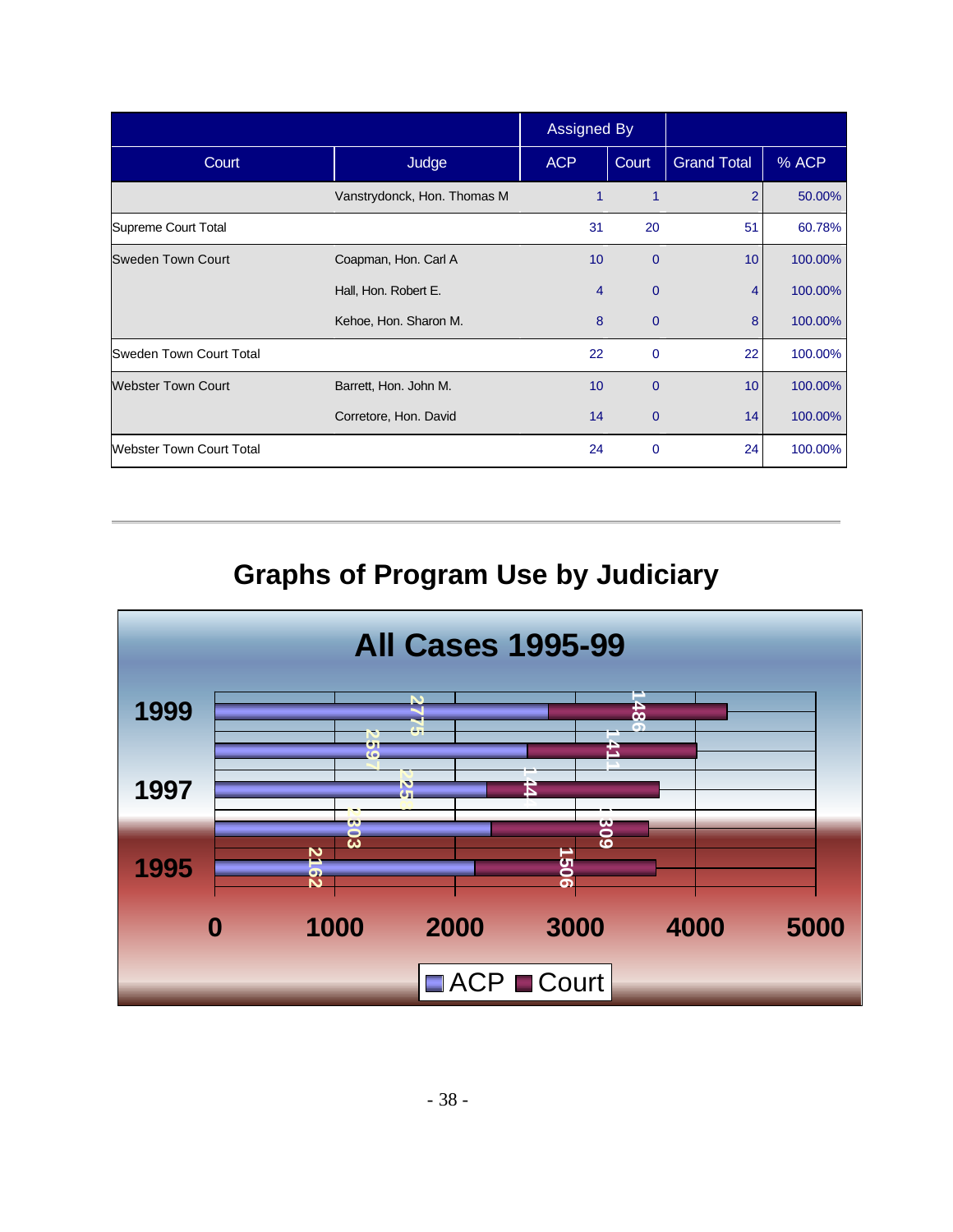| Court | Judge | Assigned By | | Grand Total | % ACP |
|---|---|---|---|---|---|
| | | ACP | Court | | |
| | Vanstrydonck, Hon. Thomas M | 1 | 1 | 2 | 50.00% |
| Supreme Court Total | | 31 | 20 | 51 | 60.78% |
| Sweden Town Court | Coapman, Hon. Carl A | 10 | 0 | 10 | 100.00% |
| | Hall, Hon. Robert E. | 4 | 0 | 4 | 100.00% |
| | Kehoe, Hon. Sharon M. | 8 | 0 | 8 | 100.00% |
| Sweden Town Court Total | | 22 | 0 | 22 | 100.00% |
| Webster Town Court | Barrett, Hon. John M. | 10 | 0 | 10 | 100.00% |
| | Corretore, Hon. David | 14 | 0 | 14 | 100.00% |
| Webster Town Court Total | | 24 | 0 | 24 | 100.00% |

## Graphs of Program Use by Judiciary

### All Cases 1995-99

| Year | ACP | Court |
|---|---|---|
| 1999 | 2775 | 1486 |
| 1998 | 2597 | 1411 |
| 1997 | 2258 | 1441 |
| 1996 | 2303 | 1309 |
| 1995 | 2162 | 1506 |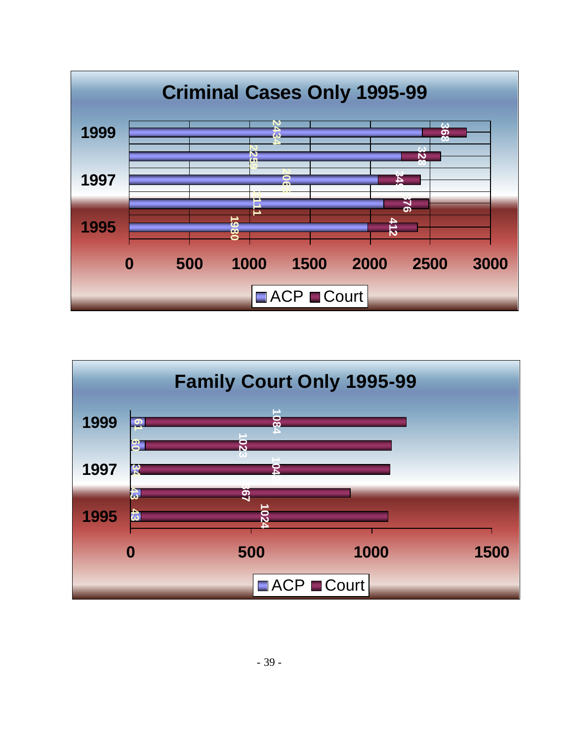## Criminal Cases Only 1995-99

| Year | ACP | Court |
|---|---|---|
| 1999 | 2434 | 368 |
| | 2259 | 328 |
| 1997 | 2068 | 349 |
| | 2111 | 376 |
| 1995 | 1980 | 412 |

## Family Court Only 1995-99

| Year | ACP | Court |
|---|---|---|
| 1999 | 61 | 1084 |
| | 60 | 1023 |
| 1997 | 34 | 1042 |
| | 43 | 867 |
| 1995 | 43 | 1024 |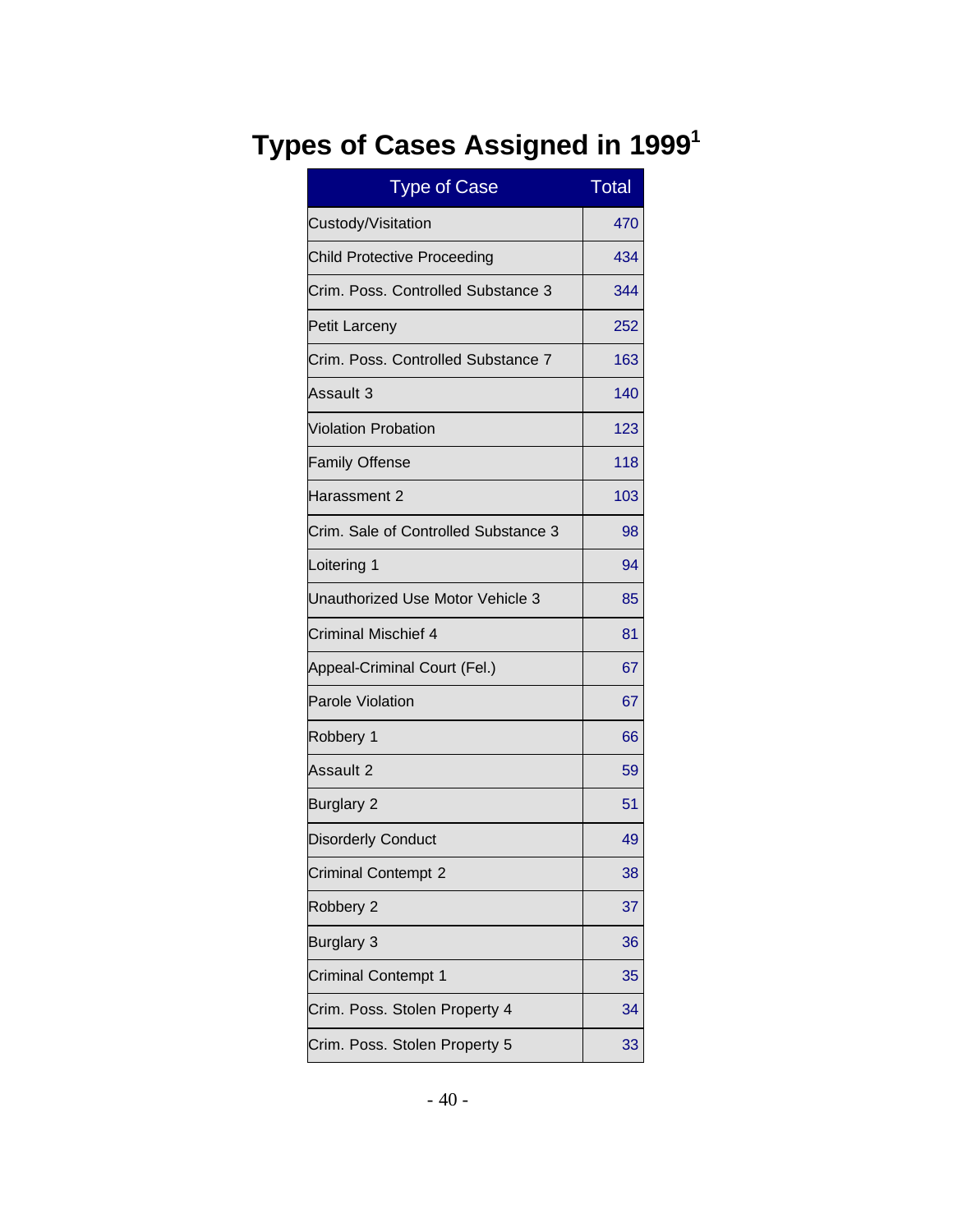# Types of Cases Assigned in 1999[1]

| Type of Case | Total |
|---|---|
| Custody/Visitation | 470 |
| Child Protective Proceeding | 434 |
| Crim. Poss. Controlled Substance 3 | 344 |
| Petit Larceny | 252 |
| Crim. Poss. Controlled Substance 7 | 163 |
| Assault 3 | 140 |
| Violation Probation | 123 |
| Family Offense | 118 |
| Harassment 2 | 103 |
| Crim. Sale of Controlled Substance 3 | 98 |
| Loitering 1 | 94 |
| Unauthorized Use Motor Vehicle 3 | 85 |
| Criminal Mischief 4 | 81 |
| Appeal-Criminal Court (Fel.) | 67 |
| Parole Violation | 67 |
| Robbery 1 | 66 |
| Assault 2 | 59 |
| Burglary 2 | 51 |
| Disorderly Conduct | 49 |
| Criminal Contempt 2 | 38 |
| Robbery 2 | 37 |
| Burglary 3 | 36 |
| Criminal Contempt 1 | 35 |
| Crim. Poss. Stolen Property 4 | 34 |
| Crim. Poss. Stolen Property 5 | 33 |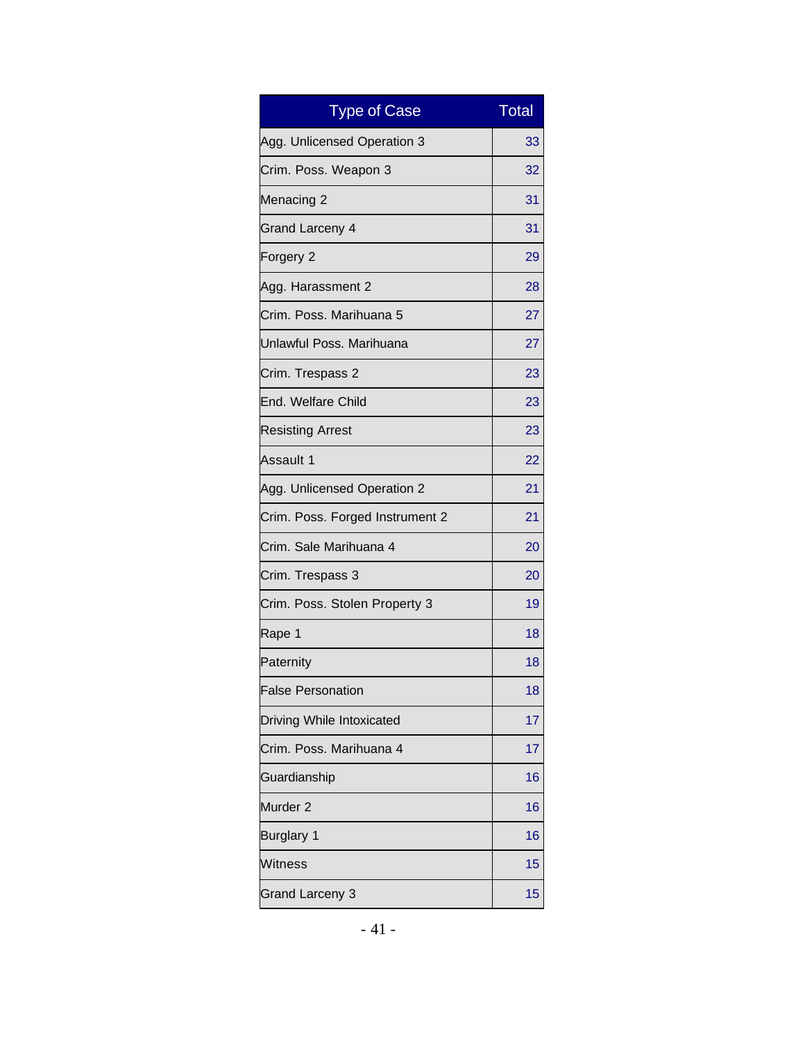| Type of Case | Total |
| --- | --- |
| Agg. Unlicensed Operation 3 | 33 |
| Crim. Poss. Weapon 3 | 32 |
| Menacing 2 | 31 |
| Grand Larceny 4 | 31 |
| Forgery 2 | 29 |
| Agg. Harassment 2 | 28 |
| Crim. Poss. Marihuana 5 | 27 |
| Unlawful Poss. Marihuana | 27 |
| Crim. Trespass 2 | 23 |
| End. Welfare Child | 23 |
| Resisting Arrest | 23 |
| Assault 1 | 22 |
| Agg. Unlicensed Operation 2 | 21 |
| Crim. Poss. Forged Instrument 2 | 21 |
| Crim. Sale Marihuana 4 | 20 |
| Crim. Trespass 3 | 20 |
| Crim. Poss. Stolen Property 3 | 19 |
| Rape 1 | 18 |
| Paternity | 18 |
| False Personation | 18 |
| Driving While Intoxicated | 17 |
| Crim. Poss. Marihuana 4 | 17 |
| Guardianship | 16 |
| Murder 2 | 16 |
| Burglary 1 | 16 |
| Witness | 15 |
| Grand Larceny 3 | 15 |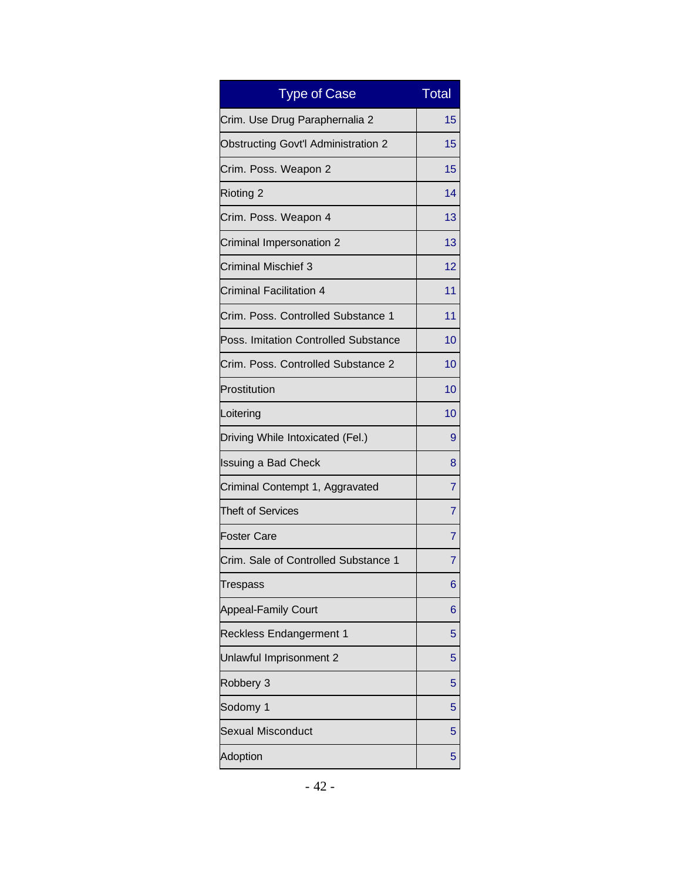| Type of Case | Total |
|---|---|
| Crim. Use Drug Paraphernalia 2 | 15 |
| Obstructing Govt'l Administration 2 | 15 |
| Crim. Poss. Weapon 2 | 15 |
| Rioting 2 | 14 |
| Crim. Poss. Weapon 4 | 13 |
| Criminal Impersonation 2 | 13 |
| Criminal Mischief 3 | 12 |
| Criminal Facilitation 4 | 11 |
| Crim. Poss. Controlled Substance 1 | 11 |
| Poss. Imitation Controlled Substance | 10 |
| Crim. Poss. Controlled Substance 2 | 10 |
| Prostitution | 10 |
| Loitering | 10 |
| Driving While Intoxicated (Fel.) | 9 |
| Issuing a Bad Check | 8 |
| Criminal Contempt 1, Aggravated | 7 |
| Theft of Services | 7 |
| Foster Care | 7 |
| Crim. Sale of Controlled Substance 1 | 7 |
| Trespass | 6 |
| Appeal-Family Court | 6 |
| Reckless Endangerment 1 | 5 |
| Unlawful Imprisonment 2 | 5 |
| Robbery 3 | 5 |
| Sodomy 1 | 5 |
| Sexual Misconduct | 5 |
| Adoption | 5 |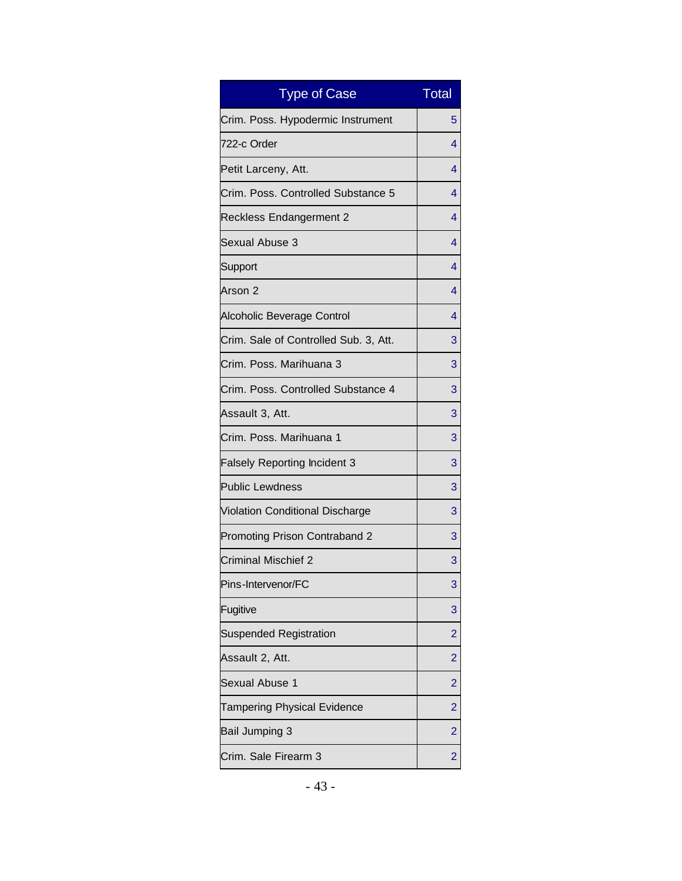| Type of Case | Total |
|---|---|
| Crim. Poss. Hypodermic Instrument | 5 |
| 722-c Order | 4 |
| Petit Larceny, Att. | 4 |
| Crim. Poss. Controlled Substance 5 | 4 |
| Reckless Endangerment 2 | 4 |
| Sexual Abuse 3 | 4 |
| Support | 4 |
| Arson 2 | 4 |
| Alcoholic Beverage Control | 4 |
| Crim. Sale of Controlled Sub. 3, Att. | 3 |
| Crim. Poss. Marihuana 3 | 3 |
| Crim. Poss. Controlled Substance 4 | 3 |
| Assault 3, Att. | 3 |
| Crim. Poss. Marihuana 1 | 3 |
| Falsely Reporting Incident 3 | 3 |
| Public Lewdness | 3 |
| Violation Conditional Discharge | 3 |
| Promoting Prison Contraband 2 | 3 |
| Criminal Mischief 2 | 3 |
| Pins-Intervenor/FC | 3 |
| Fugitive | 3 |
| Suspended Registration | 2 |
| Assault 2, Att. | 2 |
| Sexual Abuse 1 | 2 |
| Tampering Physical Evidence | 2 |
| Bail Jumping 3 | 2 |
| Crim. Sale Firearm 3 | 2 |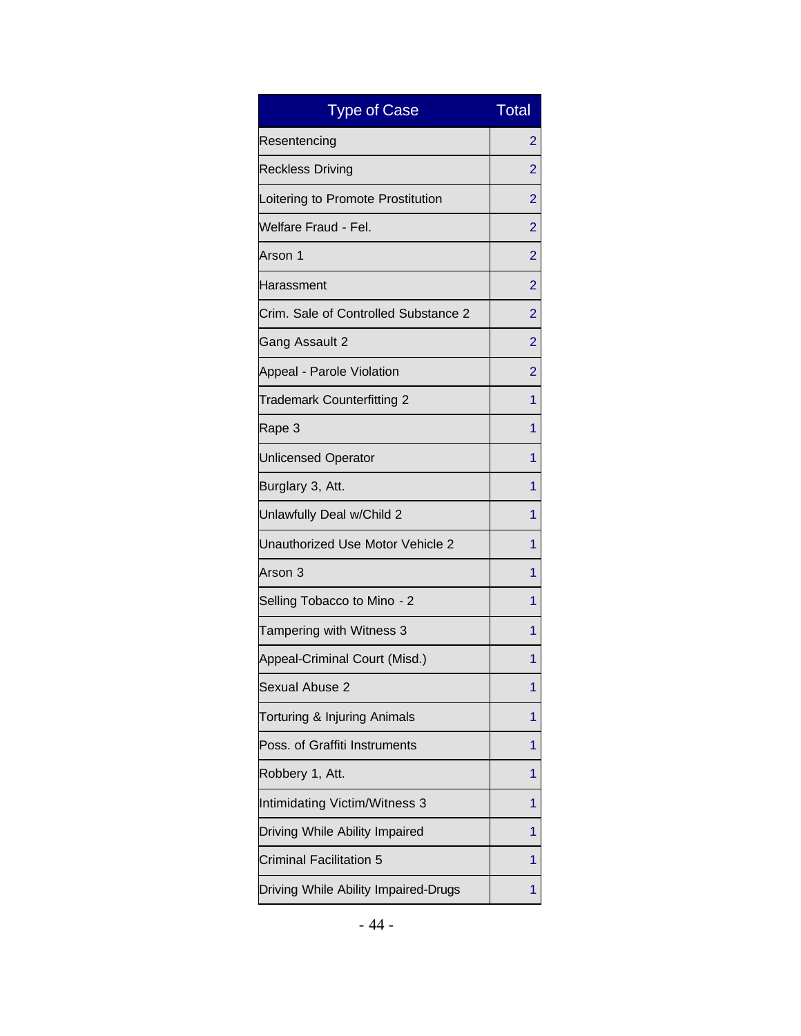| Type of Case | Total |
|---|---|
| Resentencing | 2 |
| Reckless Driving | 2 |
| Loitering to Promote Prostitution | 2 |
| Welfare Fraud - Fel. | 2 |
| Arson 1 | 2 |
| Harassment | 2 |
| Crim. Sale of Controlled Substance 2 | 2 |
| Gang Assault 2 | 2 |
| Appeal - Parole Violation | 2 |
| Trademark Counterfitting 2 | 1 |
| Rape 3 | 1 |
| Unlicensed Operator | 1 |
| Burglary 3, Att. | 1 |
| Unlawfully Deal w/Child 2 | 1 |
| Unauthorized Use Motor Vehicle 2 | 1 |
| Arson 3 | 1 |
| Selling Tobacco to Mino - 2 | 1 |
| Tampering with Witness 3 | 1 |
| Appeal-Criminal Court (Misd.) | 1 |
| Sexual Abuse 2 | 1 |
| Torturing & Injuring Animals | 1 |
| Poss. of Graffiti Instruments | 1 |
| Robbery 1, Att. | 1 |
| Intimidating Victim/Witness 3 | 1 |
| Driving While Ability Impaired | 1 |
| Criminal Facilitation 5 | 1 |
| Driving While Ability Impaired-Drugs | 1 |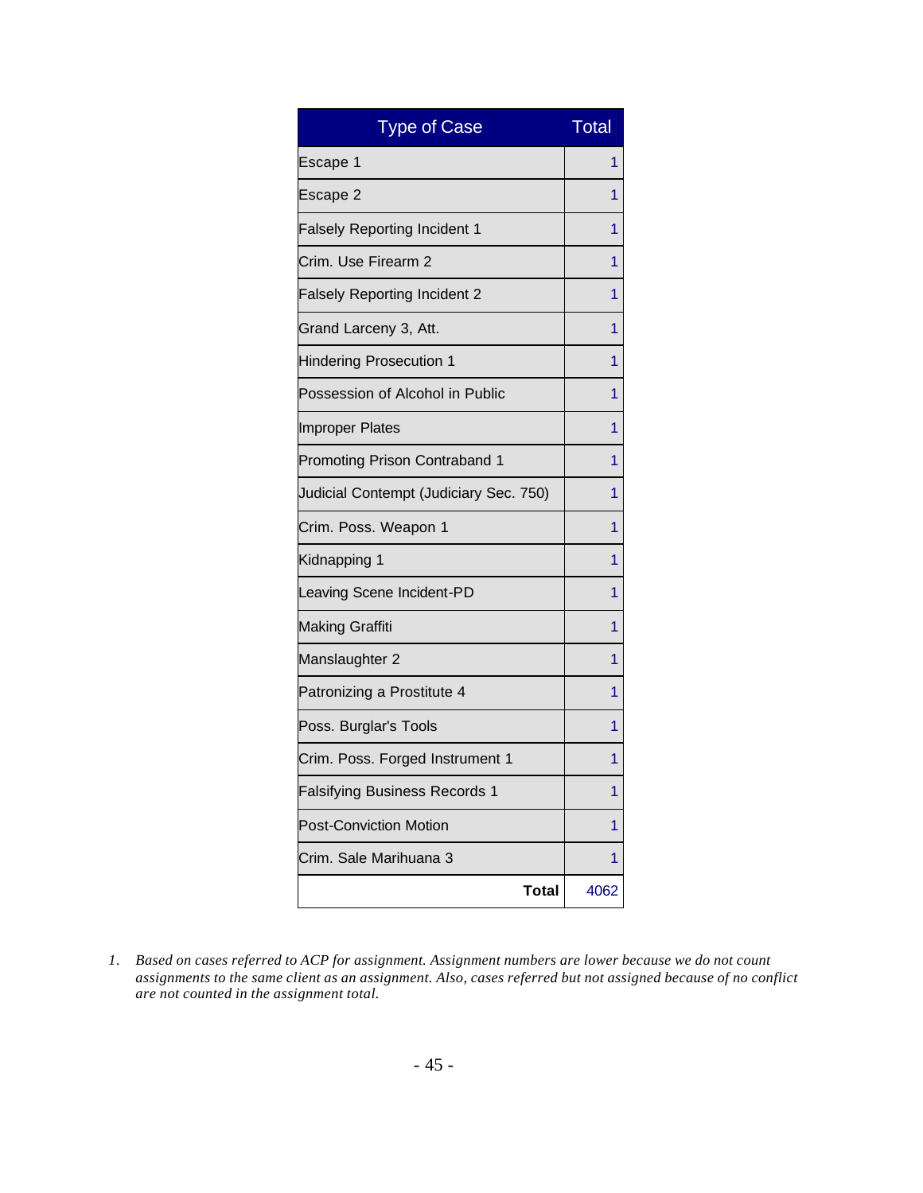| Type of Case | Total |
| --- | --- |
| Escape 1 | 1 |
| Escape 2 | 1 |
| Falsely Reporting Incident 1 | 1 |
| Crim. Use Firearm 2 | 1 |
| Falsely Reporting Incident 2 | 1 |
| Grand Larceny 3, Att. | 1 |
| Hindering Prosecution 1 | 1 |
| Possession of Alcohol in Public | 1 |
| Improper Plates | 1 |
| Promoting Prison Contraband 1 | 1 |
| Judicial Contempt (Judiciary Sec. 750) | 1 |
| Crim. Poss. Weapon 1 | 1 |
| Kidnapping 1 | 1 |
| Leaving Scene Incident-PD | 1 |
| Making Graffiti | 1 |
| Manslaughter 2 | 1 |
| Patronizing a Prostitute 4 | 1 |
| Poss. Burglar's Tools | 1 |
| Crim. Poss. Forged Instrument 1 | 1 |
| Falsifying Business Records 1 | 1 |
| Post-Conviction Motion | 1 |
| Crim. Sale Marihuana 3 | 1 |
| **Total** | 4062 |

1. *Based on cases referred to ACP for assignment. Assignment numbers are lower because we do not count assignments to the same client as an assignment. Also, cases referred but not assigned because of no conflict are not counted in the assignment total.*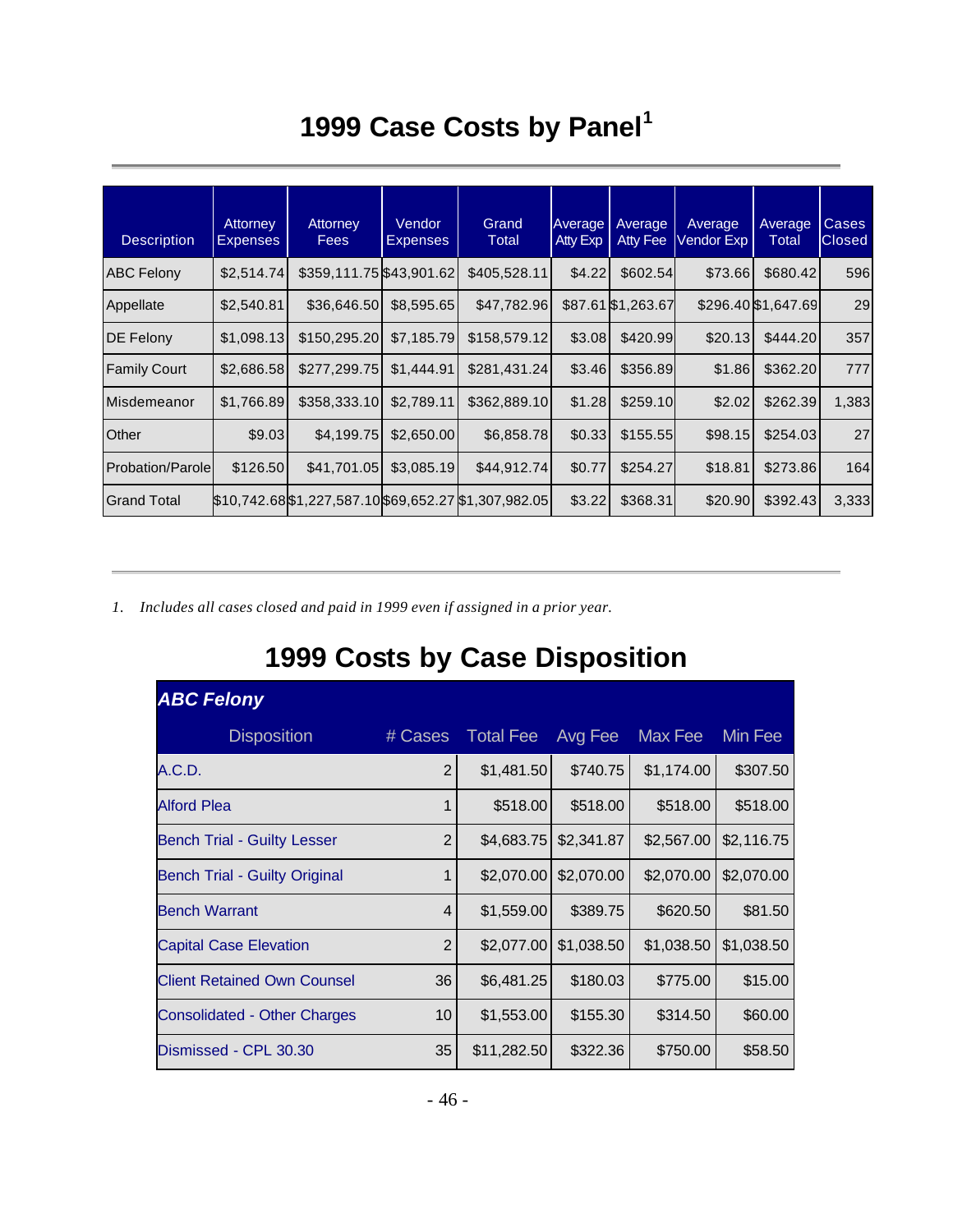# 1999 Case Costs by Panel[1]

| Description | Attorney Expenses | Attorney Fees | Vendor Expenses | Grand Total | Average Atty Exp | Average Atty Fee | Average Vendor Exp | Average Total | Cases Closed |
|---|---|---|---|---|---|---|---|---|---|
| ABC Felony | $2,514.74 | $359,111.75 | $43,901.62 | $405,528.11 | $4.22 | $602.54 | $73.66 | $680.42 | 596 |
| Appellate | $2,540.81 | $36,646.50 | $8,595.65 | $47,782.96 | $87.61 | $1,263.67 | $296.40 | $1,647.69 | 29 |
| DE Felony | $1,098.13 | $150,295.20 | $7,185.79 | $158,579.12 | $3.08 | $420.99 | $20.13 | $444.20 | 357 |
| Family Court | $2,686.58 | $277,299.75 | $1,444.91 | $281,431.24 | $3.46 | $356.89 | $1.86 | $362.20 | 777 |
| Misdemeanor | $1,766.89 | $358,333.10 | $2,789.11 | $362,889.10 | $1.28 | $259.10 | $2.02 | $262.39 | 1,383 |
| Other | $9.03 | $4,199.75 | $2,650.00 | $6,858.78 | $0.33 | $155.55 | $98.15 | $254.03 | 27 |
| Probation/Parole | $126.50 | $41,701.05 | $3,085.19 | $44,912.74 | $0.77 | $254.27 | $18.81 | $273.86 | 164 |
| Grand Total | $10,742.68 | $1,227,587.10 | $69,652.27 | $1,307,982.05 | $3.22 | $368.31 | $20.90 | $392.43 | 3,333 |

1. *Includes all cases closed and paid in 1999 even if assigned in a prior year.*

# 1999 Costs by Case Disposition

| ***ABC Felony*** | | | | | |
|---|---|---|---|---|---|
| Disposition | # Cases | Total Fee | Avg Fee | Max Fee | Min Fee |
| A.C.D. | 2 | $1,481.50 | $740.75 | $1,174.00 | $307.50 |
| Alford Plea | 1 | $518.00 | $518.00 | $518.00 | $518.00 |
| Bench Trial - Guilty Lesser | 2 | $4,683.75 | $2,341.87 | $2,567.00 | $2,116.75 |
| Bench Trial - Guilty Original | 1 | $2,070.00 | $2,070.00 | $2,070.00 | $2,070.00 |
| Bench Warrant | 4 | $1,559.00 | $389.75 | $620.50 | $81.50 |
| Capital Case Elevation | 2 | $2,077.00 | $1,038.50 | $1,038.50 | $1,038.50 |
| Client Retained Own Counsel | 36 | $6,481.25 | $180.03 | $775.00 | $15.00 |
| Consolidated - Other Charges | 10 | $1,553.00 | $155.30 | $314.50 | $60.00 |
| Dismissed - CPL 30.30 | 35 | $11,282.50 | $322.36 | $750.00 | $58.50 |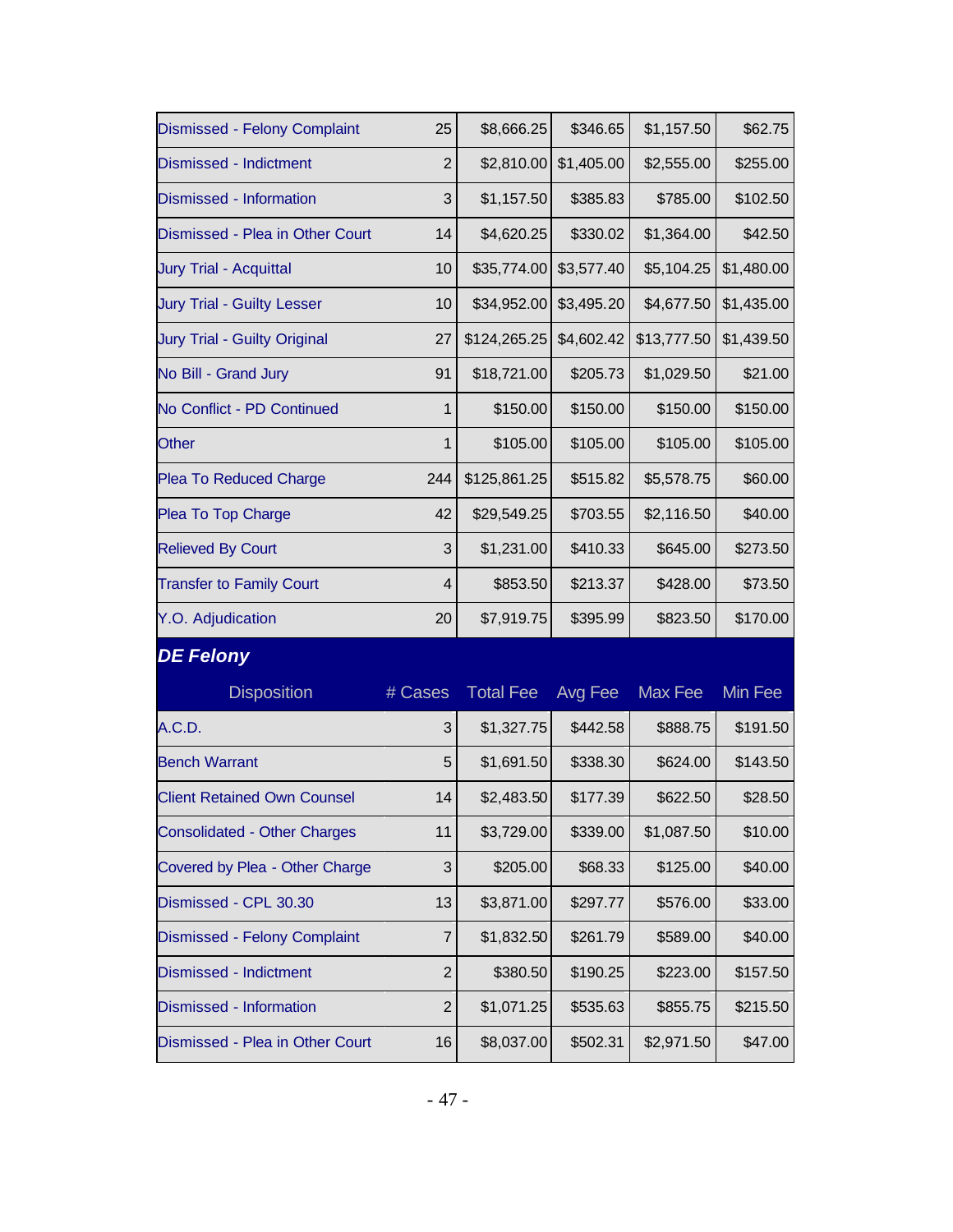| Disposition | # Cases | Total Fee | Avg Fee | Max Fee | Min Fee |
|---|---|---|---|---|---|
| Dismissed - Felony Complaint | 25 | $8,666.25 | $346.65 | $1,157.50 | $62.75 |
| Dismissed - Indictment | 2 | $2,810.00 | $1,405.00 | $2,555.00 | $255.00 |
| Dismissed - Information | 3 | $1,157.50 | $385.83 | $785.00 | $102.50 |
| Dismissed - Plea in Other Court | 14 | $4,620.25 | $330.02 | $1,364.00 | $42.50 |
| Jury Trial - Acquittal | 10 | $35,774.00 | $3,577.40 | $5,104.25 | $1,480.00 |
| Jury Trial - Guilty Lesser | 10 | $34,952.00 | $3,495.20 | $4,677.50 | $1,435.00 |
| Jury Trial - Guilty Original | 27 | $124,265.25 | $4,602.42 | $13,777.50 | $1,439.50 |
| No Bill - Grand Jury | 91 | $18,721.00 | $205.73 | $1,029.50 | $21.00 |
| No Conflict - PD Continued | 1 | $150.00 | $150.00 | $150.00 | $150.00 |
| Other | 1 | $105.00 | $105.00 | $105.00 | $105.00 |
| Plea To Reduced Charge | 244 | $125,861.25 | $515.82 | $5,578.75 | $60.00 |
| Plea To Top Charge | 42 | $29,549.25 | $703.55 | $2,116.50 | $40.00 |
| Relieved By Court | 3 | $1,231.00 | $410.33 | $645.00 | $273.50 |
| Transfer to Family Court | 4 | $853.50 | $213.37 | $428.00 | $73.50 |
| Y.O. Adjudication | 20 | $7,919.75 | $395.99 | $823.50 | $170.00 |

## DE Felony

| Disposition | # Cases | Total Fee | Avg Fee | Max Fee | Min Fee |
|---|---|---|---|---|---|
| A.C.D. | 3 | $1,327.75 | $442.58 | $888.75 | $191.50 |
| Bench Warrant | 5 | $1,691.50 | $338.30 | $624.00 | $143.50 |
| Client Retained Own Counsel | 14 | $2,483.50 | $177.39 | $622.50 | $28.50 |
| Consolidated - Other Charges | 11 | $3,729.00 | $339.00 | $1,087.50 | $10.00 |
| Covered by Plea - Other Charge | 3 | $205.00 | $68.33 | $125.00 | $40.00 |
| Dismissed - CPL 30.30 | 13 | $3,871.00 | $297.77 | $576.00 | $33.00 |
| Dismissed - Felony Complaint | 7 | $1,832.50 | $261.79 | $589.00 | $40.00 |
| Dismissed - Indictment | 2 | $380.50 | $190.25 | $223.00 | $157.50 |
| Dismissed - Information | 2 | $1,071.25 | $535.63 | $855.75 | $215.50 |
| Dismissed - Plea in Other Court | 16 | $8,037.00 | $502.31 | $2,971.50 | $47.00 |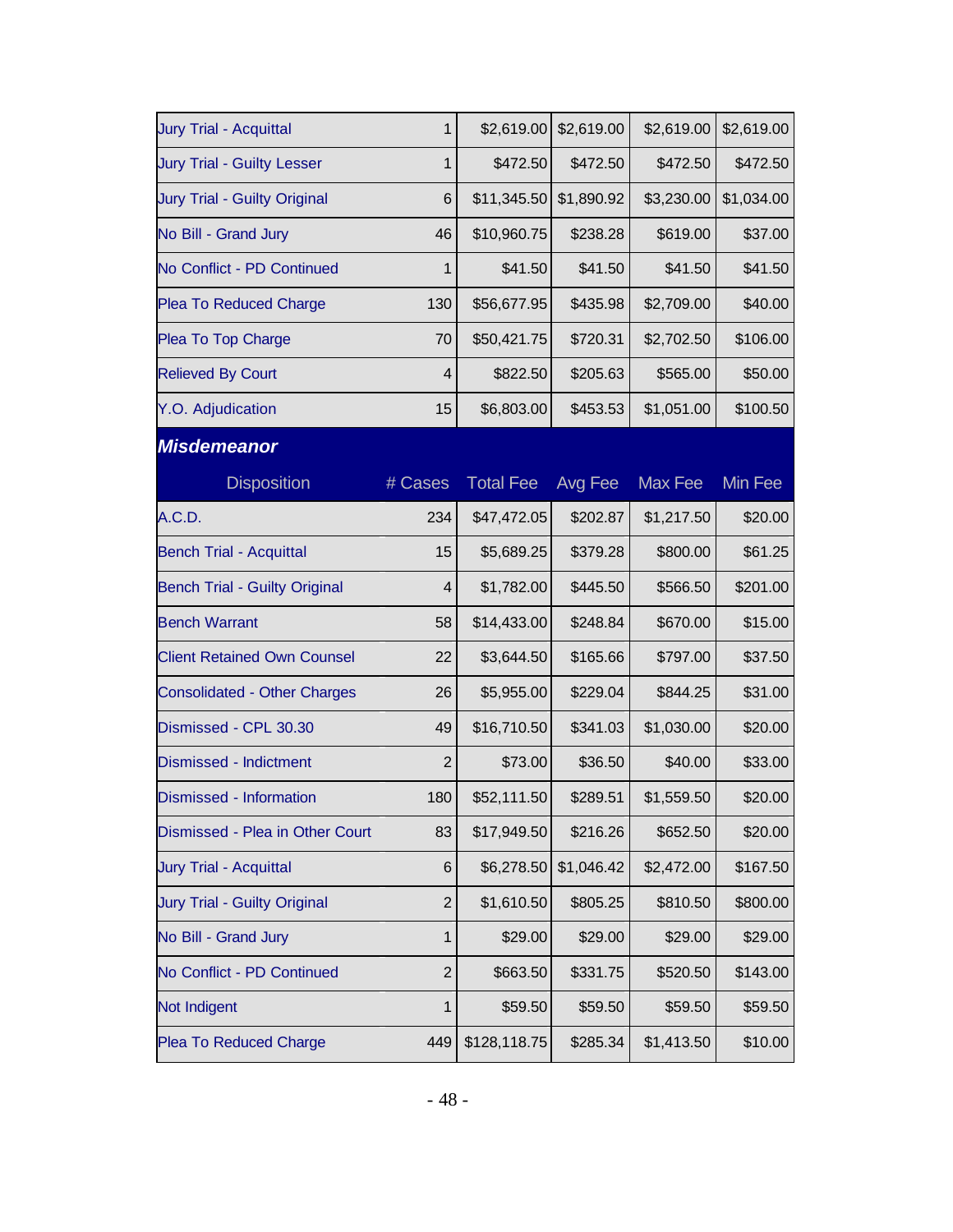| | | | | | |
|---|---|---|---|---|---|
| Jury Trial - Acquittal | 1 | $2,619.00 | $2,619.00 | $2,619.00 | $2,619.00 |
| Jury Trial - Guilty Lesser | 1 | $472.50 | $472.50 | $472.50 | $472.50 |
| Jury Trial - Guilty Original | 6 | $11,345.50 | $1,890.92 | $3,230.00 | $1,034.00 |
| No Bill - Grand Jury | 46 | $10,960.75 | $238.28 | $619.00 | $37.00 |
| No Conflict - PD Continued | 1 | $41.50 | $41.50 | $41.50 | $41.50 |
| Plea To Reduced Charge | 130 | $56,677.95 | $435.98 | $2,709.00 | $40.00 |
| Plea To Top Charge | 70 | $50,421.75 | $720.31 | $2,702.50 | $106.00 |
| Relieved By Court | 4 | $822.50 | $205.63 | $565.00 | $50.00 |
| Y.O. Adjudication | 15 | $6,803.00 | $453.53 | $1,051.00 | $100.50 |

***Misdemeanor***

| Disposition | # Cases | Total Fee | Avg Fee | Max Fee | Min Fee |
|---|---|---|---|---|---|
| A.C.D. | 234 | $47,472.05 | $202.87 | $1,217.50 | $20.00 |
| Bench Trial - Acquittal | 15 | $5,689.25 | $379.28 | $800.00 | $61.25 |
| Bench Trial - Guilty Original | 4 | $1,782.00 | $445.50 | $566.50 | $201.00 |
| Bench Warrant | 58 | $14,433.00 | $248.84 | $670.00 | $15.00 |
| Client Retained Own Counsel | 22 | $3,644.50 | $165.66 | $797.00 | $37.50 |
| Consolidated - Other Charges | 26 | $5,955.00 | $229.04 | $844.25 | $31.00 |
| Dismissed - CPL 30.30 | 49 | $16,710.50 | $341.03 | $1,030.00 | $20.00 |
| Dismissed - Indictment | 2 | $73.00 | $36.50 | $40.00 | $33.00 |
| Dismissed - Information | 180 | $52,111.50 | $289.51 | $1,559.50 | $20.00 |
| Dismissed - Plea in Other Court | 83 | $17,949.50 | $216.26 | $652.50 | $20.00 |
| Jury Trial - Acquittal | 6 | $6,278.50 | $1,046.42 | $2,472.00 | $167.50 |
| Jury Trial - Guilty Original | 2 | $1,610.50 | $805.25 | $810.50 | $800.00 |
| No Bill - Grand Jury | 1 | $29.00 | $29.00 | $29.00 | $29.00 |
| No Conflict - PD Continued | 2 | $663.50 | $331.75 | $520.50 | $143.00 |
| Not Indigent | 1 | $59.50 | $59.50 | $59.50 | $59.50 |
| Plea To Reduced Charge | 449 | $128,118.75 | $285.34 | $1,413.50 | $10.00 |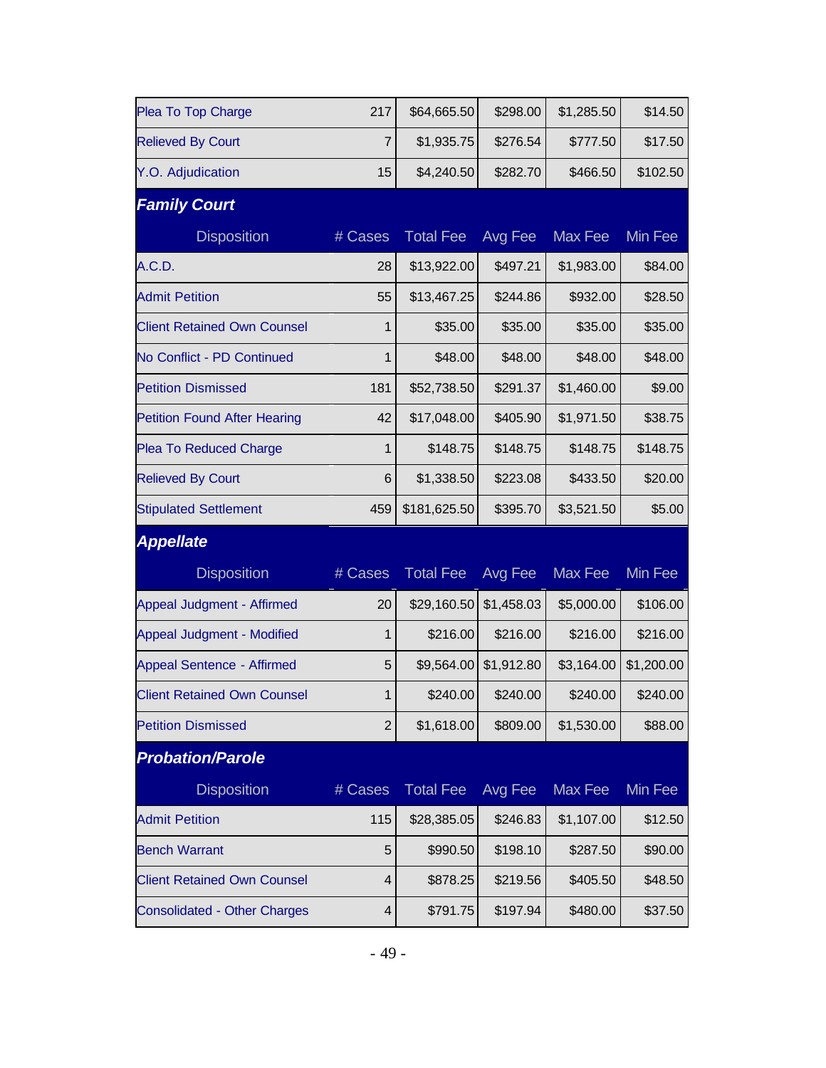| Disposition | # Cases | Total Fee | Avg Fee | Max Fee | Min Fee |
|---|---|---|---|---|---|
| Plea To Top Charge | 217 | $64,665.50 | $298.00 | $1,285.50 | $14.50 |
| Relieved By Court | 7 | $1,935.75 | $276.54 | $777.50 | $17.50 |
| Y.O. Adjudication | 15 | $4,240.50 | $282.70 | $466.50 | $102.50 |

## Family Court

| Disposition | # Cases | Total Fee | Avg Fee | Max Fee | Min Fee |
|---|---|---|---|---|---|
| A.C.D. | 28 | $13,922.00 | $497.21 | $1,983.00 | $84.00 |
| Admit Petition | 55 | $13,467.25 | $244.86 | $932.00 | $28.50 |
| Client Retained Own Counsel | 1 | $35.00 | $35.00 | $35.00 | $35.00 |
| No Conflict - PD Continued | 1 | $48.00 | $48.00 | $48.00 | $48.00 |
| Petition Dismissed | 181 | $52,738.50 | $291.37 | $1,460.00 | $9.00 |
| Petition Found After Hearing | 42 | $17,048.00 | $405.90 | $1,971.50 | $38.75 |
| Plea To Reduced Charge | 1 | $148.75 | $148.75 | $148.75 | $148.75 |
| Relieved By Court | 6 | $1,338.50 | $223.08 | $433.50 | $20.00 |
| Stipulated Settlement | 459 | $181,625.50 | $395.70 | $3,521.50 | $5.00 |

## Appellate

| Disposition | # Cases | Total Fee | Avg Fee | Max Fee | Min Fee |
|---|---|---|---|---|---|
| Appeal Judgment - Affirmed | 20 | $29,160.50 | $1,458.03 | $5,000.00 | $106.00 |
| Appeal Judgment - Modified | 1 | $216.00 | $216.00 | $216.00 | $216.00 |
| Appeal Sentence - Affirmed | 5 | $9,564.00 | $1,912.80 | $3,164.00 | $1,200.00 |
| Client Retained Own Counsel | 1 | $240.00 | $240.00 | $240.00 | $240.00 |
| Petition Dismissed | 2 | $1,618.00 | $809.00 | $1,530.00 | $88.00 |

## Probation/Parole

| Disposition | # Cases | Total Fee | Avg Fee | Max Fee | Min Fee |
|---|---|---|---|---|---|
| Admit Petition | 115 | $28,385.05 | $246.83 | $1,107.00 | $12.50 |
| Bench Warrant | 5 | $990.50 | $198.10 | $287.50 | $90.00 |
| Client Retained Own Counsel | 4 | $878.25 | $219.56 | $405.50 | $48.50 |
| Consolidated - Other Charges | 4 | $791.75 | $197.94 | $480.00 | $37.50 |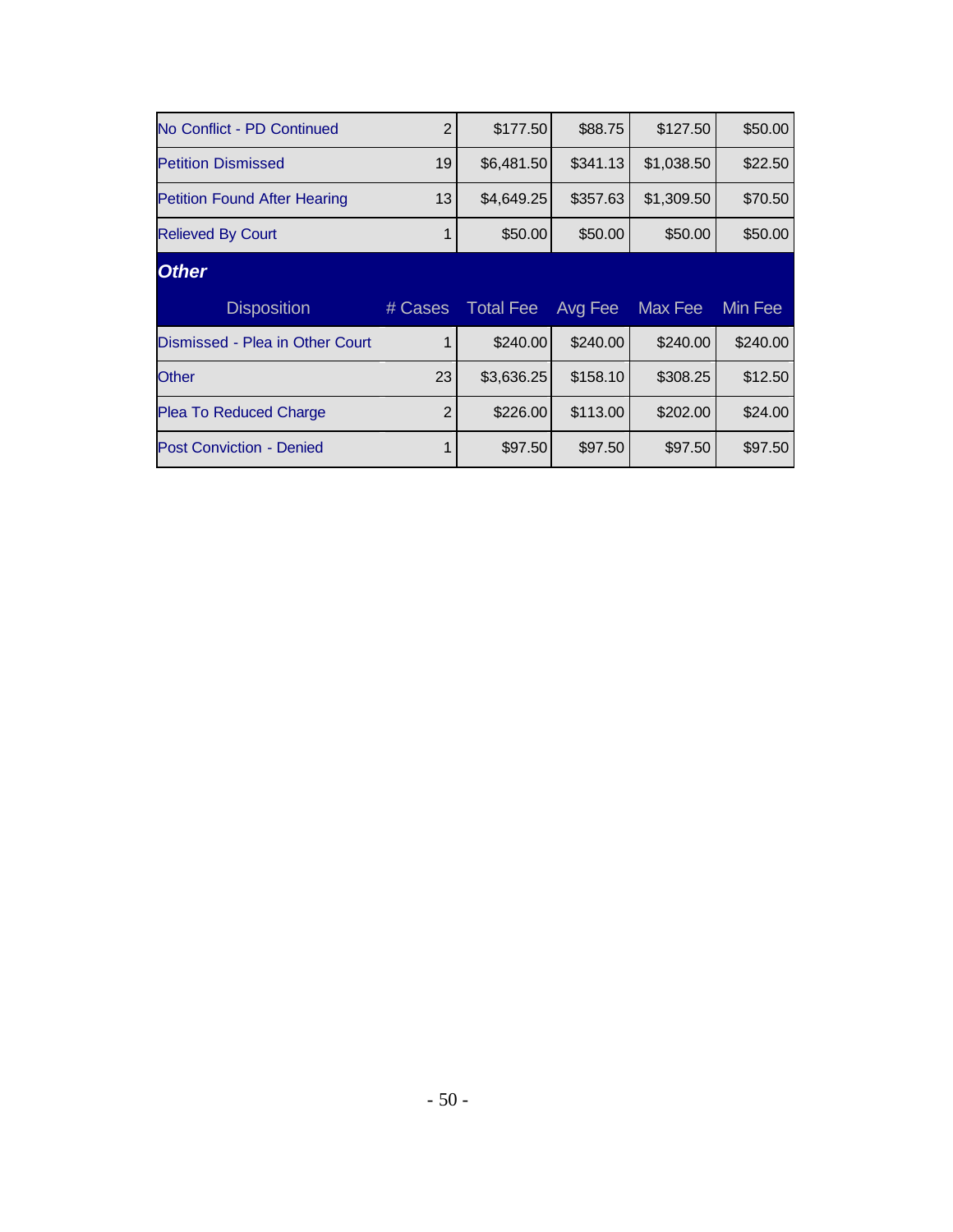| | | | | | |
|---|---|---|---|---|---|
| No Conflict - PD Continued | 2 | $177.50 | $88.75 | $127.50 | $50.00 |
| Petition Dismissed | 19 | $6,481.50 | $341.13 | $1,038.50 | $22.50 |
| Petition Found After Hearing | 13 | $4,649.25 | $357.63 | $1,309.50 | $70.50 |
| Relieved By Court | 1 | $50.00 | $50.00 | $50.00 | $50.00 |

### *Other*

| Disposition | # Cases | Total Fee | Avg Fee | Max Fee | Min Fee |
|---|---|---|---|---|---|
| Dismissed - Plea in Other Court | 1 | $240.00 | $240.00 | $240.00 | $240.00 |
| Other | 23 | $3,636.25 | $158.10 | $308.25 | $12.50 |
| Plea To Reduced Charge | 2 | $226.00 | $113.00 | $202.00 | $24.00 |
| Post Conviction - Denied | 1 | $97.50 | $97.50 | $97.50 | $97.50 |